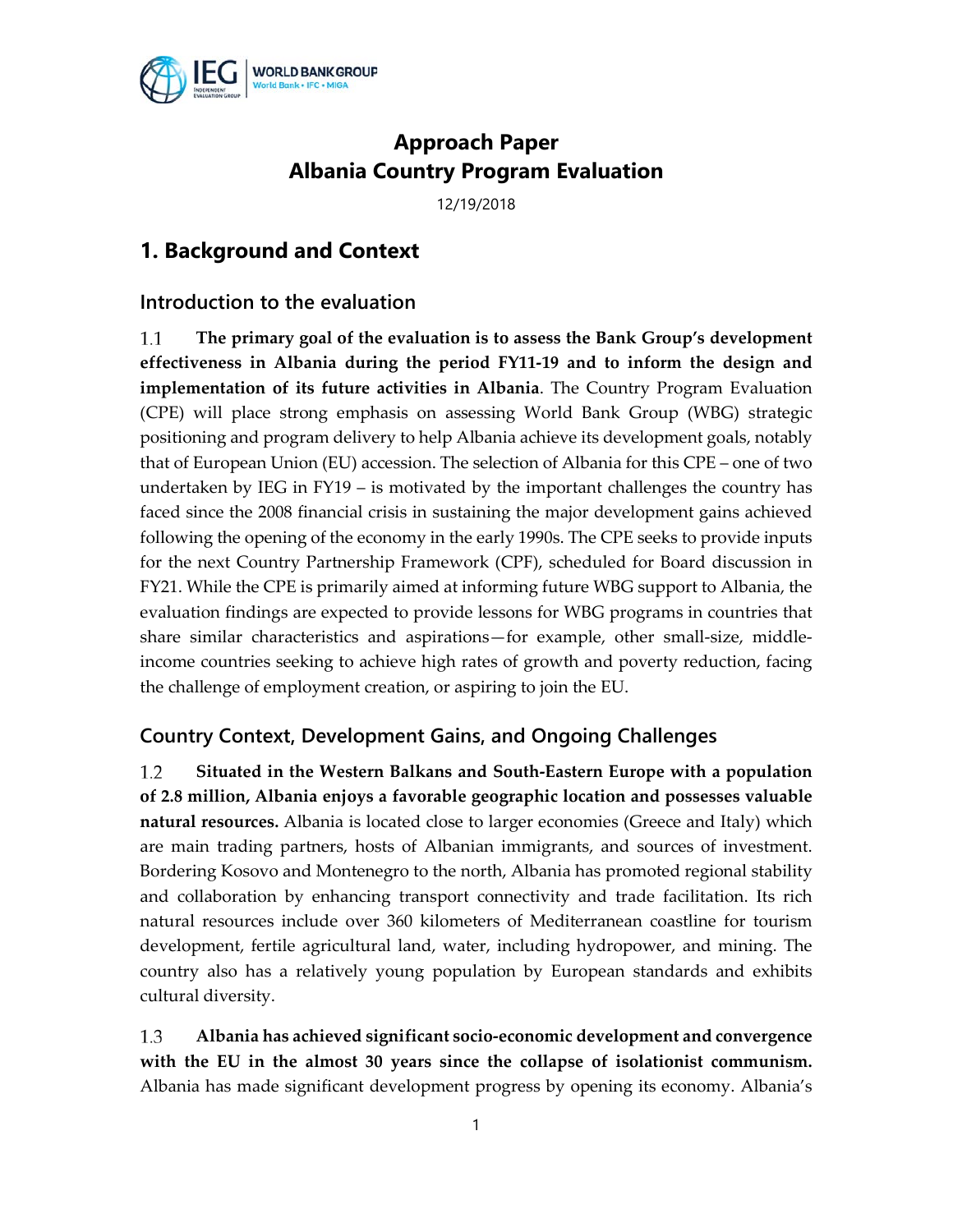# Approach Paper
# Albania Country Program Evaluation

12/19/2018

## 1. Background and Context

### Introduction to the evaluation

1.1 **The primary goal of the evaluation is to assess the Bank Group's development effectiveness in Albania during the period FY11-19 and to inform the design and implementation of its future activities in Albania**. The Country Program Evaluation (CPE) will place strong emphasis on assessing World Bank Group (WBG) strategic positioning and program delivery to help Albania achieve its development goals, notably that of European Union (EU) accession. The selection of Albania for this CPE – one of two undertaken by IEG in FY19 – is motivated by the important challenges the country has faced since the 2008 financial crisis in sustaining the major development gains achieved following the opening of the economy in the early 1990s. The CPE seeks to provide inputs for the next Country Partnership Framework (CPF), scheduled for Board discussion in FY21. While the CPE is primarily aimed at informing future WBG support to Albania, the evaluation findings are expected to provide lessons for WBG programs in countries that share similar characteristics and aspirations—for example, other small-size, middle-income countries seeking to achieve high rates of growth and poverty reduction, facing the challenge of employment creation, or aspiring to join the EU.

### Country Context, Development Gains, and Ongoing Challenges

1.2 **Situated in the Western Balkans and South-Eastern Europe with a population of 2.8 million, Albania enjoys a favorable geographic location and possesses valuable natural resources.** Albania is located close to larger economies (Greece and Italy) which are main trading partners, hosts of Albanian immigrants, and sources of investment. Bordering Kosovo and Montenegro to the north, Albania has promoted regional stability and collaboration by enhancing transport connectivity and trade facilitation. Its rich natural resources include over 360 kilometers of Mediterranean coastline for tourism development, fertile agricultural land, water, including hydropower, and mining. The country also has a relatively young population by European standards and exhibits cultural diversity.

1.3 **Albania has achieved significant socio-economic development and convergence with the EU in the almost 30 years since the collapse of isolationist communism.** Albania has made significant development progress by opening its economy. Albania's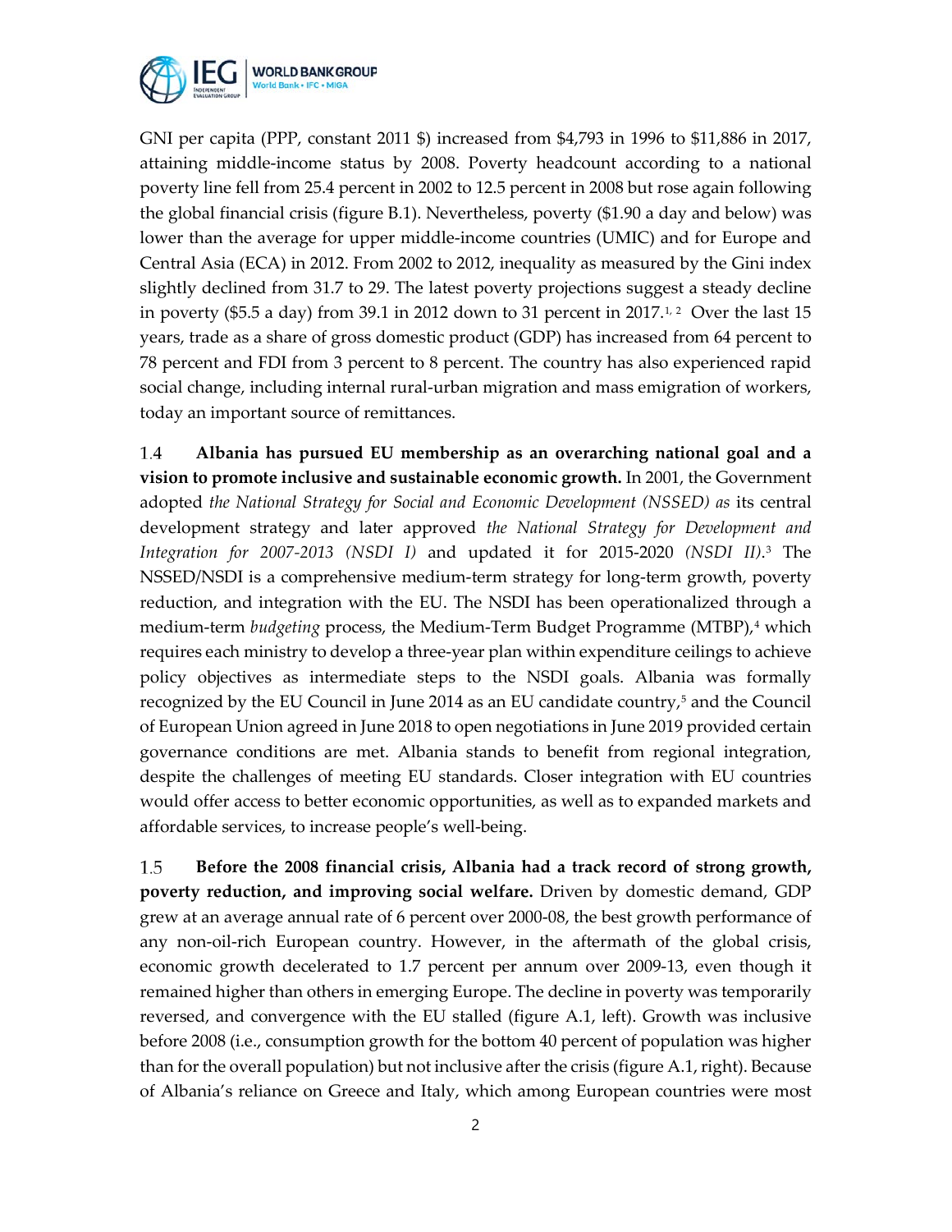GNI per capita (PPP, constant 2011 $) increased from $4,793 in 1996 to $11,886 in 2017, attaining middle-income status by 2008. Poverty headcount according to a national poverty line fell from 25.4 percent in 2002 to 12.5 percent in 2008 but rose again following the global financial crisis (figure B.1). Nevertheless, poverty ($1.90 a day and below) was lower than the average for upper middle-income countries (UMIC) and for Europe and Central Asia (ECA) in 2012. From 2002 to 2012, inequality as measured by the Gini index slightly declined from 31.7 to 29. The latest poverty projections suggest a steady decline in poverty ($5.5 a day) from 39.1 in 2012 down to 31 percent in 2017.[1, 2] Over the last 15 years, trade as a share of gross domestic product (GDP) has increased from 64 percent to 78 percent and FDI from 3 percent to 8 percent. The country has also experienced rapid social change, including internal rural-urban migration and mass emigration of workers, today an important source of remittances.

1.4 **Albania has pursued EU membership as an overarching national goal and a vision to promote inclusive and sustainable economic growth.** In 2001, the Government adopted *the National Strategy for Social and Economic Development (NSSED) as* its central development strategy and later approved *the National Strategy for Development and Integration for 2007-2013 (NSDI I)* and updated it for 2015-2020 *(NSDI II)*.[3] The NSSED/NSDI is a comprehensive medium-term strategy for long-term growth, poverty reduction, and integration with the EU. The NSDI has been operationalized through a medium-term *budgeting* process, the Medium-Term Budget Programme (MTBP),[4] which requires each ministry to develop a three-year plan within expenditure ceilings to achieve policy objectives as intermediate steps to the NSDI goals. Albania was formally recognized by the EU Council in June 2014 as an EU candidate country,[5] and the Council of European Union agreed in June 2018 to open negotiations in June 2019 provided certain governance conditions are met. Albania stands to benefit from regional integration, despite the challenges of meeting EU standards. Closer integration with EU countries would offer access to better economic opportunities, as well as to expanded markets and affordable services, to increase people's well-being.

1.5 **Before the 2008 financial crisis, Albania had a track record of strong growth, poverty reduction, and improving social welfare.** Driven by domestic demand, GDP grew at an average annual rate of 6 percent over 2000-08, the best growth performance of any non-oil-rich European country. However, in the aftermath of the global crisis, economic growth decelerated to 1.7 percent per annum over 2009-13, even though it remained higher than others in emerging Europe. The decline in poverty was temporarily reversed, and convergence with the EU stalled (figure A.1, left). Growth was inclusive before 2008 (i.e., consumption growth for the bottom 40 percent of population was higher than for the overall population) but not inclusive after the crisis (figure A.1, right). Because of Albania's reliance on Greece and Italy, which among European countries were most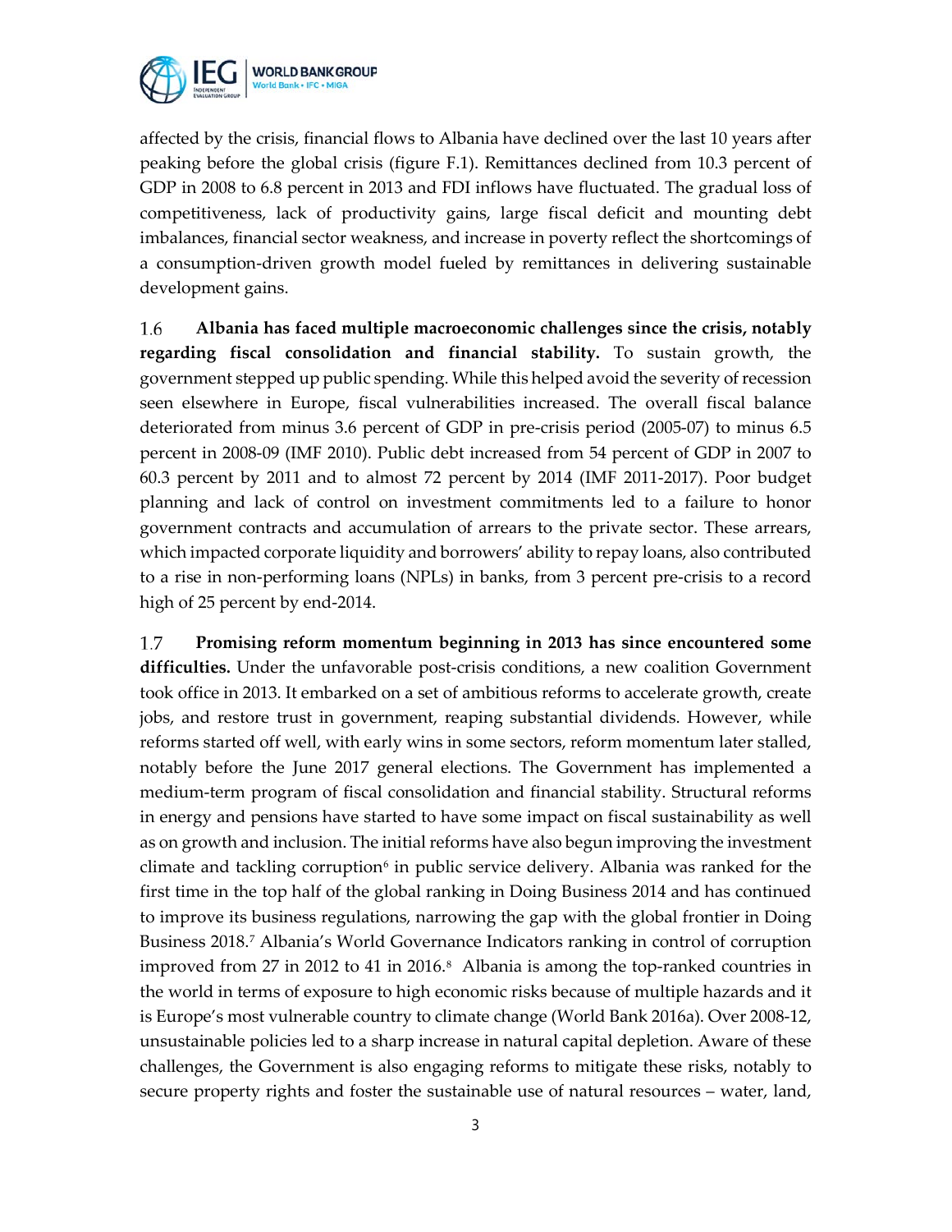affected by the crisis, financial flows to Albania have declined over the last 10 years after peaking before the global crisis (figure F.1). Remittances declined from 10.3 percent of GDP in 2008 to 6.8 percent in 2013 and FDI inflows have fluctuated. The gradual loss of competitiveness, lack of productivity gains, large fiscal deficit and mounting debt imbalances, financial sector weakness, and increase in poverty reflect the shortcomings of a consumption-driven growth model fueled by remittances in delivering sustainable development gains.

1.6 **Albania has faced multiple macroeconomic challenges since the crisis, notably regarding fiscal consolidation and financial stability.** To sustain growth, the government stepped up public spending. While this helped avoid the severity of recession seen elsewhere in Europe, fiscal vulnerabilities increased. The overall fiscal balance deteriorated from minus 3.6 percent of GDP in pre-crisis period (2005-07) to minus 6.5 percent in 2008-09 (IMF 2010). Public debt increased from 54 percent of GDP in 2007 to 60.3 percent by 2011 and to almost 72 percent by 2014 (IMF 2011-2017). Poor budget planning and lack of control on investment commitments led to a failure to honor government contracts and accumulation of arrears to the private sector. These arrears, which impacted corporate liquidity and borrowers' ability to repay loans, also contributed to a rise in non-performing loans (NPLs) in banks, from 3 percent pre-crisis to a record high of 25 percent by end-2014.

1.7 **Promising reform momentum beginning in 2013 has since encountered some difficulties.** Under the unfavorable post-crisis conditions, a new coalition Government took office in 2013. It embarked on a set of ambitious reforms to accelerate growth, create jobs, and restore trust in government, reaping substantial dividends. However, while reforms started off well, with early wins in some sectors, reform momentum later stalled, notably before the June 2017 general elections. The Government has implemented a medium-term program of fiscal consolidation and financial stability. Structural reforms in energy and pensions have started to have some impact on fiscal sustainability as well as on growth and inclusion. The initial reforms have also begun improving the investment climate and tackling corruption[6] in public service delivery. Albania was ranked for the first time in the top half of the global ranking in Doing Business 2014 and has continued to improve its business regulations, narrowing the gap with the global frontier in Doing Business 2018.[7] Albania's World Governance Indicators ranking in control of corruption improved from 27 in 2012 to 41 in 2016.[8] Albania is among the top-ranked countries in the world in terms of exposure to high economic risks because of multiple hazards and it is Europe's most vulnerable country to climate change (World Bank 2016a). Over 2008-12, unsustainable policies led to a sharp increase in natural capital depletion. Aware of these challenges, the Government is also engaging reforms to mitigate these risks, notably to secure property rights and foster the sustainable use of natural resources – water, land,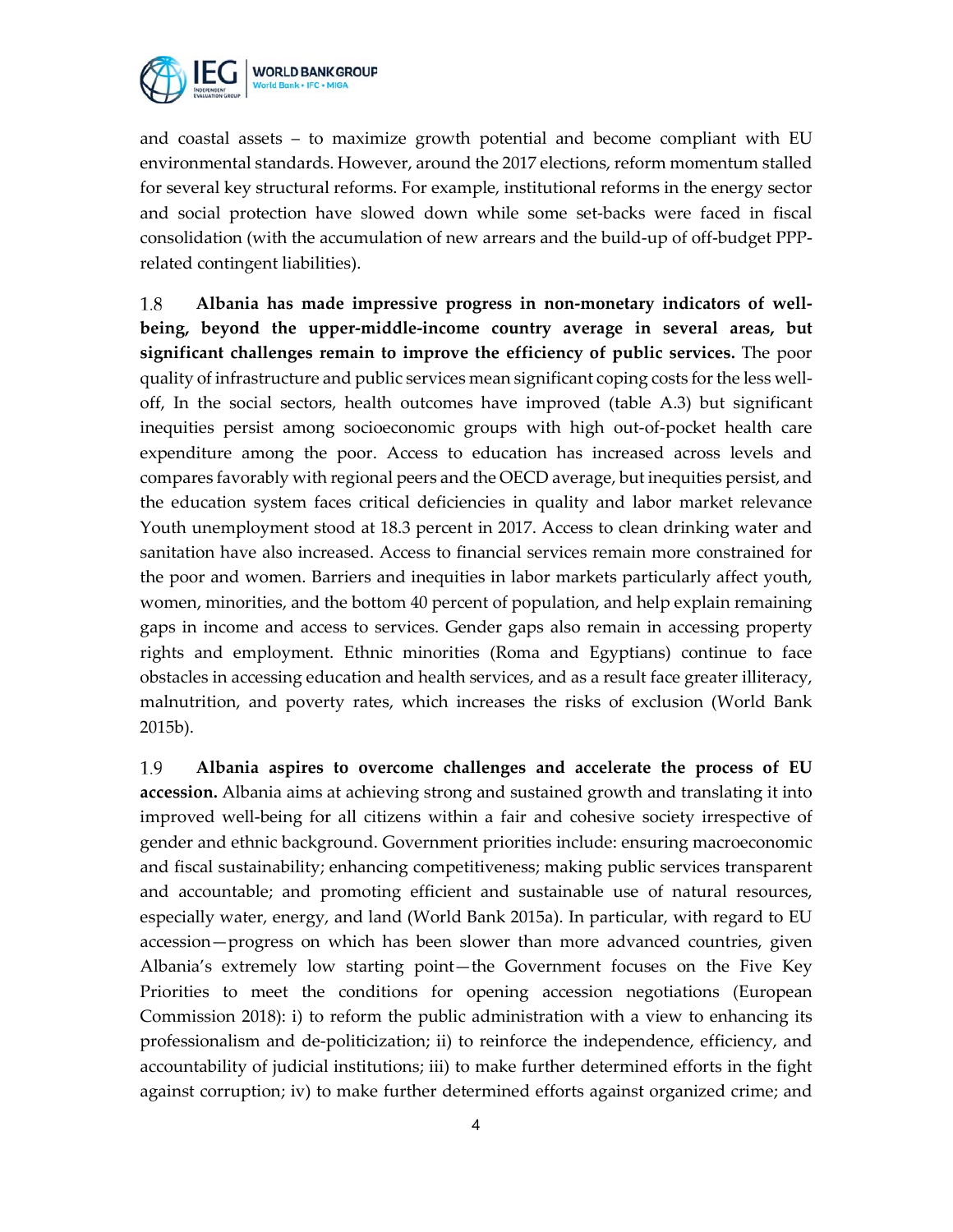and coastal assets – to maximize growth potential and become compliant with EU environmental standards. However, around the 2017 elections, reform momentum stalled for several key structural reforms. For example, institutional reforms in the energy sector and social protection have slowed down while some set-backs were faced in fiscal consolidation (with the accumulation of new arrears and the build-up of off-budget PPP-related contingent liabilities).

1.8 **Albania has made impressive progress in non-monetary indicators of well-being, beyond the upper-middle-income country average in several areas, but significant challenges remain to improve the efficiency of public services.** The poor quality of infrastructure and public services mean significant coping costs for the less well-off, In the social sectors, health outcomes have improved (table A.3) but significant inequities persist among socioeconomic groups with high out-of-pocket health care expenditure among the poor. Access to education has increased across levels and compares favorably with regional peers and the OECD average, but inequities persist, and the education system faces critical deficiencies in quality and labor market relevance Youth unemployment stood at 18.3 percent in 2017. Access to clean drinking water and sanitation have also increased. Access to financial services remain more constrained for the poor and women. Barriers and inequities in labor markets particularly affect youth, women, minorities, and the bottom 40 percent of population, and help explain remaining gaps in income and access to services. Gender gaps also remain in accessing property rights and employment. Ethnic minorities (Roma and Egyptians) continue to face obstacles in accessing education and health services, and as a result face greater illiteracy, malnutrition, and poverty rates, which increases the risks of exclusion (World Bank 2015b).

1.9 **Albania aspires to overcome challenges and accelerate the process of EU accession.** Albania aims at achieving strong and sustained growth and translating it into improved well-being for all citizens within a fair and cohesive society irrespective of gender and ethnic background. Government priorities include: ensuring macroeconomic and fiscal sustainability; enhancing competitiveness; making public services transparent and accountable; and promoting efficient and sustainable use of natural resources, especially water, energy, and land (World Bank 2015a). In particular, with regard to EU accession—progress on which has been slower than more advanced countries, given Albania's extremely low starting point—the Government focuses on the Five Key Priorities to meet the conditions for opening accession negotiations (European Commission 2018): i) to reform the public administration with a view to enhancing its professionalism and de-politicization; ii) to reinforce the independence, efficiency, and accountability of judicial institutions; iii) to make further determined efforts in the fight against corruption; iv) to make further determined efforts against organized crime; and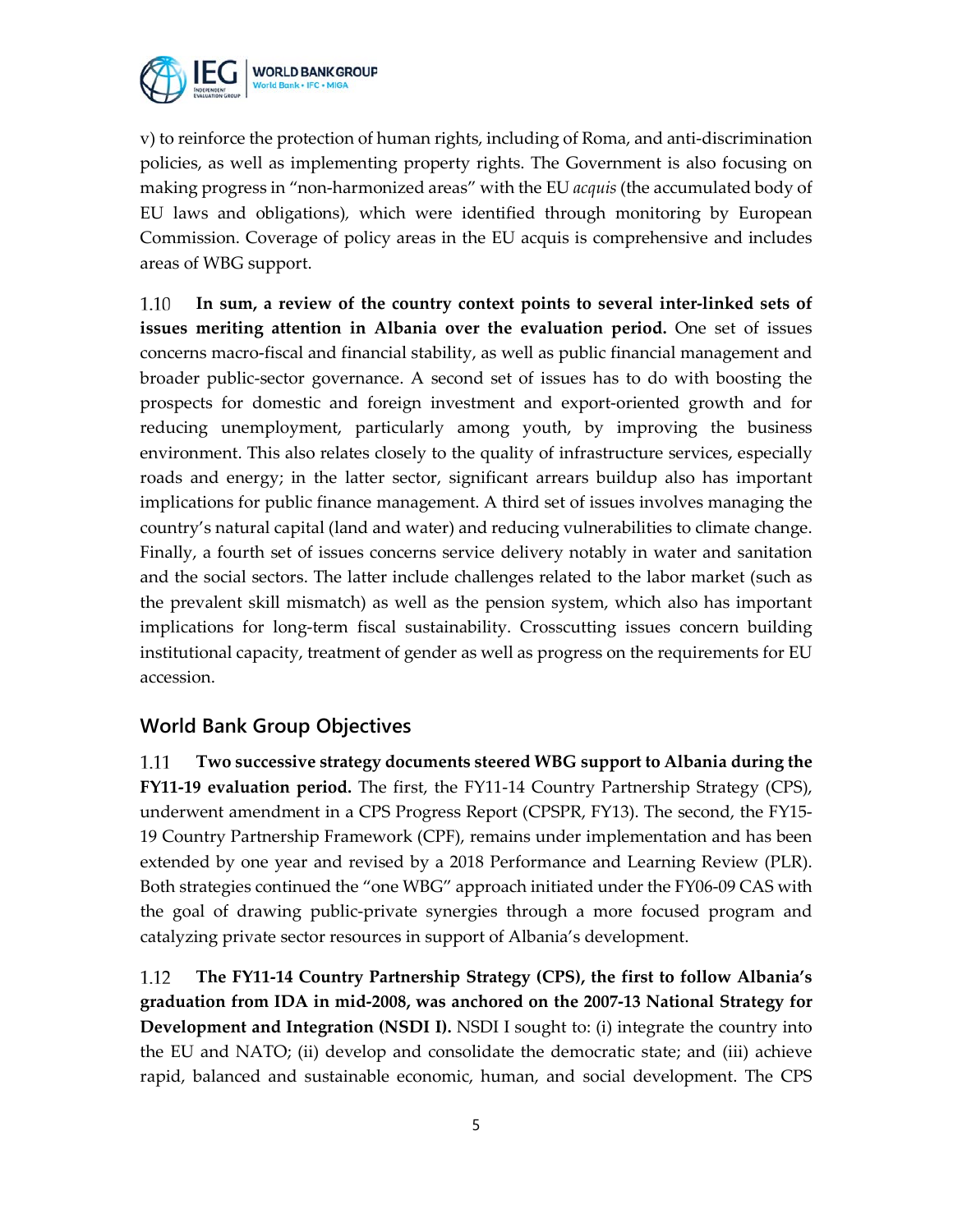v) to reinforce the protection of human rights, including of Roma, and anti-discrimination policies, as well as implementing property rights. The Government is also focusing on making progress in "non-harmonized areas" with the EU *acquis* (the accumulated body of EU laws and obligations), which were identified through monitoring by European Commission. Coverage of policy areas in the EU acquis is comprehensive and includes areas of WBG support.

1.10 **In sum, a review of the country context points to several inter-linked sets of issues meriting attention in Albania over the evaluation period.** One set of issues concerns macro-fiscal and financial stability, as well as public financial management and broader public-sector governance. A second set of issues has to do with boosting the prospects for domestic and foreign investment and export-oriented growth and for reducing unemployment, particularly among youth, by improving the business environment. This also relates closely to the quality of infrastructure services, especially roads and energy; in the latter sector, significant arrears buildup also has important implications for public finance management. A third set of issues involves managing the country's natural capital (land and water) and reducing vulnerabilities to climate change. Finally, a fourth set of issues concerns service delivery notably in water and sanitation and the social sectors. The latter include challenges related to the labor market (such as the prevalent skill mismatch) as well as the pension system, which also has important implications for long-term fiscal sustainability. Crosscutting issues concern building institutional capacity, treatment of gender as well as progress on the requirements for EU accession.

## World Bank Group Objectives

1.11 **Two successive strategy documents steered WBG support to Albania during the FY11-19 evaluation period.** The first, the FY11-14 Country Partnership Strategy (CPS), underwent amendment in a CPS Progress Report (CPSPR, FY13). The second, the FY15-19 Country Partnership Framework (CPF), remains under implementation and has been extended by one year and revised by a 2018 Performance and Learning Review (PLR). Both strategies continued the "one WBG" approach initiated under the FY06-09 CAS with the goal of drawing public-private synergies through a more focused program and catalyzing private sector resources in support of Albania's development.

1.12 **The FY11-14 Country Partnership Strategy (CPS), the first to follow Albania's graduation from IDA in mid-2008, was anchored on the 2007-13 National Strategy for Development and Integration (NSDI I).** NSDI I sought to: (i) integrate the country into the EU and NATO; (ii) develop and consolidate the democratic state; and (iii) achieve rapid, balanced and sustainable economic, human, and social development. The CPS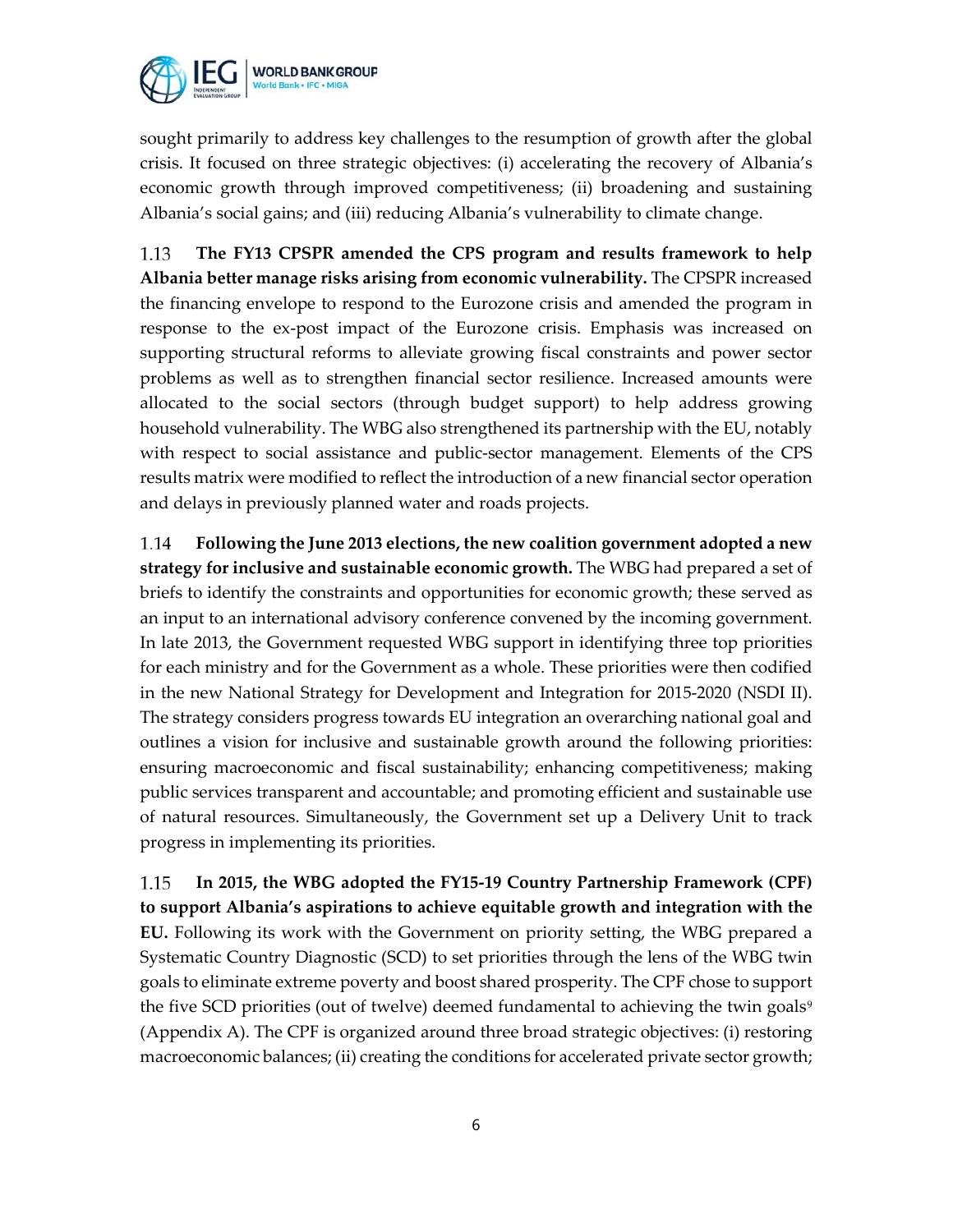sought primarily to address key challenges to the resumption of growth after the global crisis. It focused on three strategic objectives: (i) accelerating the recovery of Albania's economic growth through improved competitiveness; (ii) broadening and sustaining Albania's social gains; and (iii) reducing Albania's vulnerability to climate change.

1.13 **The FY13 CPSPR amended the CPS program and results framework to help Albania better manage risks arising from economic vulnerability.** The CPSPR increased the financing envelope to respond to the Eurozone crisis and amended the program in response to the ex-post impact of the Eurozone crisis. Emphasis was increased on supporting structural reforms to alleviate growing fiscal constraints and power sector problems as well as to strengthen financial sector resilience. Increased amounts were allocated to the social sectors (through budget support) to help address growing household vulnerability. The WBG also strengthened its partnership with the EU, notably with respect to social assistance and public-sector management. Elements of the CPS results matrix were modified to reflect the introduction of a new financial sector operation and delays in previously planned water and roads projects.

1.14 **Following the June 2013 elections, the new coalition government adopted a new strategy for inclusive and sustainable economic growth.** The WBG had prepared a set of briefs to identify the constraints and opportunities for economic growth; these served as an input to an international advisory conference convened by the incoming government. In late 2013, the Government requested WBG support in identifying three top priorities for each ministry and for the Government as a whole. These priorities were then codified in the new National Strategy for Development and Integration for 2015-2020 (NSDI II). The strategy considers progress towards EU integration an overarching national goal and outlines a vision for inclusive and sustainable growth around the following priorities: ensuring macroeconomic and fiscal sustainability; enhancing competitiveness; making public services transparent and accountable; and promoting efficient and sustainable use of natural resources. Simultaneously, the Government set up a Delivery Unit to track progress in implementing its priorities.

1.15 **In 2015, the WBG adopted the FY15-19 Country Partnership Framework (CPF) to support Albania's aspirations to achieve equitable growth and integration with the EU.** Following its work with the Government on priority setting, the WBG prepared a Systematic Country Diagnostic (SCD) to set priorities through the lens of the WBG twin goals to eliminate extreme poverty and boost shared prosperity. The CPF chose to support the five SCD priorities (out of twelve) deemed fundamental to achieving the twin goals[9] (Appendix A). The CPF is organized around three broad strategic objectives: (i) restoring macroeconomic balances; (ii) creating the conditions for accelerated private sector growth;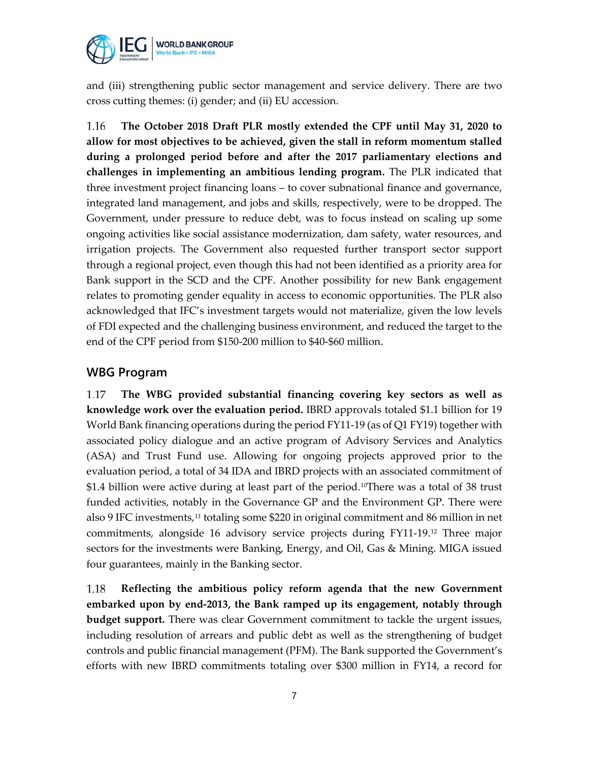and (iii) strengthening public sector management and service delivery. There are two cross cutting themes: (i) gender; and (ii) EU accession.

1.16 **The October 2018 Draft PLR mostly extended the CPF until May 31, 2020 to allow for most objectives to be achieved, given the stall in reform momentum stalled during a prolonged period before and after the 2017 parliamentary elections and challenges in implementing an ambitious lending program.** The PLR indicated that three investment project financing loans – to cover subnational finance and governance, integrated land management, and jobs and skills, respectively, were to be dropped. The Government, under pressure to reduce debt, was to focus instead on scaling up some ongoing activities like social assistance modernization, dam safety, water resources, and irrigation projects. The Government also requested further transport sector support through a regional project, even though this had not been identified as a priority area for Bank support in the SCD and the CPF. Another possibility for new Bank engagement relates to promoting gender equality in access to economic opportunities. The PLR also acknowledged that IFC's investment targets would not materialize, given the low levels of FDI expected and the challenging business environment, and reduced the target to the end of the CPF period from $150-200 million to $40-$60 million.

## WBG Program

1.17 **The WBG provided substantial financing covering key sectors as well as knowledge work over the evaluation period.** IBRD approvals totaled $1.1 billion for 19 World Bank financing operations during the period FY11-19 (as of Q1 FY19) together with associated policy dialogue and an active program of Advisory Services and Analytics (ASA) and Trust Fund use. Allowing for ongoing projects approved prior to the evaluation period, a total of 34 IDA and IBRD projects with an associated commitment of $1.4 billion were active during at least part of the period.[10] There was a total of 38 trust funded activities, notably in the Governance GP and the Environment GP. There were also 9 IFC investments,[11] totaling some $220 in original commitment and 86 million in net commitments, alongside 16 advisory service projects during FY11-19.[12] Three major sectors for the investments were Banking, Energy, and Oil, Gas & Mining. MIGA issued four guarantees, mainly in the Banking sector.

1.18 **Reflecting the ambitious policy reform agenda that the new Government embarked upon by end-2013, the Bank ramped up its engagement, notably through budget support.** There was clear Government commitment to tackle the urgent issues, including resolution of arrears and public debt as well as the strengthening of budget controls and public financial management (PFM). The Bank supported the Government's efforts with new IBRD commitments totaling over $300 million in FY14, a record for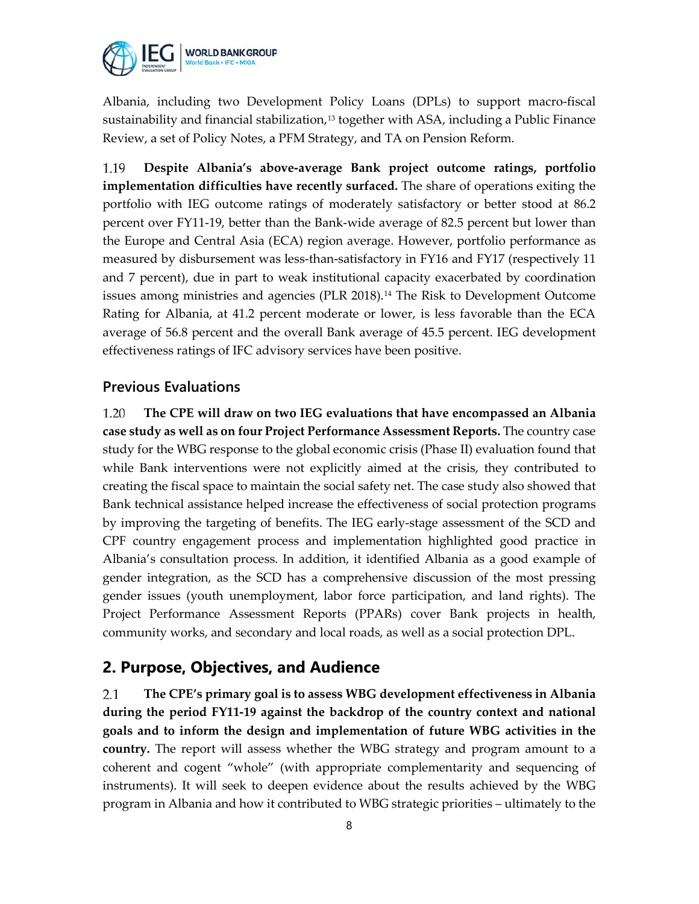Albania, including two Development Policy Loans (DPLs) to support macro-fiscal sustainability and financial stabilization,[13] together with ASA, including a Public Finance Review, a set of Policy Notes, a PFM Strategy, and TA on Pension Reform.

1.19 **Despite Albania's above-average Bank project outcome ratings, portfolio implementation difficulties have recently surfaced.** The share of operations exiting the portfolio with IEG outcome ratings of moderately satisfactory or better stood at 86.2 percent over FY11-19, better than the Bank-wide average of 82.5 percent but lower than the Europe and Central Asia (ECA) region average. However, portfolio performance as measured by disbursement was less-than-satisfactory in FY16 and FY17 (respectively 11 and 7 percent), due in part to weak institutional capacity exacerbated by coordination issues among ministries and agencies (PLR 2018).[14] The Risk to Development Outcome Rating for Albania, at 41.2 percent moderate or lower, is less favorable than the ECA average of 56.8 percent and the overall Bank average of 45.5 percent. IEG development effectiveness ratings of IFC advisory services have been positive.

### Previous Evaluations

1.20 **The CPE will draw on two IEG evaluations that have encompassed an Albania case study as well as on four Project Performance Assessment Reports.** The country case study for the WBG response to the global economic crisis (Phase II) evaluation found that while Bank interventions were not explicitly aimed at the crisis, they contributed to creating the fiscal space to maintain the social safety net. The case study also showed that Bank technical assistance helped increase the effectiveness of social protection programs by improving the targeting of benefits. The IEG early-stage assessment of the SCD and CPF country engagement process and implementation highlighted good practice in Albania's consultation process. In addition, it identified Albania as a good example of gender integration, as the SCD has a comprehensive discussion of the most pressing gender issues (youth unemployment, labor force participation, and land rights). The Project Performance Assessment Reports (PPARs) cover Bank projects in health, community works, and secondary and local roads, as well as a social protection DPL.

## 2. Purpose, Objectives, and Audience

2.1 **The CPE's primary goal is to assess WBG development effectiveness in Albania during the period FY11-19 against the backdrop of the country context and national goals and to inform the design and implementation of future WBG activities in the country.** The report will assess whether the WBG strategy and program amount to a coherent and cogent "whole" (with appropriate complementarity and sequencing of instruments). It will seek to deepen evidence about the results achieved by the WBG program in Albania and how it contributed to WBG strategic priorities – ultimately to the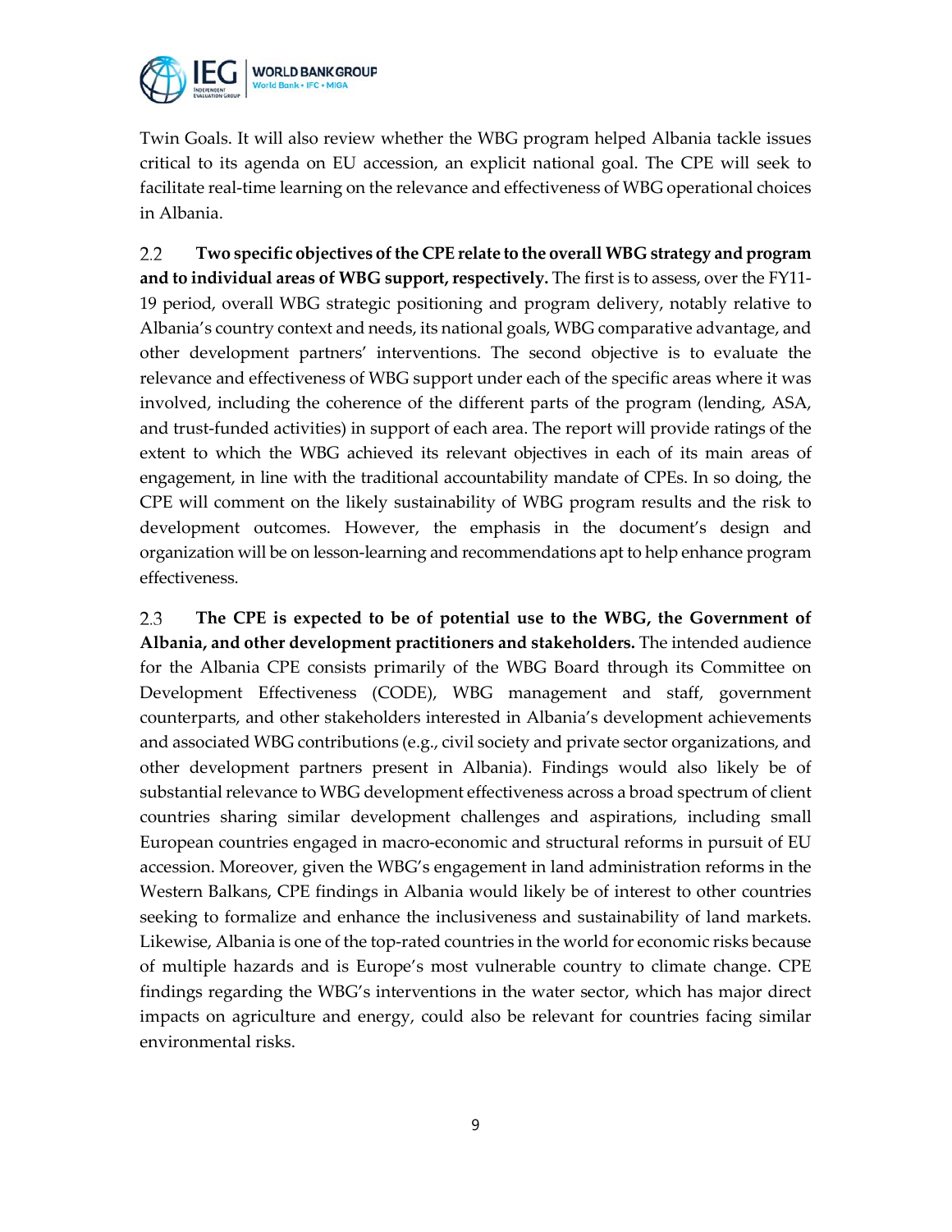Twin Goals. It will also review whether the WBG program helped Albania tackle issues critical to its agenda on EU accession, an explicit national goal. The CPE will seek to facilitate real-time learning on the relevance and effectiveness of WBG operational choices in Albania.

2.2 **Two specific objectives of the CPE relate to the overall WBG strategy and program and to individual areas of WBG support, respectively.** The first is to assess, over the FY11-19 period, overall WBG strategic positioning and program delivery, notably relative to Albania's country context and needs, its national goals, WBG comparative advantage, and other development partners' interventions. The second objective is to evaluate the relevance and effectiveness of WBG support under each of the specific areas where it was involved, including the coherence of the different parts of the program (lending, ASA, and trust-funded activities) in support of each area. The report will provide ratings of the extent to which the WBG achieved its relevant objectives in each of its main areas of engagement, in line with the traditional accountability mandate of CPEs. In so doing, the CPE will comment on the likely sustainability of WBG program results and the risk to development outcomes. However, the emphasis in the document's design and organization will be on lesson-learning and recommendations apt to help enhance program effectiveness.

2.3 **The CPE is expected to be of potential use to the WBG, the Government of Albania, and other development practitioners and stakeholders.** The intended audience for the Albania CPE consists primarily of the WBG Board through its Committee on Development Effectiveness (CODE), WBG management and staff, government counterparts, and other stakeholders interested in Albania's development achievements and associated WBG contributions (e.g., civil society and private sector organizations, and other development partners present in Albania). Findings would also likely be of substantial relevance to WBG development effectiveness across a broad spectrum of client countries sharing similar development challenges and aspirations, including small European countries engaged in macro-economic and structural reforms in pursuit of EU accession. Moreover, given the WBG's engagement in land administration reforms in the Western Balkans, CPE findings in Albania would likely be of interest to other countries seeking to formalize and enhance the inclusiveness and sustainability of land markets. Likewise, Albania is one of the top-rated countries in the world for economic risks because of multiple hazards and is Europe's most vulnerable country to climate change. CPE findings regarding the WBG's interventions in the water sector, which has major direct impacts on agriculture and energy, could also be relevant for countries facing similar environmental risks.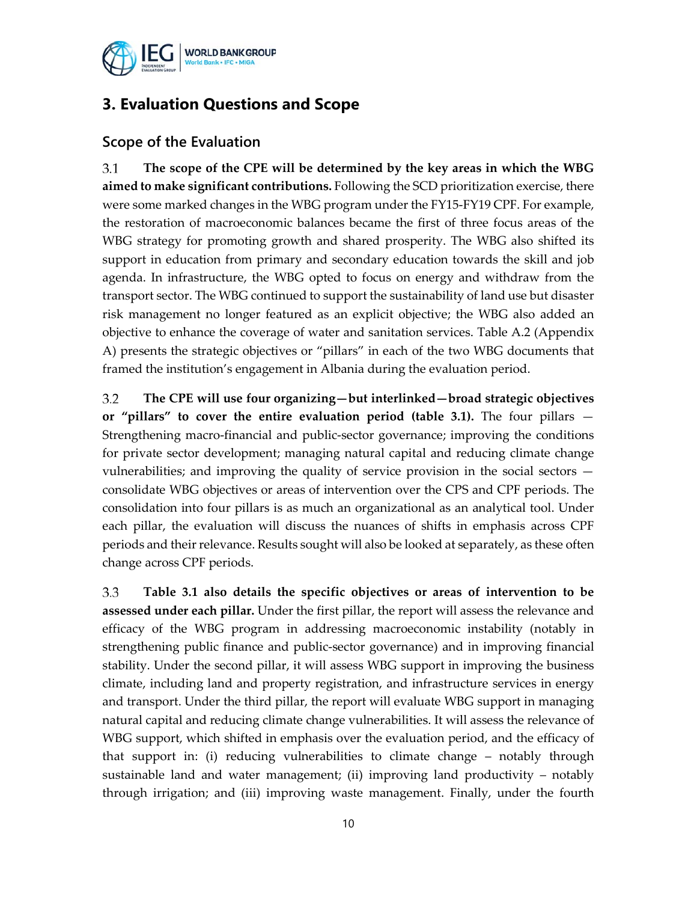## 3. Evaluation Questions and Scope

### Scope of the Evaluation

3.1 **The scope of the CPE will be determined by the key areas in which the WBG aimed to make significant contributions.** Following the SCD prioritization exercise, there were some marked changes in the WBG program under the FY15-FY19 CPF. For example, the restoration of macroeconomic balances became the first of three focus areas of the WBG strategy for promoting growth and shared prosperity. The WBG also shifted its support in education from primary and secondary education towards the skill and job agenda. In infrastructure, the WBG opted to focus on energy and withdraw from the transport sector. The WBG continued to support the sustainability of land use but disaster risk management no longer featured as an explicit objective; the WBG also added an objective to enhance the coverage of water and sanitation services. Table A.2 (Appendix A) presents the strategic objectives or "pillars" in each of the two WBG documents that framed the institution's engagement in Albania during the evaluation period.

3.2 **The CPE will use four organizing—but interlinked—broad strategic objectives or "pillars" to cover the entire evaluation period (table 3.1).** The four pillars — Strengthening macro-financial and public-sector governance; improving the conditions for private sector development; managing natural capital and reducing climate change vulnerabilities; and improving the quality of service provision in the social sectors — consolidate WBG objectives or areas of intervention over the CPS and CPF periods. The consolidation into four pillars is as much an organizational as an analytical tool. Under each pillar, the evaluation will discuss the nuances of shifts in emphasis across CPF periods and their relevance. Results sought will also be looked at separately, as these often change across CPF periods.

3.3 **Table 3.1 also details the specific objectives or areas of intervention to be assessed under each pillar.** Under the first pillar, the report will assess the relevance and efficacy of the WBG program in addressing macroeconomic instability (notably in strengthening public finance and public-sector governance) and in improving financial stability. Under the second pillar, it will assess WBG support in improving the business climate, including land and property registration, and infrastructure services in energy and transport. Under the third pillar, the report will evaluate WBG support in managing natural capital and reducing climate change vulnerabilities. It will assess the relevance of WBG support, which shifted in emphasis over the evaluation period, and the efficacy of that support in: (i) reducing vulnerabilities to climate change – notably through sustainable land and water management; (ii) improving land productivity – notably through irrigation; and (iii) improving waste management. Finally, under the fourth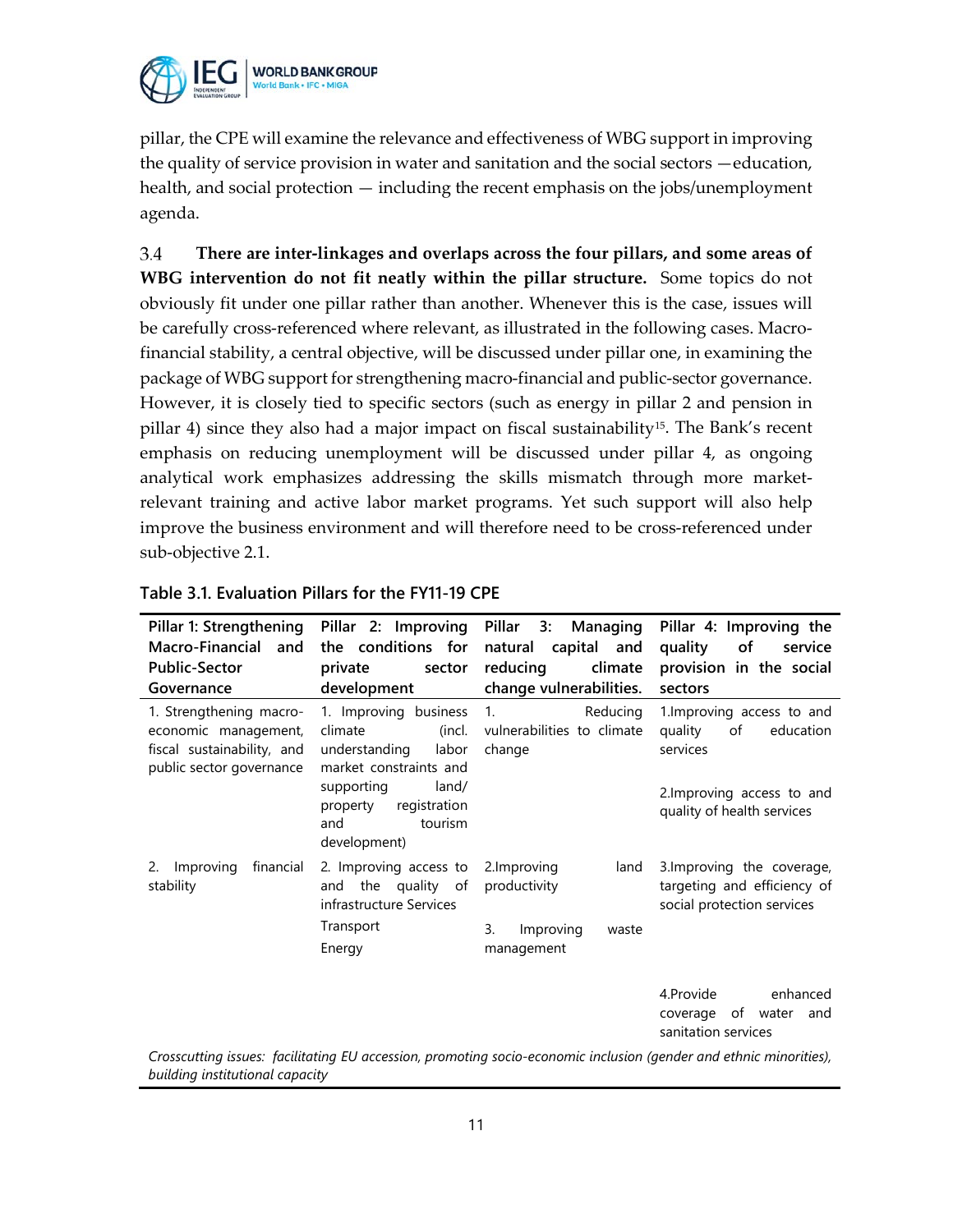pillar, the CPE will examine the relevance and effectiveness of WBG support in improving the quality of service provision in water and sanitation and the social sectors —education, health, and social protection — including the recent emphasis on the jobs/unemployment agenda.

3.4 **There are inter-linkages and overlaps across the four pillars, and some areas of WBG intervention do not fit neatly within the pillar structure.** Some topics do not obviously fit under one pillar rather than another. Whenever this is the case, issues will be carefully cross-referenced where relevant, as illustrated in the following cases. Macro-financial stability, a central objective, will be discussed under pillar one, in examining the package of WBG support for strengthening macro-financial and public-sector governance. However, it is closely tied to specific sectors (such as energy in pillar 2 and pension in pillar 4) since they also had a major impact on fiscal sustainability[15]. The Bank's recent emphasis on reducing unemployment will be discussed under pillar 4, as ongoing analytical work emphasizes addressing the skills mismatch through more market-relevant training and active labor market programs. Yet such support will also help improve the business environment and will therefore need to be cross-referenced under sub-objective 2.1.

**Table 3.1. Evaluation Pillars for the FY11-19 CPE**

| Pillar 1: Strengthening Macro-Financial and Public-Sector Governance | Pillar 2: Improving the conditions for private sector development | Pillar 3: Managing natural capital and reducing climate change vulnerabilities. | Pillar 4: Improving the quality of service provision in the social sectors |
|---|---|---|---|
| 1. Strengthening macro-economic management, fiscal sustainability, and public sector governance | 1. Improving business climate (incl. understanding labor market constraints and supporting land/ property registration and tourism development) | 1. Reducing vulnerabilities to climate change | 1.Improving access to and quality of education services<br><br>2.Improving access to and quality of health services |
| 2. Improving financial stability | 2. Improving access to and the quality of infrastructure Services<br>Transport<br>Energy | 2.Improving land productivity<br><br>3. Improving waste management | 3.Improving the coverage, targeting and efficiency of social protection services |
| | | | 4.Provide enhanced coverage of water and sanitation services |

*Crosscutting issues: facilitating EU accession, promoting socio-economic inclusion (gender and ethnic minorities), building institutional capacity*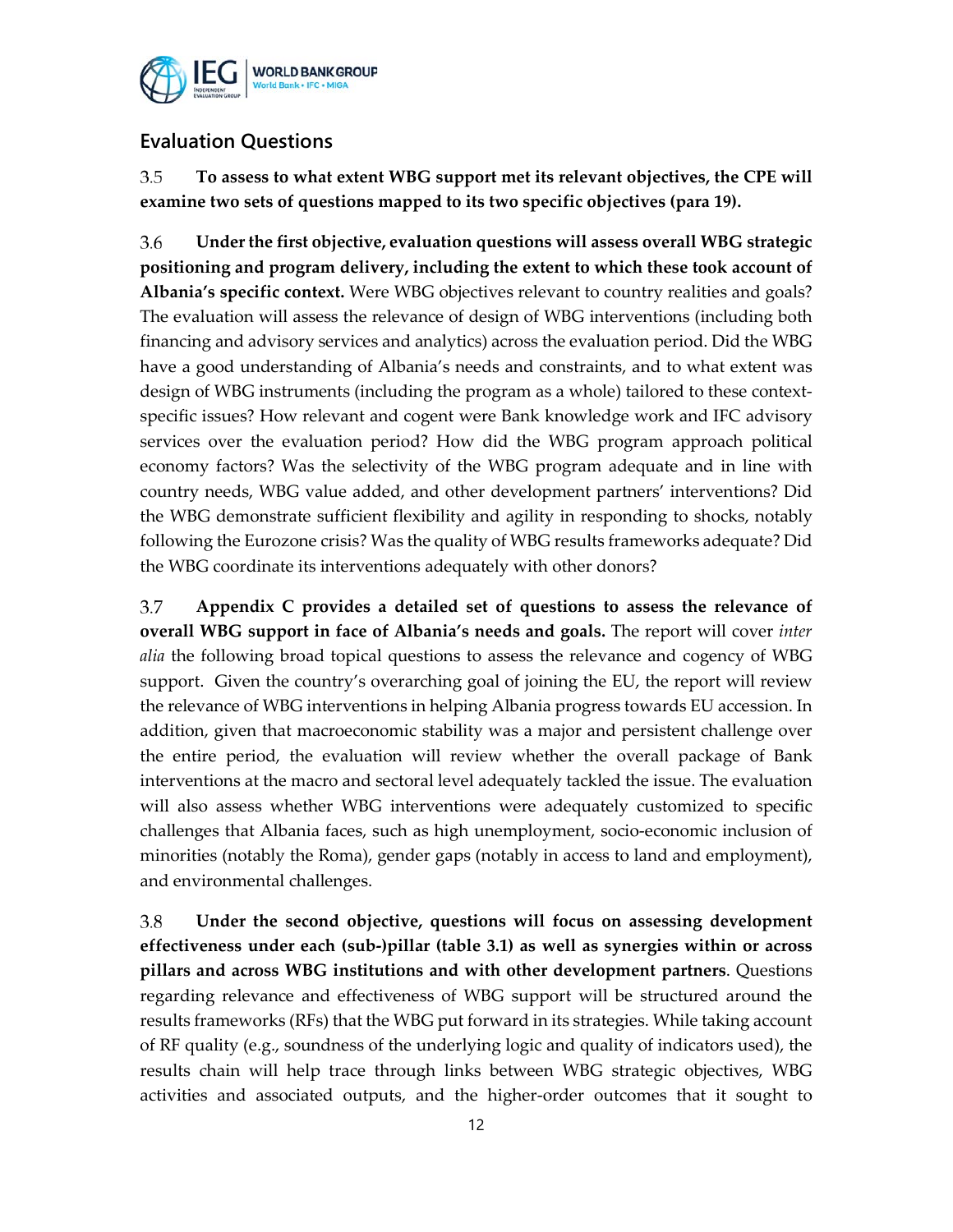## Evaluation Questions

3.5 **To assess to what extent WBG support met its relevant objectives, the CPE will examine two sets of questions mapped to its two specific objectives (para 19).**

3.6 **Under the first objective, evaluation questions will assess overall WBG strategic positioning and program delivery, including the extent to which these took account of Albania's specific context.** Were WBG objectives relevant to country realities and goals? The evaluation will assess the relevance of design of WBG interventions (including both financing and advisory services and analytics) across the evaluation period. Did the WBG have a good understanding of Albania's needs and constraints, and to what extent was design of WBG instruments (including the program as a whole) tailored to these context-specific issues? How relevant and cogent were Bank knowledge work and IFC advisory services over the evaluation period? How did the WBG program approach political economy factors? Was the selectivity of the WBG program adequate and in line with country needs, WBG value added, and other development partners' interventions? Did the WBG demonstrate sufficient flexibility and agility in responding to shocks, notably following the Eurozone crisis? Was the quality of WBG results frameworks adequate? Did the WBG coordinate its interventions adequately with other donors?

3.7 **Appendix C provides a detailed set of questions to assess the relevance of overall WBG support in face of Albania's needs and goals.** The report will cover *inter alia* the following broad topical questions to assess the relevance and cogency of WBG support. Given the country's overarching goal of joining the EU, the report will review the relevance of WBG interventions in helping Albania progress towards EU accession. In addition, given that macroeconomic stability was a major and persistent challenge over the entire period, the evaluation will review whether the overall package of Bank interventions at the macro and sectoral level adequately tackled the issue. The evaluation will also assess whether WBG interventions were adequately customized to specific challenges that Albania faces, such as high unemployment, socio-economic inclusion of minorities (notably the Roma), gender gaps (notably in access to land and employment), and environmental challenges.

3.8 **Under the second objective, questions will focus on assessing development effectiveness under each (sub-)pillar (table 3.1) as well as synergies within or across pillars and across WBG institutions and with other development partners**. Questions regarding relevance and effectiveness of WBG support will be structured around the results frameworks (RFs) that the WBG put forward in its strategies. While taking account of RF quality (e.g., soundness of the underlying logic and quality of indicators used), the results chain will help trace through links between WBG strategic objectives, WBG activities and associated outputs, and the higher-order outcomes that it sought to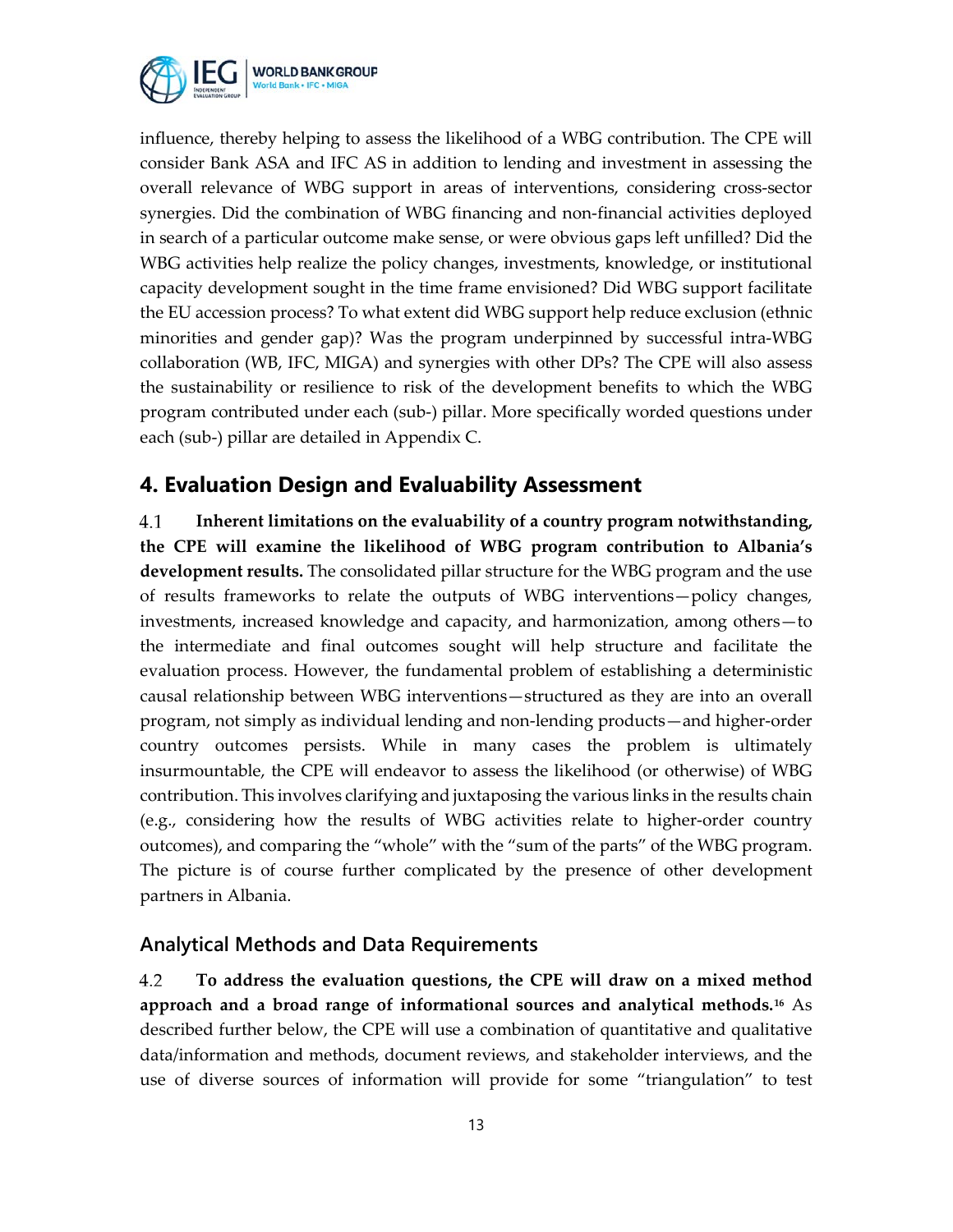influence, thereby helping to assess the likelihood of a WBG contribution. The CPE will consider Bank ASA and IFC AS in addition to lending and investment in assessing the overall relevance of WBG support in areas of interventions, considering cross-sector synergies. Did the combination of WBG financing and non-financial activities deployed in search of a particular outcome make sense, or were obvious gaps left unfilled? Did the WBG activities help realize the policy changes, investments, knowledge, or institutional capacity development sought in the time frame envisioned? Did WBG support facilitate the EU accession process? To what extent did WBG support help reduce exclusion (ethnic minorities and gender gap)? Was the program underpinned by successful intra-WBG collaboration (WB, IFC, MIGA) and synergies with other DPs? The CPE will also assess the sustainability or resilience to risk of the development benefits to which the WBG program contributed under each (sub-) pillar. More specifically worded questions under each (sub-) pillar are detailed in Appendix C.

## 4. Evaluation Design and Evaluability Assessment

4.1 **Inherent limitations on the evaluability of a country program notwithstanding, the CPE will examine the likelihood of WBG program contribution to Albania's development results.** The consolidated pillar structure for the WBG program and the use of results frameworks to relate the outputs of WBG interventions—policy changes, investments, increased knowledge and capacity, and harmonization, among others—to the intermediate and final outcomes sought will help structure and facilitate the evaluation process. However, the fundamental problem of establishing a deterministic causal relationship between WBG interventions—structured as they are into an overall program, not simply as individual lending and non-lending products—and higher-order country outcomes persists. While in many cases the problem is ultimately insurmountable, the CPE will endeavor to assess the likelihood (or otherwise) of WBG contribution. This involves clarifying and juxtaposing the various links in the results chain (e.g., considering how the results of WBG activities relate to higher-order country outcomes), and comparing the "whole" with the "sum of the parts" of the WBG program. The picture is of course further complicated by the presence of other development partners in Albania.

### Analytical Methods and Data Requirements

4.2 **To address the evaluation questions, the CPE will draw on a mixed method approach and a broad range of informational sources and analytical methods.**[16] As described further below, the CPE will use a combination of quantitative and qualitative data/information and methods, document reviews, and stakeholder interviews, and the use of diverse sources of information will provide for some "triangulation" to test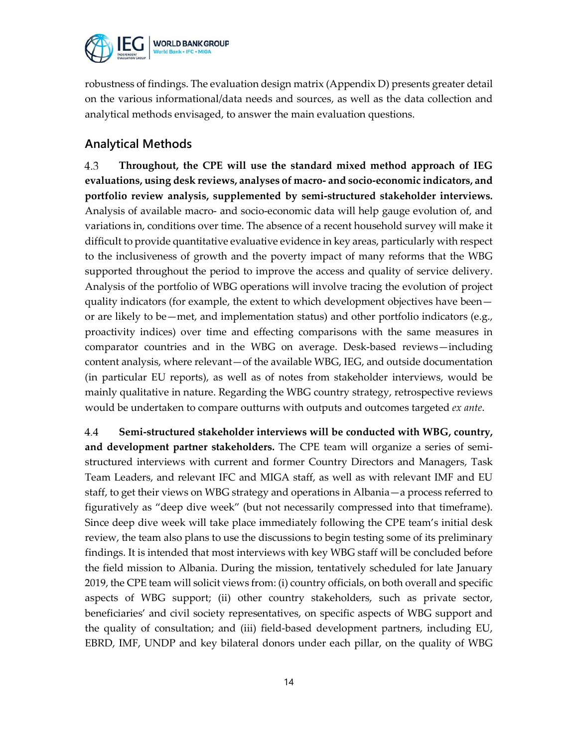robustness of findings. The evaluation design matrix (Appendix D) presents greater detail on the various informational/data needs and sources, as well as the data collection and analytical methods envisaged, to answer the main evaluation questions.

## Analytical Methods

4.3 **Throughout, the CPE will use the standard mixed method approach of IEG evaluations, using desk reviews, analyses of macro- and socio-economic indicators, and portfolio review analysis, supplemented by semi-structured stakeholder interviews.** Analysis of available macro- and socio-economic data will help gauge evolution of, and variations in, conditions over time. The absence of a recent household survey will make it difficult to provide quantitative evaluative evidence in key areas, particularly with respect to the inclusiveness of growth and the poverty impact of many reforms that the WBG supported throughout the period to improve the access and quality of service delivery. Analysis of the portfolio of WBG operations will involve tracing the evolution of project quality indicators (for example, the extent to which development objectives have been—or are likely to be—met, and implementation status) and other portfolio indicators (e.g., proactivity indices) over time and effecting comparisons with the same measures in comparator countries and in the WBG on average. Desk-based reviews—including content analysis, where relevant—of the available WBG, IEG, and outside documentation (in particular EU reports), as well as of notes from stakeholder interviews, would be mainly qualitative in nature. Regarding the WBG country strategy, retrospective reviews would be undertaken to compare outturns with outputs and outcomes targeted *ex ante*.

4.4 **Semi-structured stakeholder interviews will be conducted with WBG, country, and development partner stakeholders.** The CPE team will organize a series of semi-structured interviews with current and former Country Directors and Managers, Task Team Leaders, and relevant IFC and MIGA staff, as well as with relevant IMF and EU staff, to get their views on WBG strategy and operations in Albania—a process referred to figuratively as "deep dive week" (but not necessarily compressed into that timeframe). Since deep dive week will take place immediately following the CPE team's initial desk review, the team also plans to use the discussions to begin testing some of its preliminary findings. It is intended that most interviews with key WBG staff will be concluded before the field mission to Albania. During the mission, tentatively scheduled for late January 2019, the CPE team will solicit views from: (i) country officials, on both overall and specific aspects of WBG support; (ii) other country stakeholders, such as private sector, beneficiaries' and civil society representatives, on specific aspects of WBG support and the quality of consultation; and (iii) field-based development partners, including EU, EBRD, IMF, UNDP and key bilateral donors under each pillar, on the quality of WBG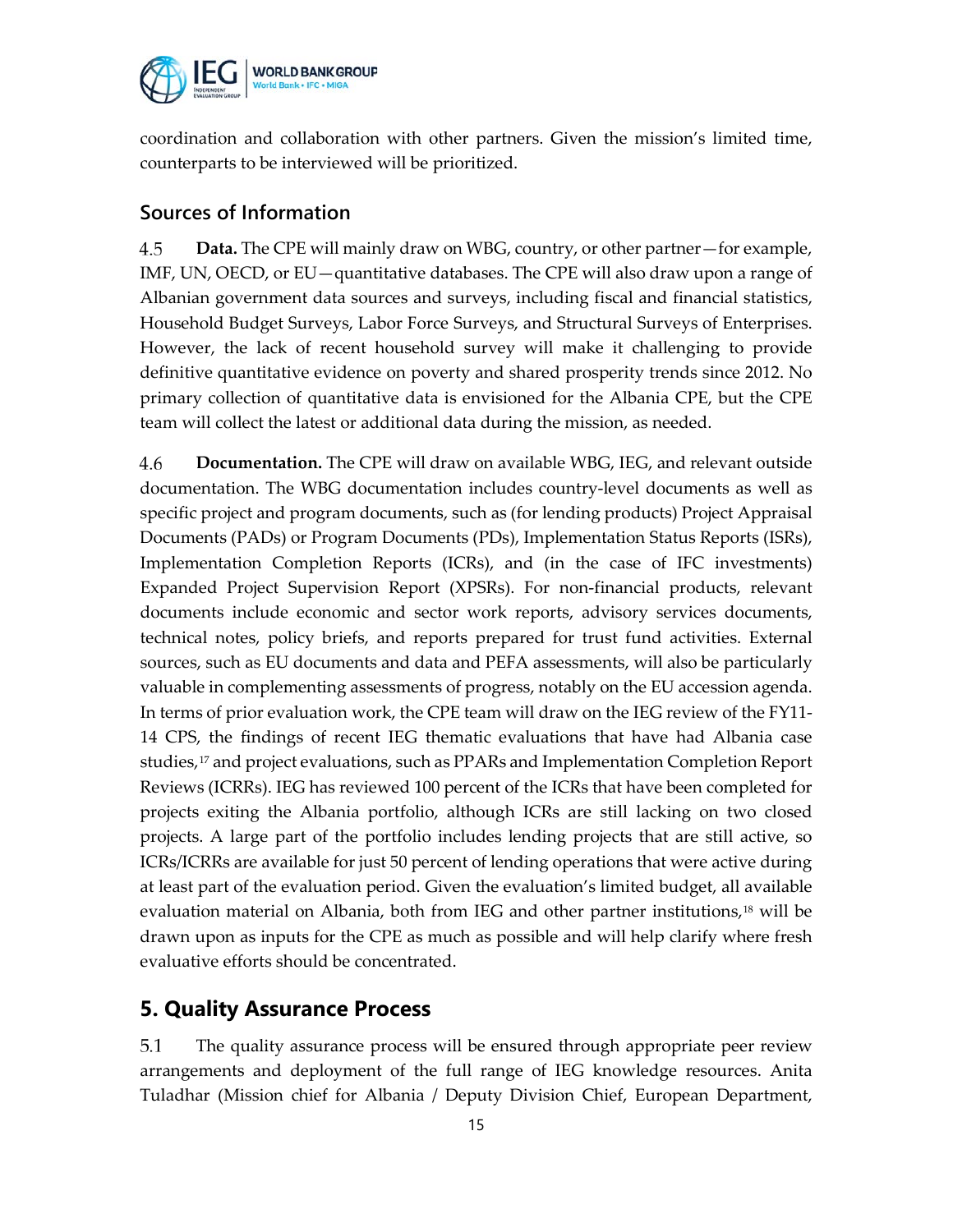coordination and collaboration with other partners. Given the mission's limited time, counterparts to be interviewed will be prioritized.

### Sources of Information

4.5 **Data.** The CPE will mainly draw on WBG, country, or other partner—for example, IMF, UN, OECD, or EU—quantitative databases. The CPE will also draw upon a range of Albanian government data sources and surveys, including fiscal and financial statistics, Household Budget Surveys, Labor Force Surveys, and Structural Surveys of Enterprises. However, the lack of recent household survey will make it challenging to provide definitive quantitative evidence on poverty and shared prosperity trends since 2012. No primary collection of quantitative data is envisioned for the Albania CPE, but the CPE team will collect the latest or additional data during the mission, as needed.

4.6 **Documentation.** The CPE will draw on available WBG, IEG, and relevant outside documentation. The WBG documentation includes country-level documents as well as specific project and program documents, such as (for lending products) Project Appraisal Documents (PADs) or Program Documents (PDs), Implementation Status Reports (ISRs), Implementation Completion Reports (ICRs), and (in the case of IFC investments) Expanded Project Supervision Report (XPSRs). For non-financial products, relevant documents include economic and sector work reports, advisory services documents, technical notes, policy briefs, and reports prepared for trust fund activities. External sources, such as EU documents and data and PEFA assessments, will also be particularly valuable in complementing assessments of progress, notably on the EU accession agenda. In terms of prior evaluation work, the CPE team will draw on the IEG review of the FY11-14 CPS, the findings of recent IEG thematic evaluations that have had Albania case studies,[17] and project evaluations, such as PPARs and Implementation Completion Report Reviews (ICRRs). IEG has reviewed 100 percent of the ICRs that have been completed for projects exiting the Albania portfolio, although ICRs are still lacking on two closed projects. A large part of the portfolio includes lending projects that are still active, so ICRs/ICRRs are available for just 50 percent of lending operations that were active during at least part of the evaluation period. Given the evaluation's limited budget, all available evaluation material on Albania, both from IEG and other partner institutions,[18] will be drawn upon as inputs for the CPE as much as possible and will help clarify where fresh evaluative efforts should be concentrated.

## 5. Quality Assurance Process

5.1 The quality assurance process will be ensured through appropriate peer review arrangements and deployment of the full range of IEG knowledge resources. Anita Tuladhar (Mission chief for Albania / Deputy Division Chief, European Department,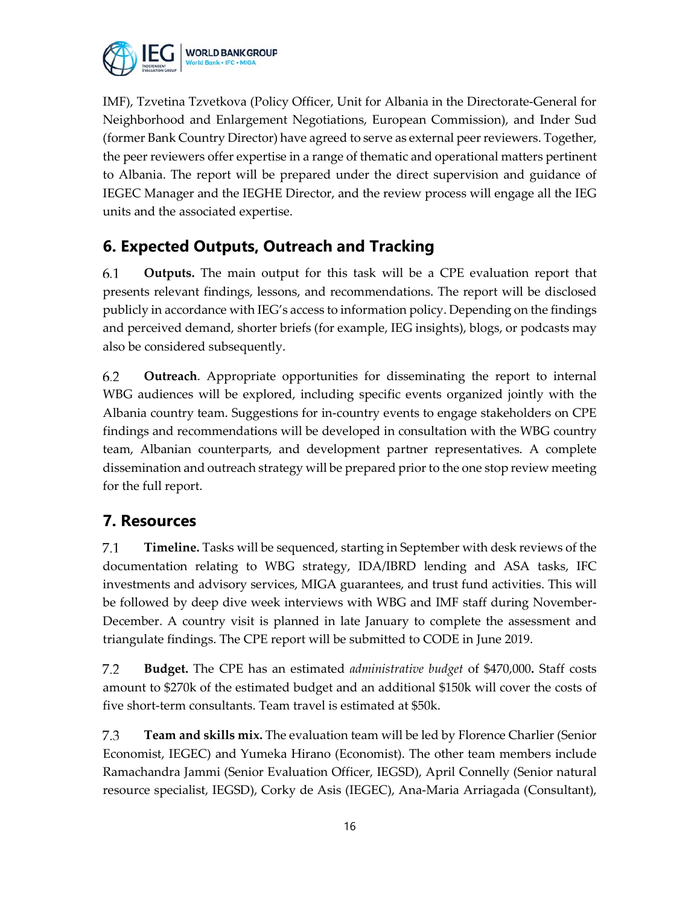IMF), Tzvetina Tzvetkova (Policy Officer, Unit for Albania in the Directorate-General for Neighborhood and Enlargement Negotiations, European Commission), and Inder Sud (former Bank Country Director) have agreed to serve as external peer reviewers. Together, the peer reviewers offer expertise in a range of thematic and operational matters pertinent to Albania. The report will be prepared under the direct supervision and guidance of IEGEC Manager and the IEGHE Director, and the review process will engage all the IEG units and the associated expertise.

## 6. Expected Outputs, Outreach and Tracking

6.1 **Outputs.** The main output for this task will be a CPE evaluation report that presents relevant findings, lessons, and recommendations. The report will be disclosed publicly in accordance with IEG's access to information policy. Depending on the findings and perceived demand, shorter briefs (for example, IEG insights), blogs, or podcasts may also be considered subsequently.

6.2 **Outreach**. Appropriate opportunities for disseminating the report to internal WBG audiences will be explored, including specific events organized jointly with the Albania country team. Suggestions for in-country events to engage stakeholders on CPE findings and recommendations will be developed in consultation with the WBG country team, Albanian counterparts, and development partner representatives. A complete dissemination and outreach strategy will be prepared prior to the one stop review meeting for the full report.

## 7. Resources

7.1 **Timeline.** Tasks will be sequenced, starting in September with desk reviews of the documentation relating to WBG strategy, IDA/IBRD lending and ASA tasks, IFC investments and advisory services, MIGA guarantees, and trust fund activities. This will be followed by deep dive week interviews with WBG and IMF staff during November-December. A country visit is planned in late January to complete the assessment and triangulate findings. The CPE report will be submitted to CODE in June 2019.

7.2 **Budget.** The CPE has an estimated *administrative budget* of $470,000**.** Staff costs amount to $270k of the estimated budget and an additional $150k will cover the costs of five short-term consultants. Team travel is estimated at $50k.

7.3 **Team and skills mix.** The evaluation team will be led by Florence Charlier (Senior Economist, IEGEC) and Yumeka Hirano (Economist). The other team members include Ramachandra Jammi (Senior Evaluation Officer, IEGSD), April Connelly (Senior natural resource specialist, IEGSD), Corky de Asis (IEGEC), Ana-Maria Arriagada (Consultant),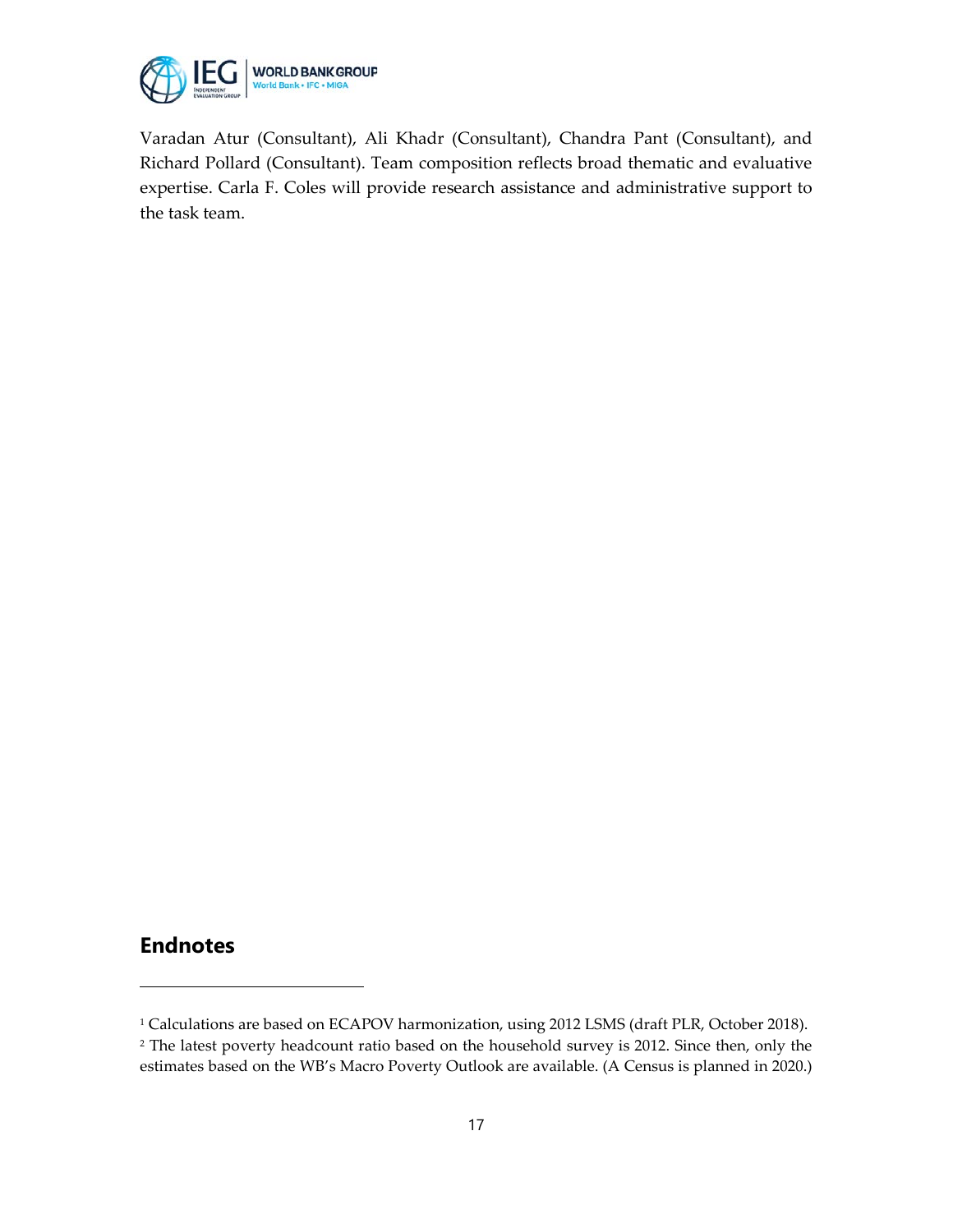Varadan Atur (Consultant), Ali Khadr (Consultant), Chandra Pant (Consultant), and Richard Pollard (Consultant). Team composition reflects broad thematic and evaluative expertise. Carla F. Coles will provide research assistance and administrative support to the task team.

## Endnotes

[1] Calculations are based on ECAPOV harmonization, using 2012 LSMS (draft PLR, October 2018).

[2] The latest poverty headcount ratio based on the household survey is 2012. Since then, only the estimates based on the WB's Macro Poverty Outlook are available. (A Census is planned in 2020.)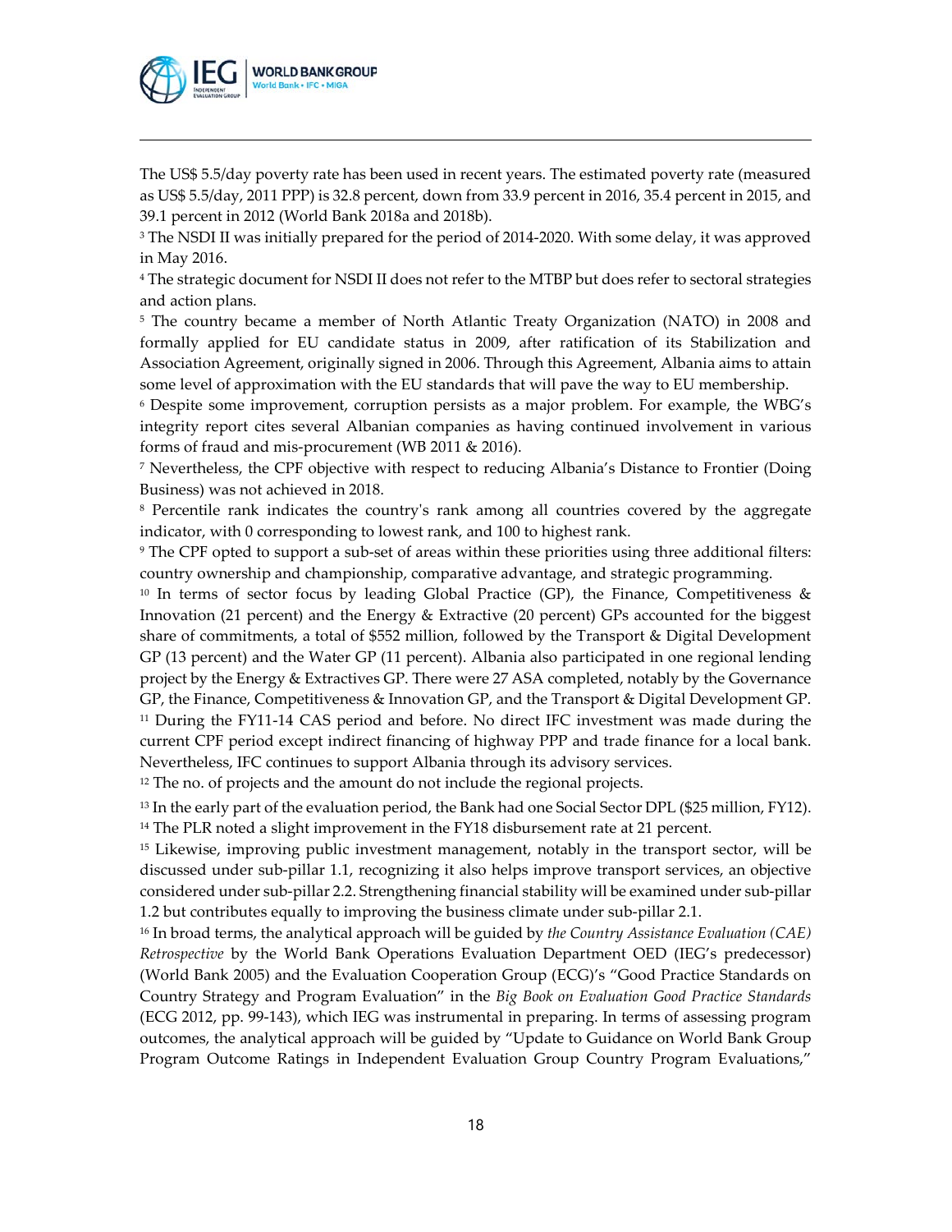The US$ 5.5/day poverty rate has been used in recent years. The estimated poverty rate (measured as US$ 5.5/day, 2011 PPP) is 32.8 percent, down from 33.9 percent in 2016, 35.4 percent in 2015, and 39.1 percent in 2012 (World Bank 2018a and 2018b).

[3] The NSDI II was initially prepared for the period of 2014-2020. With some delay, it was approved in May 2016.

[4] The strategic document for NSDI II does not refer to the MTBP but does refer to sectoral strategies and action plans.

[5] The country became a member of North Atlantic Treaty Organization (NATO) in 2008 and formally applied for EU candidate status in 2009, after ratification of its Stabilization and Association Agreement, originally signed in 2006. Through this Agreement, Albania aims to attain some level of approximation with the EU standards that will pave the way to EU membership.

[6] Despite some improvement, corruption persists as a major problem. For example, the WBG's integrity report cites several Albanian companies as having continued involvement in various forms of fraud and mis-procurement (WB 2011 & 2016).

[7] Nevertheless, the CPF objective with respect to reducing Albania's Distance to Frontier (Doing Business) was not achieved in 2018.

[8] Percentile rank indicates the country's rank among all countries covered by the aggregate indicator, with 0 corresponding to lowest rank, and 100 to highest rank.

[9] The CPF opted to support a sub-set of areas within these priorities using three additional filters: country ownership and championship, comparative advantage, and strategic programming.

[10] In terms of sector focus by leading Global Practice (GP), the Finance, Competitiveness & Innovation (21 percent) and the Energy & Extractive (20 percent) GPs accounted for the biggest share of commitments, a total of $552 million, followed by the Transport & Digital Development GP (13 percent) and the Water GP (11 percent). Albania also participated in one regional lending project by the Energy & Extractives GP. There were 27 ASA completed, notably by the Governance GP, the Finance, Competitiveness & Innovation GP, and the Transport & Digital Development GP.

[11] During the FY11-14 CAS period and before. No direct IFC investment was made during the current CPF period except indirect financing of highway PPP and trade finance for a local bank. Nevertheless, IFC continues to support Albania through its advisory services.

[12] The no. of projects and the amount do not include the regional projects.

[13] In the early part of the evaluation period, the Bank had one Social Sector DPL ($25 million, FY12).

[14] The PLR noted a slight improvement in the FY18 disbursement rate at 21 percent.

[15] Likewise, improving public investment management, notably in the transport sector, will be discussed under sub-pillar 1.1, recognizing it also helps improve transport services, an objective considered under sub-pillar 2.2. Strengthening financial stability will be examined under sub-pillar 1.2 but contributes equally to improving the business climate under sub-pillar 2.1.

[16] In broad terms, the analytical approach will be guided by *the Country Assistance Evaluation (CAE) Retrospective* by the World Bank Operations Evaluation Department OED (IEG's predecessor) (World Bank 2005) and the Evaluation Cooperation Group (ECG)'s "Good Practice Standards on Country Strategy and Program Evaluation" in the *Big Book on Evaluation Good Practice Standards* (ECG 2012, pp. 99-143), which IEG was instrumental in preparing. In terms of assessing program outcomes, the analytical approach will be guided by "Update to Guidance on World Bank Group Program Outcome Ratings in Independent Evaluation Group Country Program Evaluations,"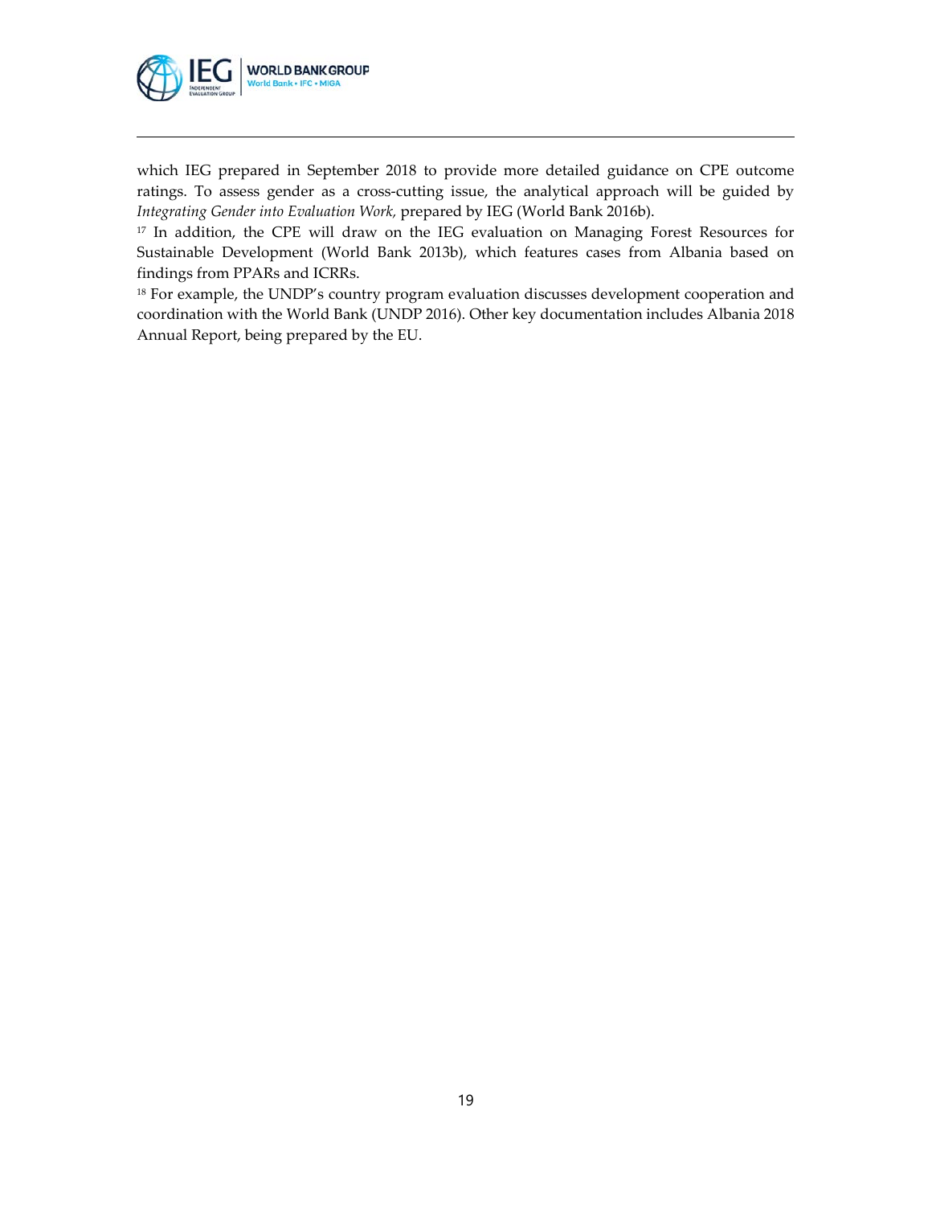which IEG prepared in September 2018 to provide more detailed guidance on CPE outcome ratings. To assess gender as a cross-cutting issue, the analytical approach will be guided by *Integrating Gender into Evaluation Work*, prepared by IEG (World Bank 2016b).

[17] In addition, the CPE will draw on the IEG evaluation on Managing Forest Resources for Sustainable Development (World Bank 2013b), which features cases from Albania based on findings from PPARs and ICRRs.

[18] For example, the UNDP's country program evaluation discusses development cooperation and coordination with the World Bank (UNDP 2016). Other key documentation includes Albania 2018 Annual Report, being prepared by the EU.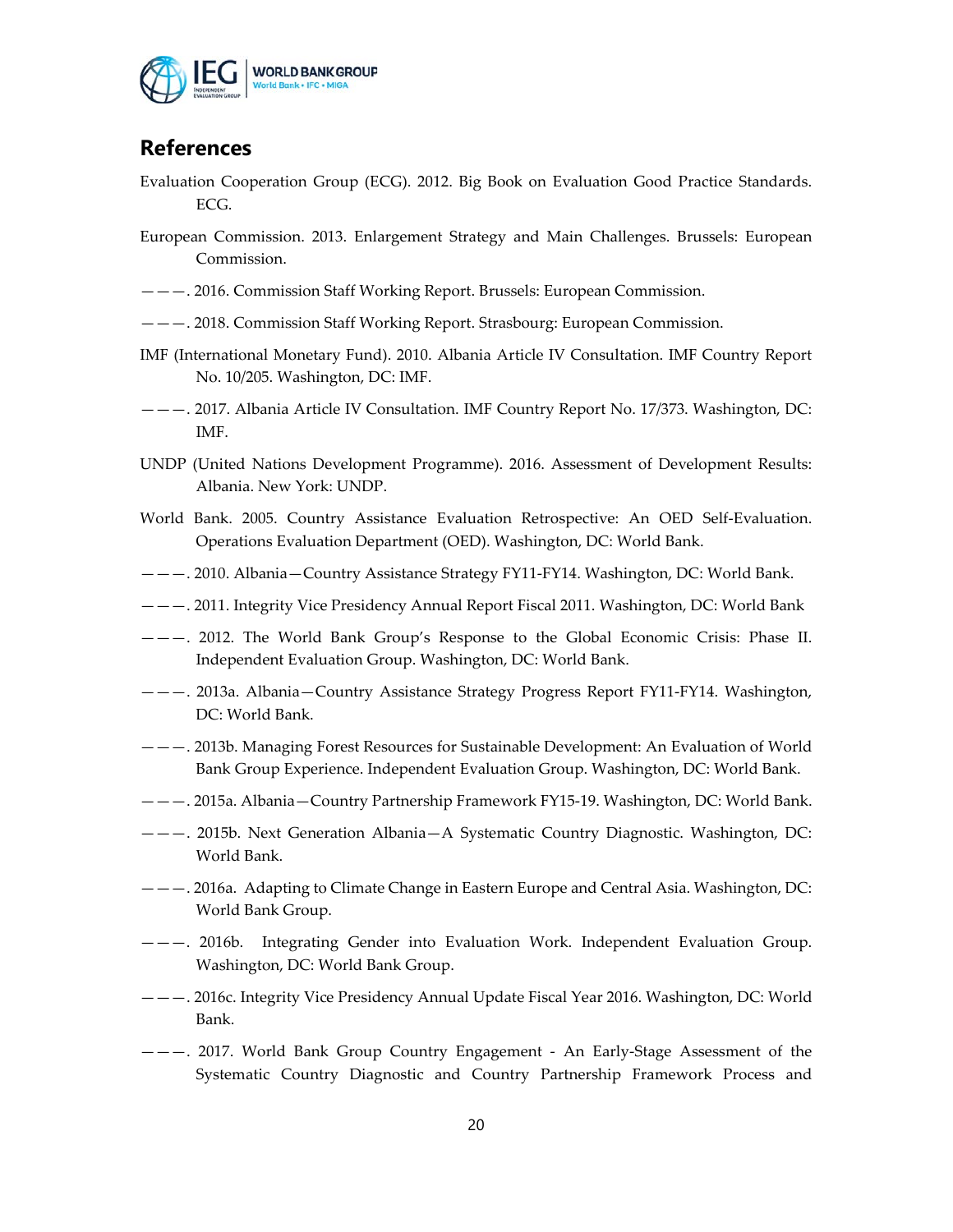## References

Evaluation Cooperation Group (ECG). 2012. Big Book on Evaluation Good Practice Standards. ECG.

European Commission. 2013. Enlargement Strategy and Main Challenges. Brussels: European Commission.

———. 2016. Commission Staff Working Report. Brussels: European Commission.

———. 2018. Commission Staff Working Report. Strasbourg: European Commission.

IMF (International Monetary Fund). 2010. Albania Article IV Consultation. IMF Country Report No. 10/205. Washington, DC: IMF.

———. 2017. Albania Article IV Consultation. IMF Country Report No. 17/373. Washington, DC: IMF.

UNDP (United Nations Development Programme). 2016. Assessment of Development Results: Albania. New York: UNDP.

World Bank. 2005. Country Assistance Evaluation Retrospective: An OED Self-Evaluation. Operations Evaluation Department (OED). Washington, DC: World Bank.

———. 2010. Albania—Country Assistance Strategy FY11-FY14. Washington, DC: World Bank.

———. 2011. Integrity Vice Presidency Annual Report Fiscal 2011. Washington, DC: World Bank

———. 2012. The World Bank Group's Response to the Global Economic Crisis: Phase II. Independent Evaluation Group. Washington, DC: World Bank.

———. 2013a. Albania—Country Assistance Strategy Progress Report FY11-FY14. Washington, DC: World Bank.

———. 2013b. Managing Forest Resources for Sustainable Development: An Evaluation of World Bank Group Experience. Independent Evaluation Group. Washington, DC: World Bank.

———. 2015a. Albania—Country Partnership Framework FY15-19. Washington, DC: World Bank.

———. 2015b. Next Generation Albania—A Systematic Country Diagnostic. Washington, DC: World Bank.

———. 2016a. Adapting to Climate Change in Eastern Europe and Central Asia. Washington, DC: World Bank Group.

———. 2016b. Integrating Gender into Evaluation Work. Independent Evaluation Group. Washington, DC: World Bank Group.

———. 2016c. Integrity Vice Presidency Annual Update Fiscal Year 2016. Washington, DC: World Bank.

———. 2017. World Bank Group Country Engagement - An Early-Stage Assessment of the Systematic Country Diagnostic and Country Partnership Framework Process and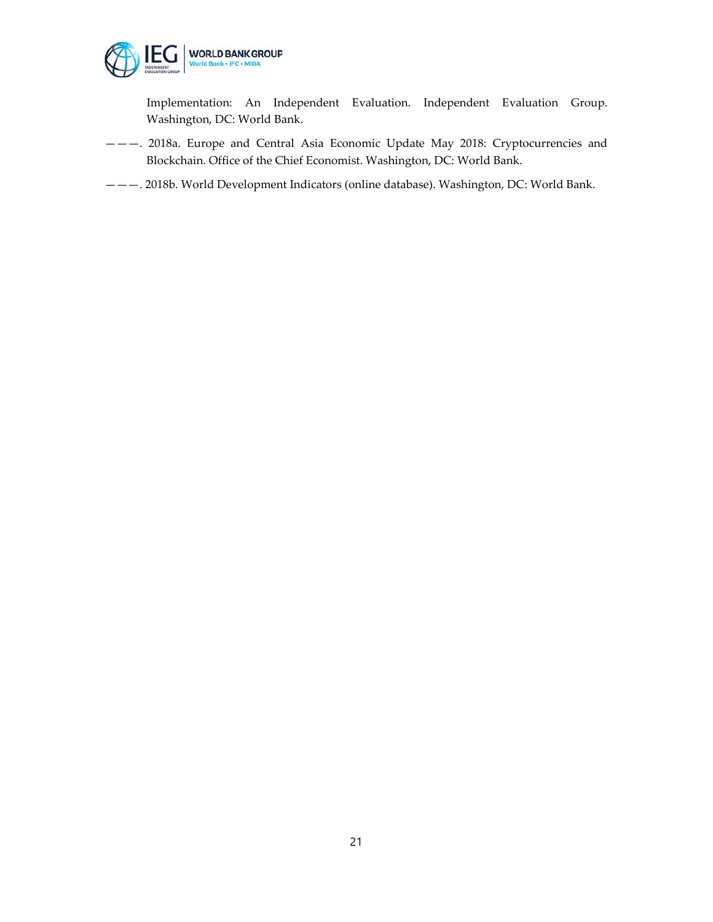Implementation: An Independent Evaluation. Independent Evaluation Group. Washington, DC: World Bank.

———. 2018a. Europe and Central Asia Economic Update May 2018: Cryptocurrencies and Blockchain. Office of the Chief Economist. Washington, DC: World Bank.

———. 2018b. World Development Indicators (online database). Washington, DC: World Bank.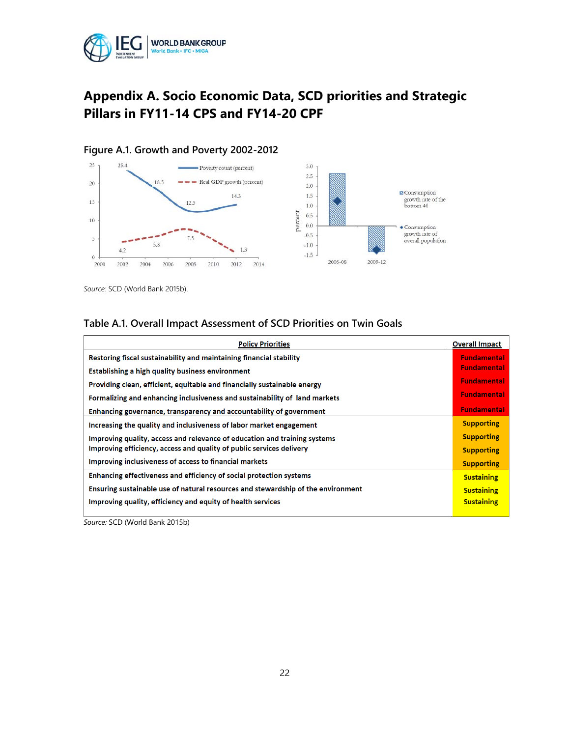# Appendix A. Socio Economic Data, SCD priorities and Strategic Pillars in FY11-14 CPS and FY14-20 CPF

## Figure A.1. Growth and Poverty 2002-2012

*Source:* SCD (World Bank 2015b).

## Table A.1. Overall Impact Assessment of SCD Priorities on Twin Goals

| Policy Priorities | Overall Impact |
|---|---|
| Restoring fiscal sustainability and maintaining financial stability | Fundamental |
| Establishing a high quality business environment | Fundamental |
| Providing clean, efficient, equitable and financially sustainable energy | Fundamental |
| Formalizing and enhancing inclusiveness and sustainability of land markets | Fundamental |
| Enhancing governance, transparency and accountability of government | Fundamental |
| Increasing the quality and inclusiveness of labor market engagement | Supporting |
| Improving quality, access and relevance of education and training systems | Supporting |
| Improving efficiency, access and quality of public services delivery | Supporting |
| Improving inclusiveness of access to financial markets | Supporting |
| Enhancing effectiveness and efficiency of social protection systems | Sustaining |
| Ensuring sustainable use of natural resources and stewardship of the environment | Sustaining |
| Improving quality, efficiency and equity of health services | Sustaining |

*Source:* SCD (World Bank 2015b)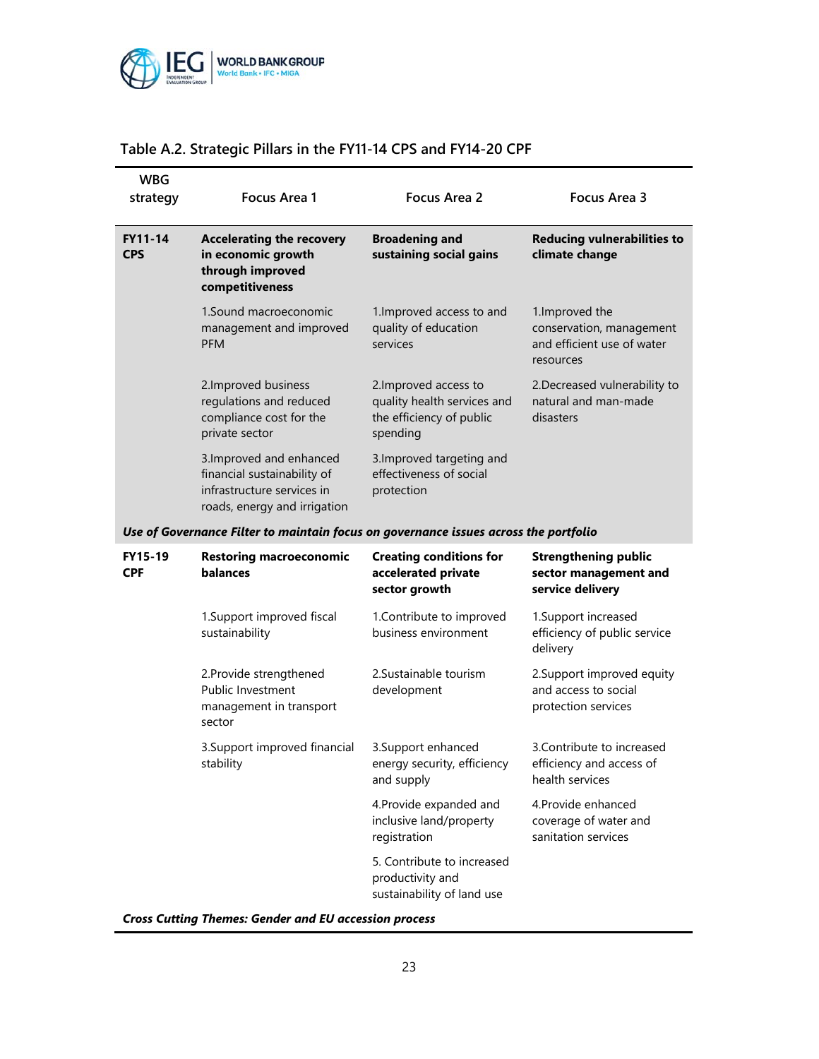## Table A.2. Strategic Pillars in the FY11-14 CPS and FY14-20 CPF

| WBG strategy | Focus Area 1 | Focus Area 2 | Focus Area 3 |
|---|---|---|---|
| **FY11-14 CPS** | **Accelerating the recovery in economic growth through improved competitiveness** | **Broadening and sustaining social gains** | **Reducing vulnerabilities to climate change** |
| | 1.Sound macroeconomic management and improved PFM | 1.Improved access to and quality of education services | 1.Improved the conservation, management and efficient use of water resources |
| | 2.Improved business regulations and reduced compliance cost for the private sector | 2.Improved access to quality health services and the efficiency of public spending | 2.Decreased vulnerability to natural and man-made disasters |
| | 3.Improved and enhanced financial sustainability of infrastructure services in roads, energy and irrigation | 3.Improved targeting and effectiveness of social protection | |
| ***Use of Governance Filter to maintain focus on governance issues across the portfolio*** | | | |
| **FY15-19 CPF** | **Restoring macroeconomic balances** | **Creating conditions for accelerated private sector growth** | **Strengthening public sector management and service delivery** |
| | 1.Support improved fiscal sustainability | 1.Contribute to improved business environment | 1.Support increased efficiency of public service delivery |
| | 2.Provide strengthened Public Investment management in transport sector | 2.Sustainable tourism development | 2.Support improved equity and access to social protection services |
| | 3.Support improved financial stability | 3.Support enhanced energy security, efficiency and supply | 3.Contribute to increased efficiency and access of health services |
| | | 4.Provide expanded and inclusive land/property registration | 4.Provide enhanced coverage of water and sanitation services |
| | | 5. Contribute to increased productivity and sustainability of land use | |
| ***Cross Cutting Themes: Gender and EU accession process*** | | | |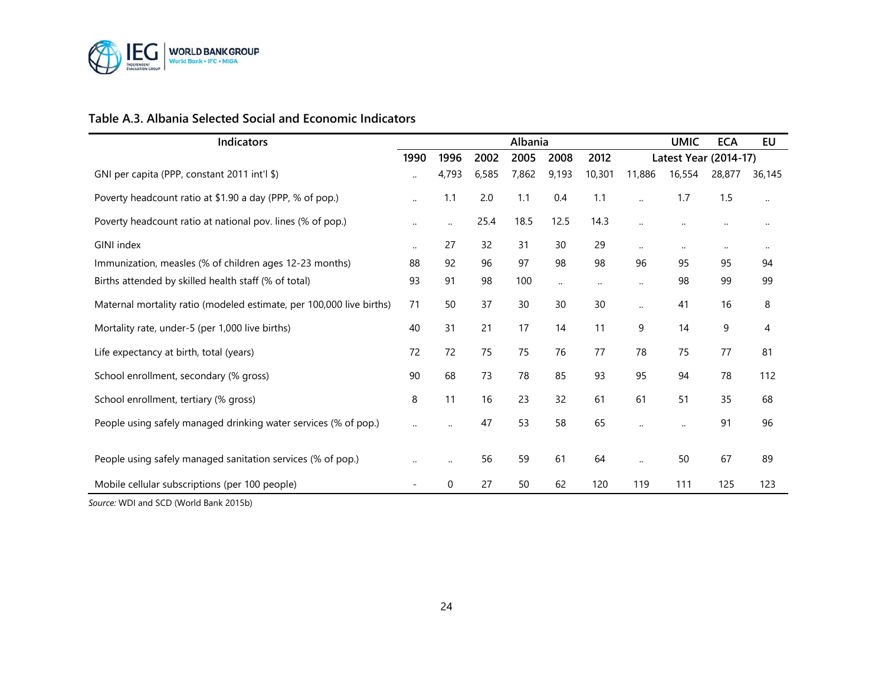**Table A.3. Albania Selected Social and Economic Indicators**

| Indicators | Albania | | | | | | | UMIC | ECA | EU |
|---|---|---|---|---|---|---|---|---|---|---|
| | 1990 | 1996 | 2002 | 2005 | 2008 | 2012 | Latest Year (2014-17) | | | |
| GNI per capita (PPP, constant 2011 int'l $) | .. | 4,793 | 6,585 | 7,862 | 9,193 | 10,301 | 11,886 | 16,554 | 28,877 | 36,145 |
| Poverty headcount ratio at $1.90 a day (PPP, % of pop.) | .. | 1.1 | 2.0 | 1.1 | 0.4 | 1.1 | .. | 1.7 | 1.5 | .. |
| Poverty headcount ratio at national pov. lines (% of pop.) | .. | .. | 25.4 | 18.5 | 12.5 | 14.3 | .. | .. | .. | .. |
| GINI index | .. | 27 | 32 | 31 | 30 | 29 | .. | .. | .. | .. |
| Immunization, measles (% of children ages 12-23 months) | 88 | 92 | 96 | 97 | 98 | 98 | 96 | 95 | 95 | 94 |
| Births attended by skilled health staff (% of total) | 93 | 91 | 98 | 100 | .. | .. | .. | 98 | 99 | 99 |
| Maternal mortality ratio (modeled estimate, per 100,000 live births) | 71 | 50 | 37 | 30 | 30 | 30 | .. | 41 | 16 | 8 |
| Mortality rate, under-5 (per 1,000 live births) | 40 | 31 | 21 | 17 | 14 | 11 | 9 | 14 | 9 | 4 |
| Life expectancy at birth, total (years) | 72 | 72 | 75 | 75 | 76 | 77 | 78 | 75 | 77 | 81 |
| School enrollment, secondary (% gross) | 90 | 68 | 73 | 78 | 85 | 93 | 95 | 94 | 78 | 112 |
| School enrollment, tertiary (% gross) | 8 | 11 | 16 | 23 | 32 | 61 | 61 | 51 | 35 | 68 |
| People using safely managed drinking water services (% of pop.) | .. | .. | 47 | 53 | 58 | 65 | .. | .. | 91 | 96 |
| People using safely managed sanitation services (% of pop.) | .. | .. | 56 | 59 | 61 | 64 | .. | 50 | 67 | 89 |
| Mobile cellular subscriptions (per 100 people) | - | 0 | 27 | 50 | 62 | 120 | 119 | 111 | 125 | 123 |

*Source:* WDI and SCD (World Bank 2015b)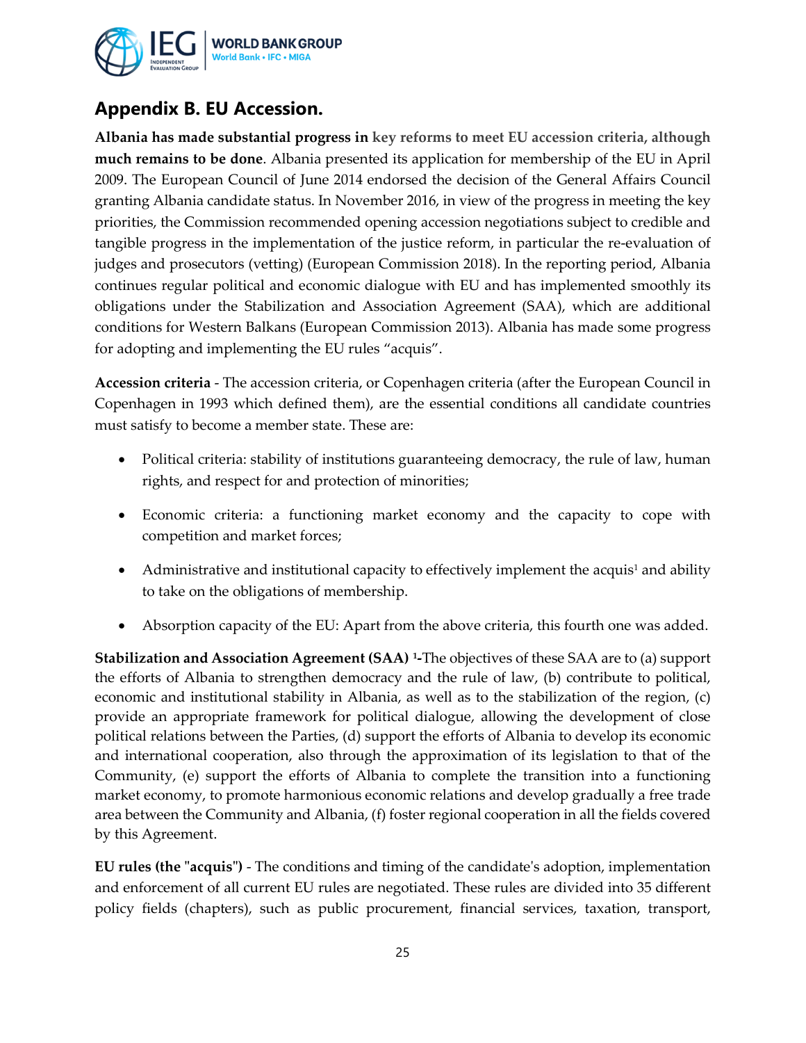## Appendix B. EU Accession.

**Albania has made substantial progress in key reforms to meet EU accession criteria, although much remains to be done**. Albania presented its application for membership of the EU in April 2009. The European Council of June 2014 endorsed the decision of the General Affairs Council granting Albania candidate status. In November 2016, in view of the progress in meeting the key priorities, the Commission recommended opening accession negotiations subject to credible and tangible progress in the implementation of the justice reform, in particular the re-evaluation of judges and prosecutors (vetting) (European Commission 2018). In the reporting period, Albania continues regular political and economic dialogue with EU and has implemented smoothly its obligations under the Stabilization and Association Agreement (SAA), which are additional conditions for Western Balkans (European Commission 2013). Albania has made some progress for adopting and implementing the EU rules "acquis".

**Accession criteria** - The accession criteria, or Copenhagen criteria (after the European Council in Copenhagen in 1993 which defined them), are the essential conditions all candidate countries must satisfy to become a member state. These are:

- Political criteria: stability of institutions guaranteeing democracy, the rule of law, human rights, and respect for and protection of minorities;
- Economic criteria: a functioning market economy and the capacity to cope with competition and market forces;
- Administrative and institutional capacity to effectively implement the acquis[1] and ability to take on the obligations of membership.
- Absorption capacity of the EU: Apart from the above criteria, this fourth one was added.

**Stabilization and Association Agreement (SAA) [1]-**The objectives of these SAA are to (a) support the efforts of Albania to strengthen democracy and the rule of law, (b) contribute to political, economic and institutional stability in Albania, as well as to the stabilization of the region, (c) provide an appropriate framework for political dialogue, allowing the development of close political relations between the Parties, (d) support the efforts of Albania to develop its economic and international cooperation, also through the approximation of its legislation to that of the Community, (e) support the efforts of Albania to complete the transition into a functioning market economy, to promote harmonious economic relations and develop gradually a free trade area between the Community and Albania, (f) foster regional cooperation in all the fields covered by this Agreement.

**EU rules (the "acquis")** - The conditions and timing of the candidate's adoption, implementation and enforcement of all current EU rules are negotiated. These rules are divided into 35 different policy fields (chapters), such as public procurement, financial services, taxation, transport,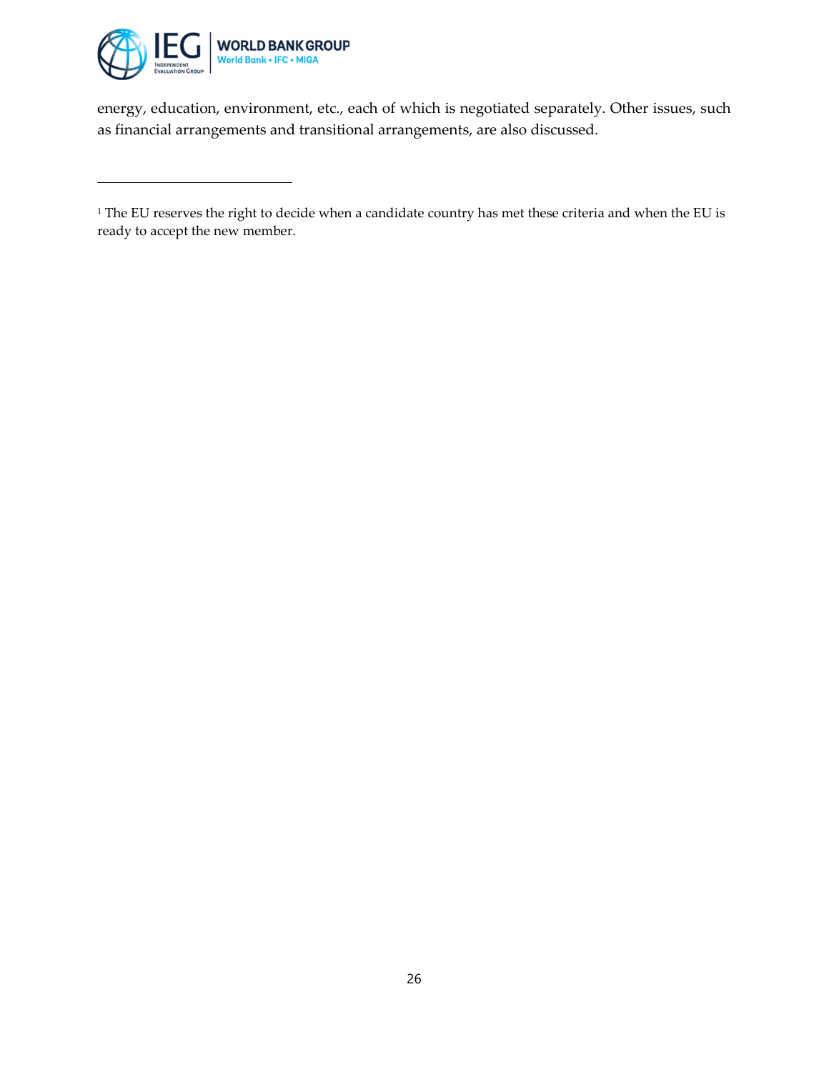energy, education, environment, etc., each of which is negotiated separately. Other issues, such as financial arrangements and transitional arrangements, are also discussed.

---

[1] The EU reserves the right to decide when a candidate country has met these criteria and when the EU is ready to accept the new member.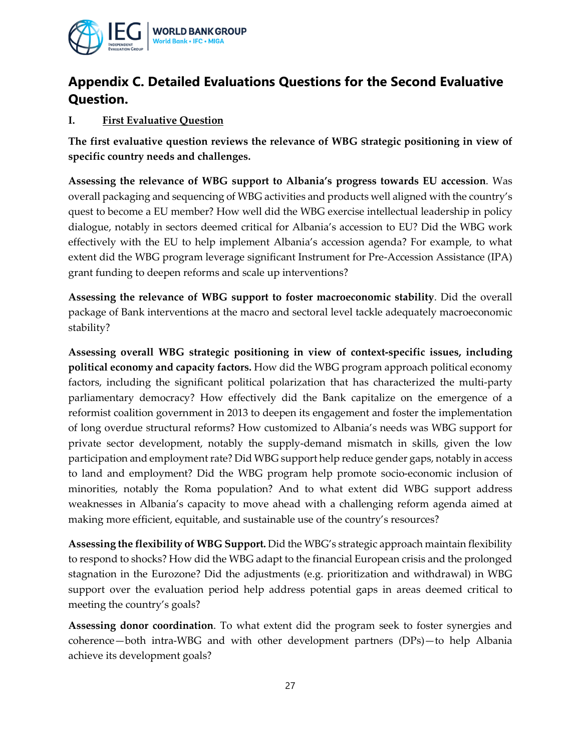## Appendix C. Detailed Evaluations Questions for the Second Evaluative Question.

### I. <u>First Evaluative Question</u>

**The first evaluative question reviews the relevance of WBG strategic positioning in view of specific country needs and challenges.**

**Assessing the relevance of WBG support to Albania's progress towards EU accession**. Was overall packaging and sequencing of WBG activities and products well aligned with the country's quest to become a EU member? How well did the WBG exercise intellectual leadership in policy dialogue, notably in sectors deemed critical for Albania's accession to EU? Did the WBG work effectively with the EU to help implement Albania's accession agenda? For example, to what extent did the WBG program leverage significant Instrument for Pre-Accession Assistance (IPA) grant funding to deepen reforms and scale up interventions?

**Assessing the relevance of WBG support to foster macroeconomic stability**. Did the overall package of Bank interventions at the macro and sectoral level tackle adequately macroeconomic stability?

**Assessing overall WBG strategic positioning in view of context-specific issues, including political economy and capacity factors.** How did the WBG program approach political economy factors, including the significant political polarization that has characterized the multi-party parliamentary democracy? How effectively did the Bank capitalize on the emergence of a reformist coalition government in 2013 to deepen its engagement and foster the implementation of long overdue structural reforms? How customized to Albania's needs was WBG support for private sector development, notably the supply-demand mismatch in skills, given the low participation and employment rate? Did WBG support help reduce gender gaps, notably in access to land and employment? Did the WBG program help promote socio-economic inclusion of minorities, notably the Roma population? And to what extent did WBG support address weaknesses in Albania's capacity to move ahead with a challenging reform agenda aimed at making more efficient, equitable, and sustainable use of the country's resources?

**Assessing the flexibility of WBG Support.** Did the WBG's strategic approach maintain flexibility to respond to shocks? How did the WBG adapt to the financial European crisis and the prolonged stagnation in the Eurozone? Did the adjustments (e.g. prioritization and withdrawal) in WBG support over the evaluation period help address potential gaps in areas deemed critical to meeting the country's goals?

**Assessing donor coordination**. To what extent did the program seek to foster synergies and coherence—both intra-WBG and with other development partners (DPs)—to help Albania achieve its development goals?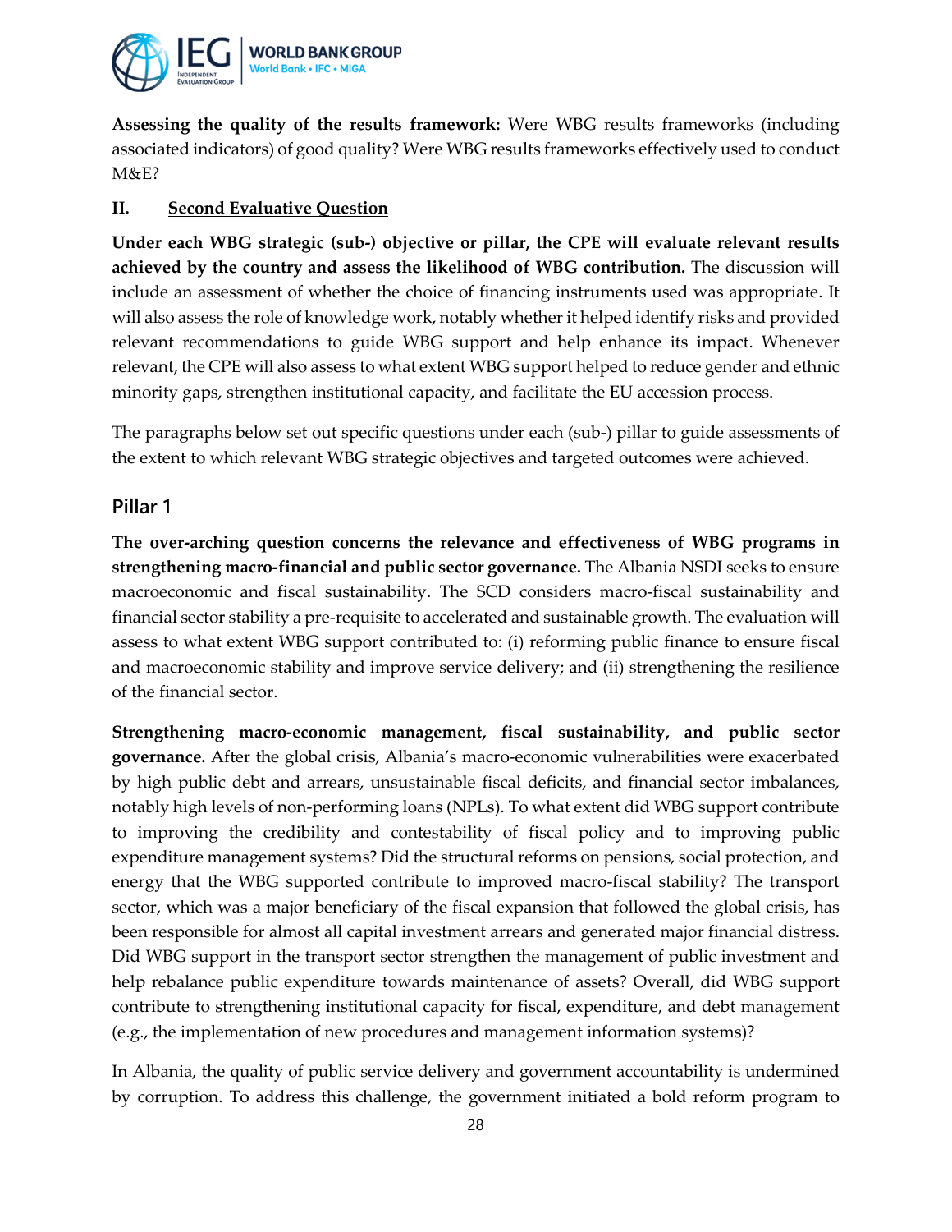**Assessing the quality of the results framework:** Were WBG results frameworks (including associated indicators) of good quality? Were WBG results frameworks effectively used to conduct M&E?

## II. Second Evaluative Question

**Under each WBG strategic (sub-) objective or pillar, the CPE will evaluate relevant results achieved by the country and assess the likelihood of WBG contribution.** The discussion will include an assessment of whether the choice of financing instruments used was appropriate. It will also assess the role of knowledge work, notably whether it helped identify risks and provided relevant recommendations to guide WBG support and help enhance its impact. Whenever relevant, the CPE will also assess to what extent WBG support helped to reduce gender and ethnic minority gaps, strengthen institutional capacity, and facilitate the EU accession process.

The paragraphs below set out specific questions under each (sub-) pillar to guide assessments of the extent to which relevant WBG strategic objectives and targeted outcomes were achieved.

### Pillar 1

**The over-arching question concerns the relevance and effectiveness of WBG programs in strengthening macro-financial and public sector governance.** The Albania NSDI seeks to ensure macroeconomic and fiscal sustainability. The SCD considers macro-fiscal sustainability and financial sector stability a pre-requisite to accelerated and sustainable growth. The evaluation will assess to what extent WBG support contributed to: (i) reforming public finance to ensure fiscal and macroeconomic stability and improve service delivery; and (ii) strengthening the resilience of the financial sector.

**Strengthening macro-economic management, fiscal sustainability, and public sector governance.** After the global crisis, Albania's macro-economic vulnerabilities were exacerbated by high public debt and arrears, unsustainable fiscal deficits, and financial sector imbalances, notably high levels of non-performing loans (NPLs). To what extent did WBG support contribute to improving the credibility and contestability of fiscal policy and to improving public expenditure management systems? Did the structural reforms on pensions, social protection, and energy that the WBG supported contribute to improved macro-fiscal stability? The transport sector, which was a major beneficiary of the fiscal expansion that followed the global crisis, has been responsible for almost all capital investment arrears and generated major financial distress. Did WBG support in the transport sector strengthen the management of public investment and help rebalance public expenditure towards maintenance of assets? Overall, did WBG support contribute to strengthening institutional capacity for fiscal, expenditure, and debt management (e.g., the implementation of new procedures and management information systems)?

In Albania, the quality of public service delivery and government accountability is undermined by corruption. To address this challenge, the government initiated a bold reform program to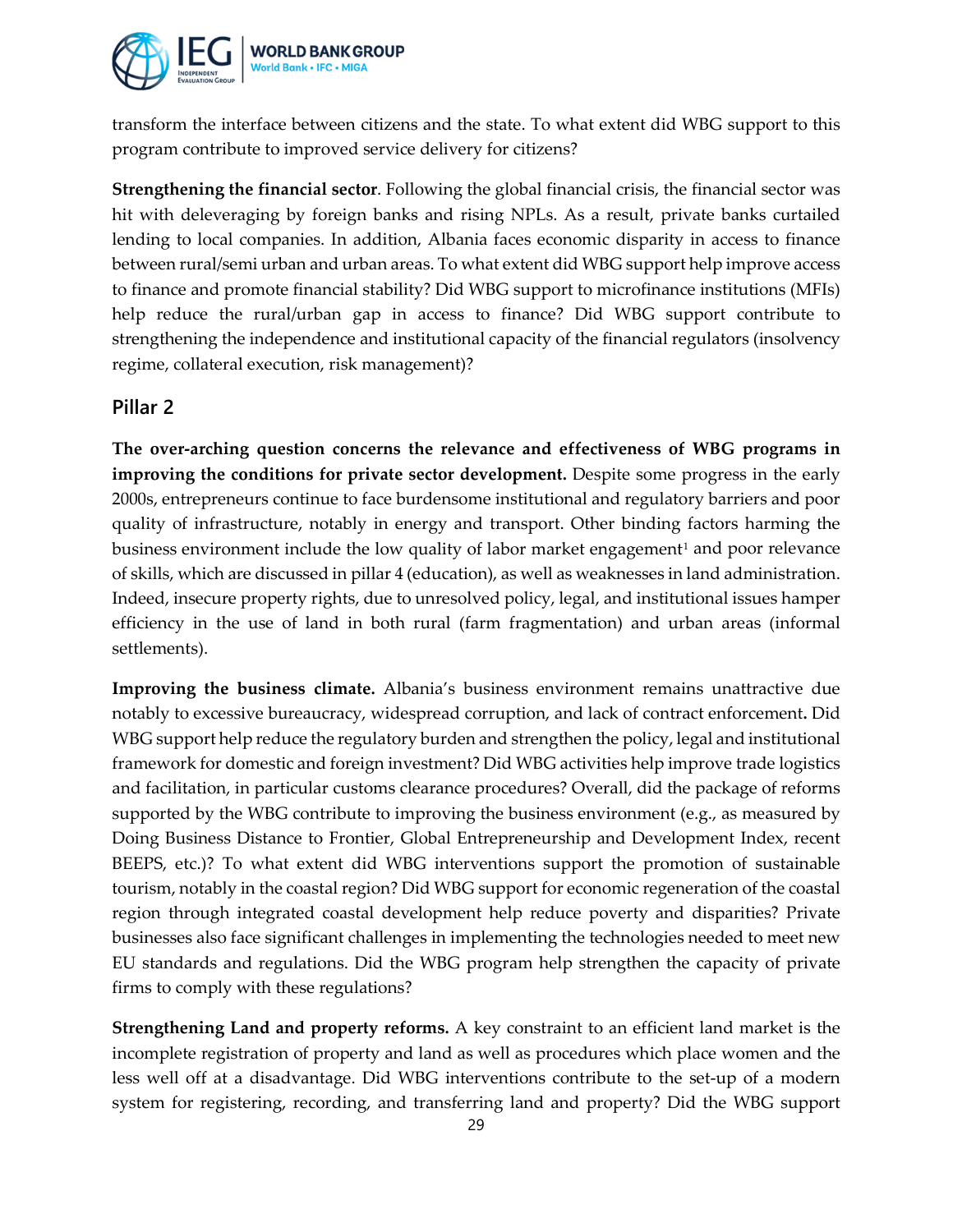transform the interface between citizens and the state. To what extent did WBG support to this program contribute to improved service delivery for citizens?

**Strengthening the financial sector**. Following the global financial crisis, the financial sector was hit with deleveraging by foreign banks and rising NPLs. As a result, private banks curtailed lending to local companies. In addition, Albania faces economic disparity in access to finance between rural/semi urban and urban areas. To what extent did WBG support help improve access to finance and promote financial stability? Did WBG support to microfinance institutions (MFIs) help reduce the rural/urban gap in access to finance? Did WBG support contribute to strengthening the independence and institutional capacity of the financial regulators (insolvency regime, collateral execution, risk management)?

## Pillar 2

**The over-arching question concerns the relevance and effectiveness of WBG programs in improving the conditions for private sector development.** Despite some progress in the early 2000s, entrepreneurs continue to face burdensome institutional and regulatory barriers and poor quality of infrastructure, notably in energy and transport. Other binding factors harming the business environment include the low quality of labor market engagement[1] and poor relevance of skills, which are discussed in pillar 4 (education), as well as weaknesses in land administration. Indeed, insecure property rights, due to unresolved policy, legal, and institutional issues hamper efficiency in the use of land in both rural (farm fragmentation) and urban areas (informal settlements).

**Improving the business climate.** Albania's business environment remains unattractive due notably to excessive bureaucracy, widespread corruption, and lack of contract enforcement**.** Did WBG support help reduce the regulatory burden and strengthen the policy, legal and institutional framework for domestic and foreign investment? Did WBG activities help improve trade logistics and facilitation, in particular customs clearance procedures? Overall, did the package of reforms supported by the WBG contribute to improving the business environment (e.g., as measured by Doing Business Distance to Frontier, Global Entrepreneurship and Development Index, recent BEEPS, etc.)? To what extent did WBG interventions support the promotion of sustainable tourism, notably in the coastal region? Did WBG support for economic regeneration of the coastal region through integrated coastal development help reduce poverty and disparities? Private businesses also face significant challenges in implementing the technologies needed to meet new EU standards and regulations. Did the WBG program help strengthen the capacity of private firms to comply with these regulations?

**Strengthening Land and property reforms.** A key constraint to an efficient land market is the incomplete registration of property and land as well as procedures which place women and the less well off at a disadvantage. Did WBG interventions contribute to the set-up of a modern system for registering, recording, and transferring land and property? Did the WBG support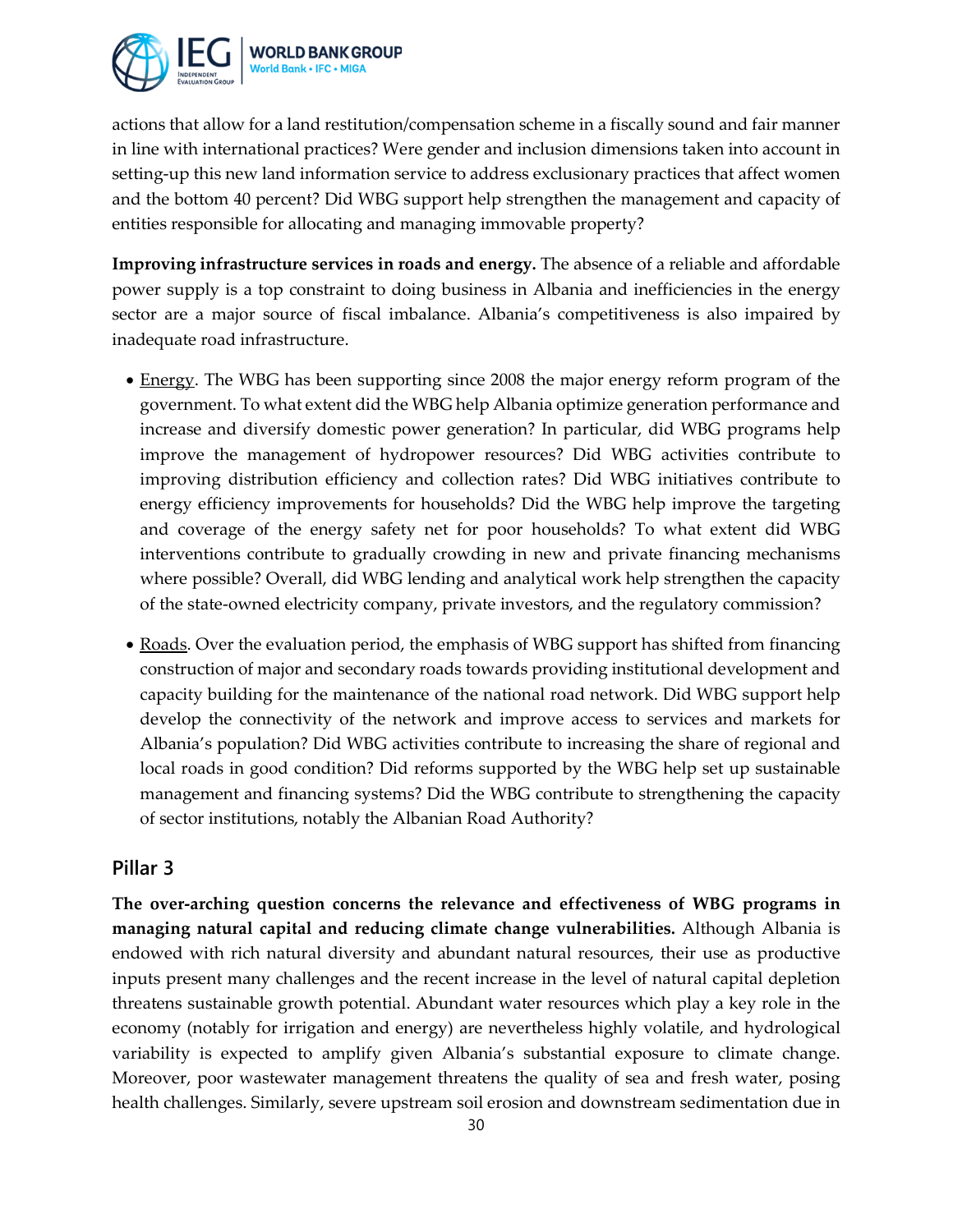actions that allow for a land restitution/compensation scheme in a fiscally sound and fair manner in line with international practices? Were gender and inclusion dimensions taken into account in setting-up this new land information service to address exclusionary practices that affect women and the bottom 40 percent? Did WBG support help strengthen the management and capacity of entities responsible for allocating and managing immovable property?

**Improving infrastructure services in roads and energy.** The absence of a reliable and affordable power supply is a top constraint to doing business in Albania and inefficiencies in the energy sector are a major source of fiscal imbalance. Albania's competitiveness is also impaired by inadequate road infrastructure.

- Energy. The WBG has been supporting since 2008 the major energy reform program of the government. To what extent did the WBG help Albania optimize generation performance and increase and diversify domestic power generation? In particular, did WBG programs help improve the management of hydropower resources? Did WBG activities contribute to improving distribution efficiency and collection rates? Did WBG initiatives contribute to energy efficiency improvements for households? Did the WBG help improve the targeting and coverage of the energy safety net for poor households? To what extent did WBG interventions contribute to gradually crowding in new and private financing mechanisms where possible? Overall, did WBG lending and analytical work help strengthen the capacity of the state-owned electricity company, private investors, and the regulatory commission?
- Roads. Over the evaluation period, the emphasis of WBG support has shifted from financing construction of major and secondary roads towards providing institutional development and capacity building for the maintenance of the national road network. Did WBG support help develop the connectivity of the network and improve access to services and markets for Albania's population? Did WBG activities contribute to increasing the share of regional and local roads in good condition? Did reforms supported by the WBG help set up sustainable management and financing systems? Did the WBG contribute to strengthening the capacity of sector institutions, notably the Albanian Road Authority?

## Pillar 3

**The over-arching question concerns the relevance and effectiveness of WBG programs in managing natural capital and reducing climate change vulnerabilities.** Although Albania is endowed with rich natural diversity and abundant natural resources, their use as productive inputs present many challenges and the recent increase in the level of natural capital depletion threatens sustainable growth potential. Abundant water resources which play a key role in the economy (notably for irrigation and energy) are nevertheless highly volatile, and hydrological variability is expected to amplify given Albania's substantial exposure to climate change. Moreover, poor wastewater management threatens the quality of sea and fresh water, posing health challenges. Similarly, severe upstream soil erosion and downstream sedimentation due in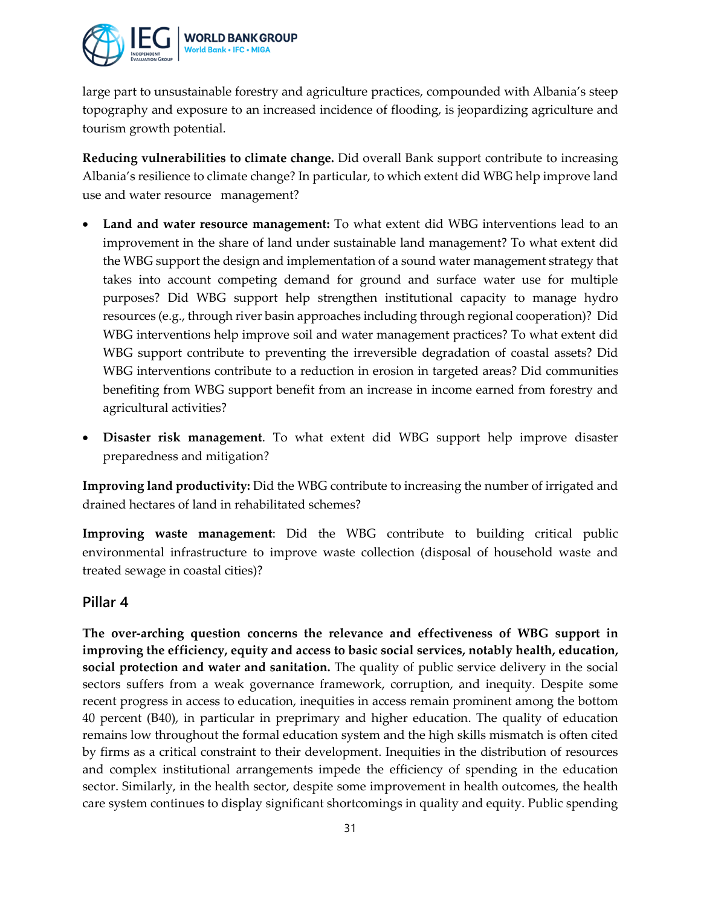large part to unsustainable forestry and agriculture practices, compounded with Albania's steep topography and exposure to an increased incidence of flooding, is jeopardizing agriculture and tourism growth potential.

**Reducing vulnerabilities to climate change.** Did overall Bank support contribute to increasing Albania's resilience to climate change? In particular, to which extent did WBG help improve land use and water resource management?

- **Land and water resource management:** To what extent did WBG interventions lead to an improvement in the share of land under sustainable land management? To what extent did the WBG support the design and implementation of a sound water management strategy that takes into account competing demand for ground and surface water use for multiple purposes? Did WBG support help strengthen institutional capacity to manage hydro resources (e.g., through river basin approaches including through regional cooperation)? Did WBG interventions help improve soil and water management practices? To what extent did WBG support contribute to preventing the irreversible degradation of coastal assets? Did WBG interventions contribute to a reduction in erosion in targeted areas? Did communities benefiting from WBG support benefit from an increase in income earned from forestry and agricultural activities?
- **Disaster risk management**. To what extent did WBG support help improve disaster preparedness and mitigation?

**Improving land productivity:** Did the WBG contribute to increasing the number of irrigated and drained hectares of land in rehabilitated schemes?

**Improving waste management**: Did the WBG contribute to building critical public environmental infrastructure to improve waste collection (disposal of household waste and treated sewage in coastal cities)?

## Pillar 4

**The over-arching question concerns the relevance and effectiveness of WBG support in improving the efficiency, equity and access to basic social services, notably health, education, social protection and water and sanitation.** The quality of public service delivery in the social sectors suffers from a weak governance framework, corruption, and inequity. Despite some recent progress in access to education, inequities in access remain prominent among the bottom 40 percent (B40), in particular in preprimary and higher education. The quality of education remains low throughout the formal education system and the high skills mismatch is often cited by firms as a critical constraint to their development. Inequities in the distribution of resources and complex institutional arrangements impede the efficiency of spending in the education sector. Similarly, in the health sector, despite some improvement in health outcomes, the health care system continues to display significant shortcomings in quality and equity. Public spending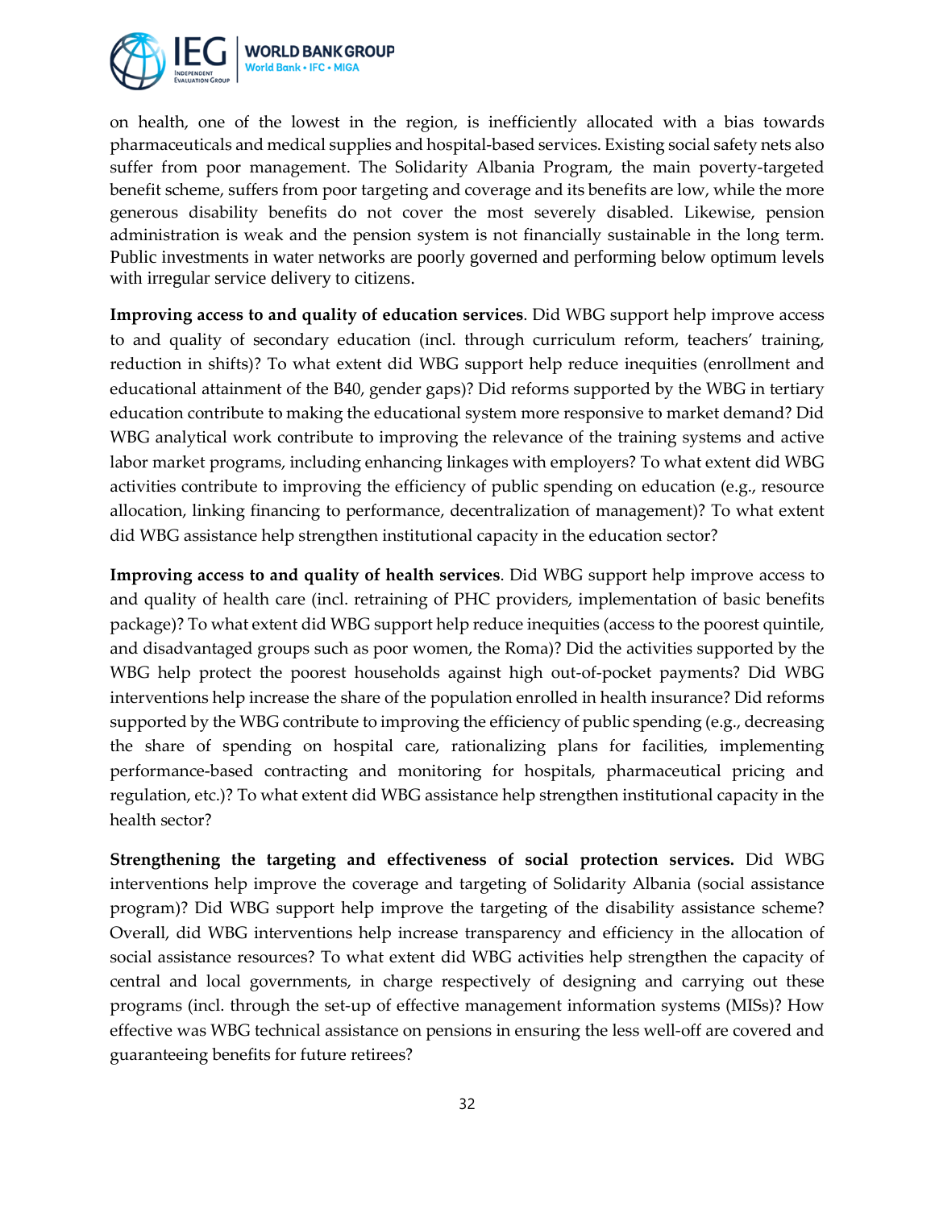on health, one of the lowest in the region, is inefficiently allocated with a bias towards pharmaceuticals and medical supplies and hospital-based services. Existing social safety nets also suffer from poor management. The Solidarity Albania Program, the main poverty-targeted benefit scheme, suffers from poor targeting and coverage and its benefits are low, while the more generous disability benefits do not cover the most severely disabled. Likewise, pension administration is weak and the pension system is not financially sustainable in the long term. Public investments in water networks are poorly governed and performing below optimum levels with irregular service delivery to citizens.

**Improving access to and quality of education services**. Did WBG support help improve access to and quality of secondary education (incl. through curriculum reform, teachers' training, reduction in shifts)? To what extent did WBG support help reduce inequities (enrollment and educational attainment of the B40, gender gaps)? Did reforms supported by the WBG in tertiary education contribute to making the educational system more responsive to market demand? Did WBG analytical work contribute to improving the relevance of the training systems and active labor market programs, including enhancing linkages with employers? To what extent did WBG activities contribute to improving the efficiency of public spending on education (e.g., resource allocation, linking financing to performance, decentralization of management)? To what extent did WBG assistance help strengthen institutional capacity in the education sector?

**Improving access to and quality of health services**. Did WBG support help improve access to and quality of health care (incl. retraining of PHC providers, implementation of basic benefits package)? To what extent did WBG support help reduce inequities (access to the poorest quintile, and disadvantaged groups such as poor women, the Roma)? Did the activities supported by the WBG help protect the poorest households against high out-of-pocket payments? Did WBG interventions help increase the share of the population enrolled in health insurance? Did reforms supported by the WBG contribute to improving the efficiency of public spending (e.g., decreasing the share of spending on hospital care, rationalizing plans for facilities, implementing performance-based contracting and monitoring for hospitals, pharmaceutical pricing and regulation, etc.)? To what extent did WBG assistance help strengthen institutional capacity in the health sector?

**Strengthening the targeting and effectiveness of social protection services.** Did WBG interventions help improve the coverage and targeting of Solidarity Albania (social assistance program)? Did WBG support help improve the targeting of the disability assistance scheme? Overall, did WBG interventions help increase transparency and efficiency in the allocation of social assistance resources? To what extent did WBG activities help strengthen the capacity of central and local governments, in charge respectively of designing and carrying out these programs (incl. through the set-up of effective management information systems (MISs)? How effective was WBG technical assistance on pensions in ensuring the less well-off are covered and guaranteeing benefits for future retirees?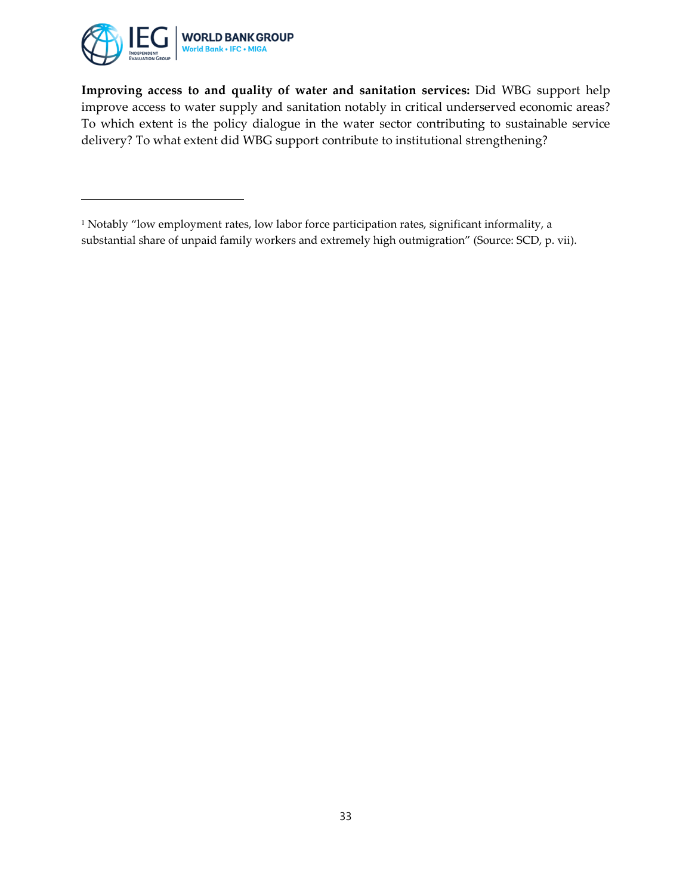**Improving access to and quality of water and sanitation services:** Did WBG support help improve access to water supply and sanitation notably in critical underserved economic areas? To which extent is the policy dialogue in the water sector contributing to sustainable service delivery? To what extent did WBG support contribute to institutional strengthening?

---

[1] Notably "low employment rates, low labor force participation rates, significant informality, a substantial share of unpaid family workers and extremely high outmigration" (Source: SCD, p. vii).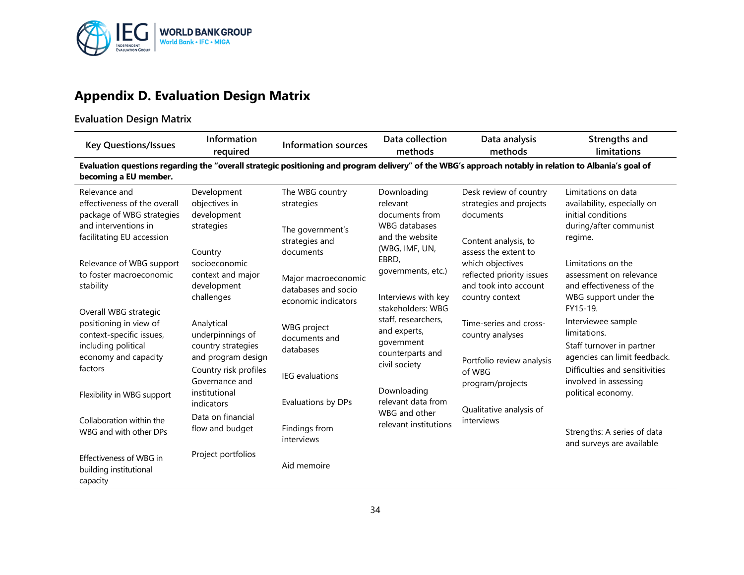# Appendix D. Evaluation Design Matrix

## Evaluation Design Matrix

| Key Questions/Issues | Information required | Information sources | Data collection methods | Data analysis methods | Strengths and limitations |
|---|---|---|---|---|---|
| **Evaluation questions regarding the "overall strategic positioning and program delivery" of the WBG's approach notably in relation to Albania's goal of becoming a EU member.** | | | | | |
| Relevance and effectiveness of the overall package of WBG strategies and interventions in facilitating EU accession<br><br>Relevance of WBG support to foster macroeconomic stability<br><br>Overall WBG strategic positioning in view of context-specific issues, including political economy and capacity factors<br><br>Flexibility in WBG support<br><br>Collaboration within the WBG and with other DPs<br><br>Effectiveness of WBG in building institutional capacity | Development objectives in development strategies<br><br>Country socioeconomic context and major development challenges<br><br>Analytical underpinnings of country strategies and program design<br><br>Country risk profiles<br><br>Governance and institutional indicators<br><br>Data on financial flow and budget<br><br>Project portfolios | The WBG country strategies<br><br>The government's strategies and documents<br><br>Major macroeconomic databases and socio economic indicators<br><br>WBG project documents and databases<br><br>IEG evaluations<br><br>Evaluations by DPs<br><br>Findings from interviews<br><br>Aid memoire | Downloading relevant documents from WBG databases and the website (WBG, IMF, UN, EBRD, governments, etc.)<br><br>Interviews with key stakeholders: WBG staff, researchers, and experts, government counterparts and civil society<br><br>Downloading relevant data from WBG and other relevant institutions | Desk review of country strategies and projects documents<br><br>Content analysis, to assess the extent to which objectives reflected priority issues and took into account country context<br><br>Time-series and cross-country analyses<br><br>Portfolio review analysis of WBG program/projects<br><br>Qualitative analysis of interviews | Limitations on data availability, especially on initial conditions during/after communist regime.<br><br>Limitations on the assessment on relevance and effectiveness of the WBG support under the FY15-19.<br><br>Interviewee sample limitations.<br><br>Staff turnover in partner agencies can limit feedback.<br><br>Difficulties and sensitivities involved in assessing political economy.<br><br>Strengths: A series of data and surveys are available |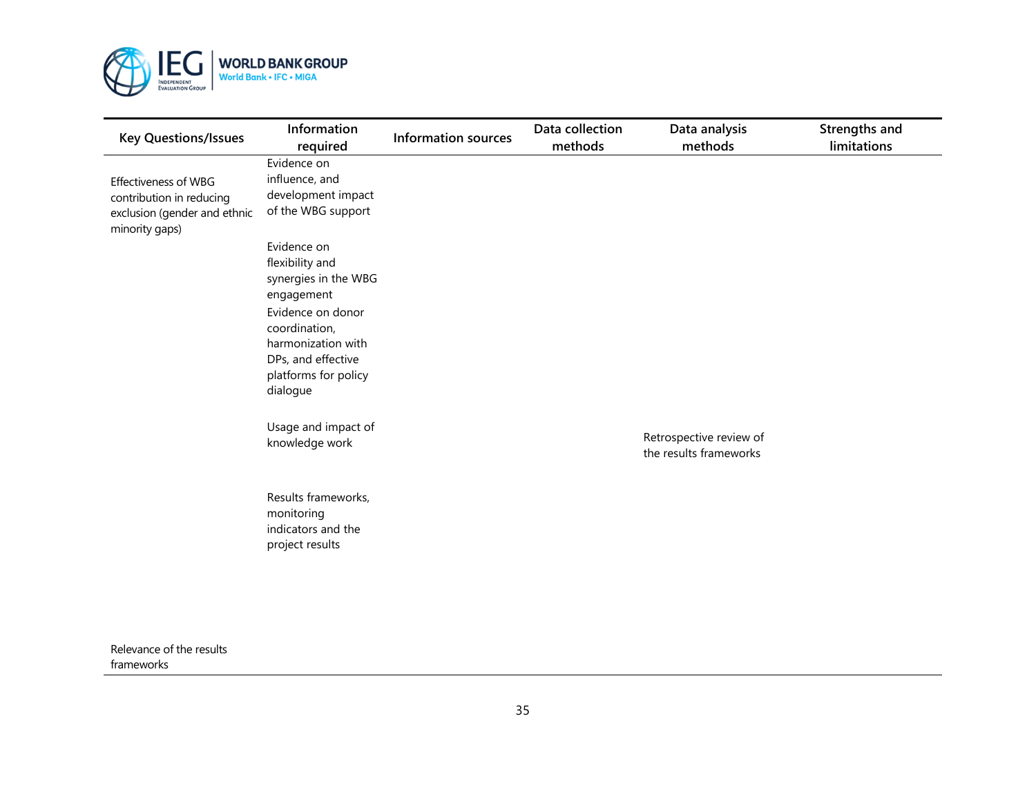| Key Questions/Issues | Information required | Information sources | Data collection methods | Data analysis methods | Strengths and limitations |
|---|---|---|---|---|---|
| Effectiveness of WBG contribution in reducing exclusion (gender and ethnic minority gaps) | Evidence on influence, and development impact of the WBG support | | | | |
| | Evidence on flexibility and synergies in the WBG engagement | | | | |
| | Evidence on donor coordination, harmonization with DPs, and effective platforms for policy dialogue | | | | |
| | Usage and impact of knowledge work | | | Retrospective review of the results frameworks | |
| | Results frameworks, monitoring indicators and the project results | | | | |
| Relevance of the results frameworks | | | | | |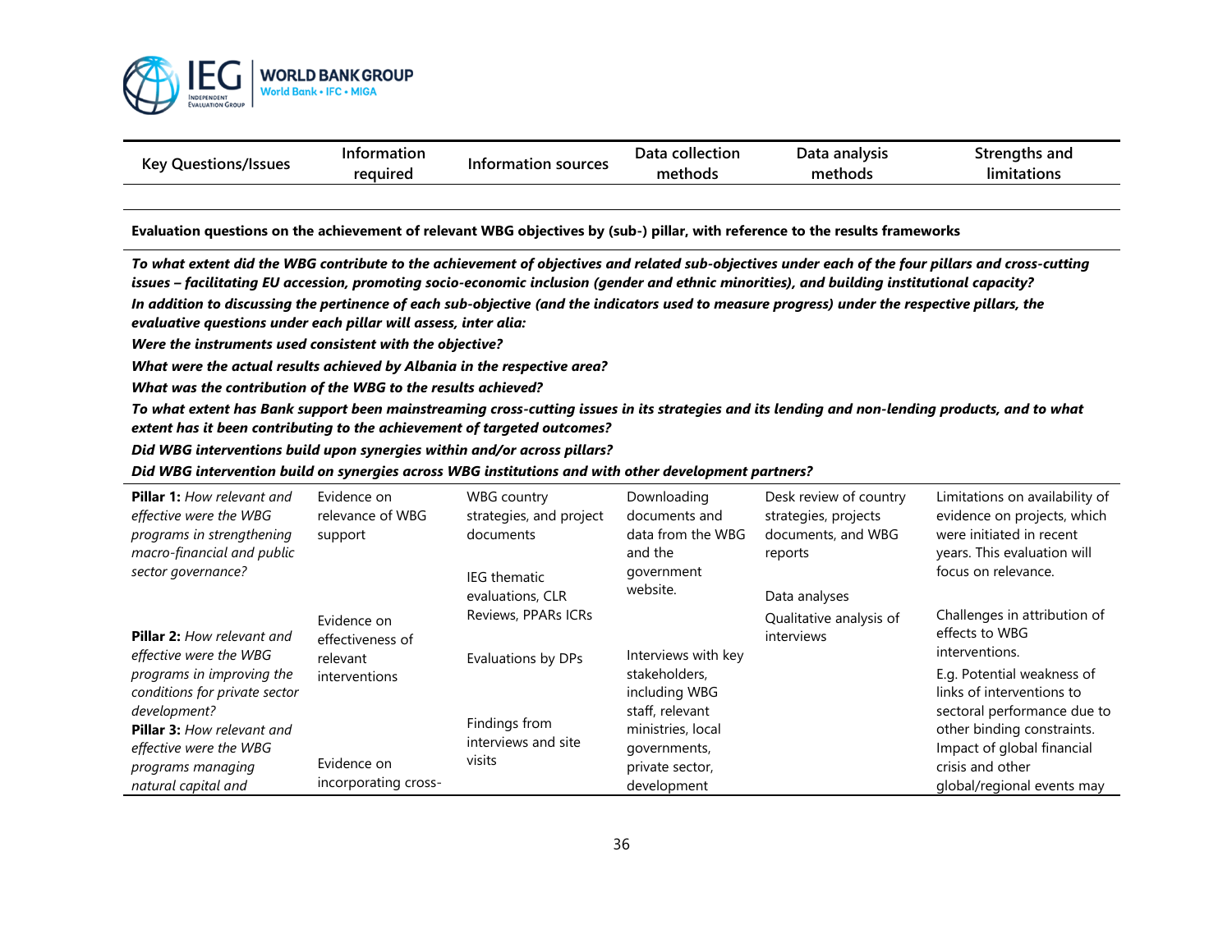| Key Questions/Issues | Information required | Information sources | Data collection methods | Data analysis methods | Strengths and limitations |
|---|---|---|---|---|---|
| **Evaluation questions on the achievement of relevant WBG objectives by (sub-) pillar, with reference to the results frameworks** | | | | | |
| ***To what extent did the WBG contribute to the achievement of objectives and related sub-objectives under each of the four pillars and cross-cutting issues – facilitating EU accession, promoting socio-economic inclusion (gender and ethnic minorities), and building institutional capacity?*** ***In addition to discussing the pertinence of each sub-objective (and the indicators used to measure progress) under the respective pillars, the evaluative questions under each pillar will assess, inter alia:*** ***Were the instruments used consistent with the objective?*** ***What were the actual results achieved by Albania in the respective area?*** ***What was the contribution of the WBG to the results achieved?*** ***To what extent has Bank support been mainstreaming cross-cutting issues in its strategies and its lending and non-lending products, and to what extent has it been contributing to the achievement of targeted outcomes?*** ***Did WBG interventions build upon synergies within and/or across pillars?*** ***Did WBG intervention build on synergies across WBG institutions and with other development partners?*** | | | | | |
| **Pillar 1:** *How relevant and effective were the WBG programs in strengthening macro-financial and public sector governance?* **Pillar 2:** *How relevant and effective were the WBG programs in improving the conditions for private sector development?* **Pillar 3:** *How relevant and effective were the WBG programs managing natural capital and* | Evidence on relevance of WBG support Evidence on effectiveness of relevant interventions Evidence on incorporating cross- | WBG country strategies, and project documents IEG thematic evaluations, CLR Reviews, PPARs ICRs Evaluations by DPs Findings from interviews and site visits | Downloading documents and data from the WBG and the government website. Interviews with key stakeholders, including WBG staff, relevant ministries, local governments, private sector, development | Desk review of country strategies, projects documents, and WBG reports Data analyses Qualitative analysis of interviews | Limitations on availability of evidence on projects, which were initiated in recent years. This evaluation will focus on relevance. Challenges in attribution of effects to WBG interventions. E.g. Potential weakness of links of interventions to sectoral performance due to other binding constraints. Impact of global financial crisis and other global/regional events may |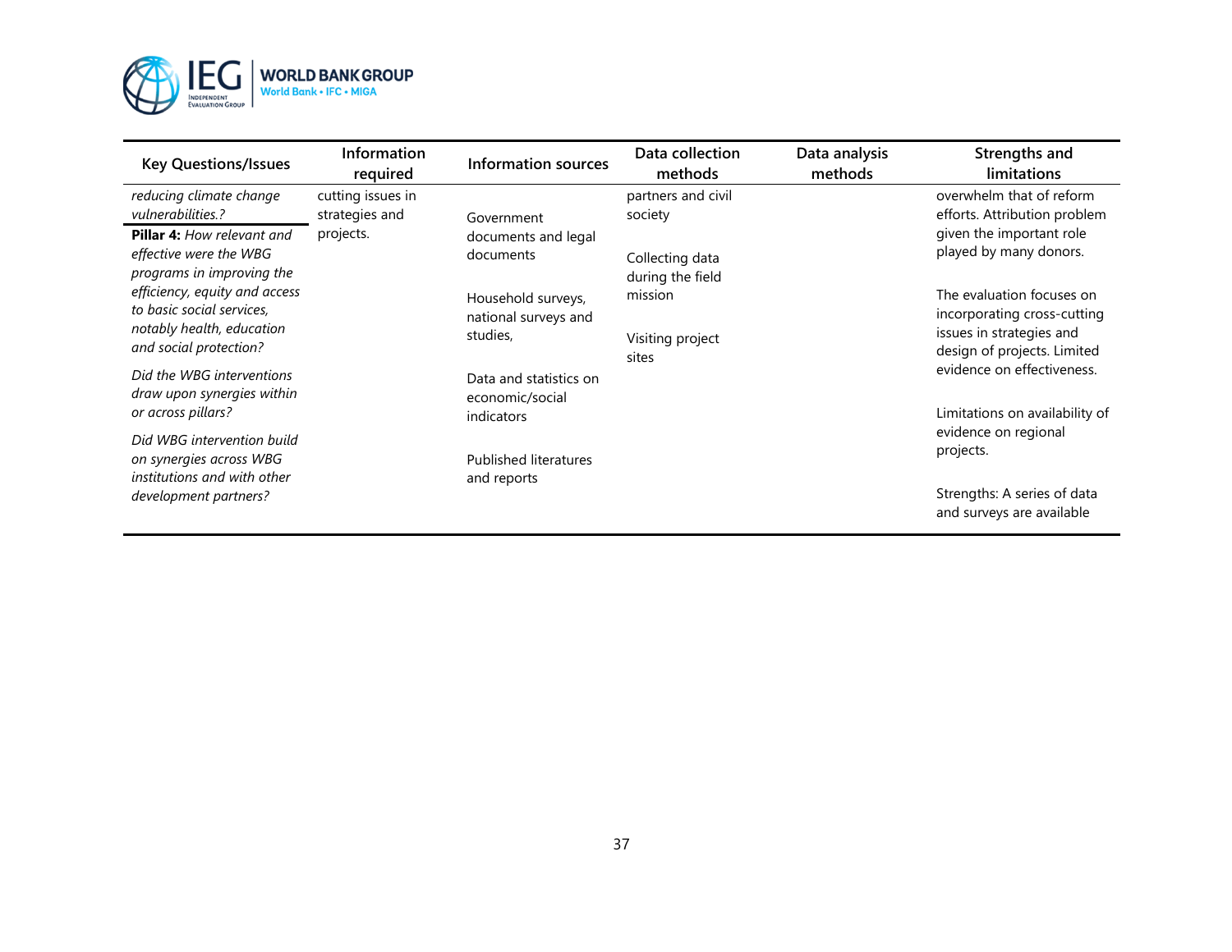| Key Questions/Issues | Information required | Information sources | Data collection methods | Data analysis methods | Strengths and limitations |
|---|---|---|---|---|---|
| *reducing climate change vulnerabilities.?* | cutting issues in strategies and projects. | Government documents and legal documents | partners and civil society | | overwhelm that of reform efforts. Attribution problem given the important role played by many donors. |
| **Pillar 4:** *How relevant and effective were the WBG programs in improving the efficiency, equity and access to basic social services, notably health, education and social protection?* | | Household surveys, national surveys and studies, | Collecting data during the field mission | | The evaluation focuses on incorporating cross-cutting issues in strategies and design of projects. Limited evidence on effectiveness. |
| *Did the WBG interventions draw upon synergies within or across pillars?* | | Data and statistics on economic/social indicators | Visiting project sites | | Limitations on availability of evidence on regional projects. |
| *Did WBG intervention build on synergies across WBG institutions and with other development partners?* | | Published literatures and reports | | | Strengths: A series of data and surveys are available |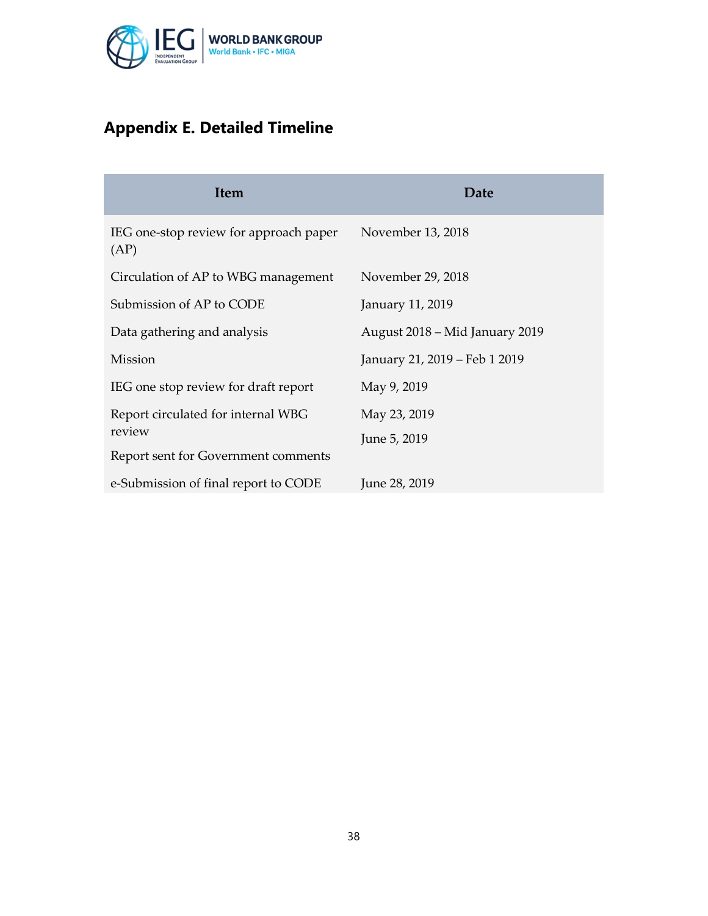## Appendix E. Detailed Timeline

| Item | Date |
|---|---|
| IEG one-stop review for approach paper (AP) | November 13, 2018 |
| Circulation of AP to WBG management | November 29, 2018 |
| Submission of AP to CODE | January 11, 2019 |
| Data gathering and analysis | August 2018 – Mid January 2019 |
| Mission | January 21, 2019 – Feb 1 2019 |
| IEG one stop review for draft report | May 9, 2019 |
| Report circulated for internal WBG review | May 23, 2019 |
| Report sent for Government comments | June 5, 2019 |
| e-Submission of final report to CODE | June 28, 2019 |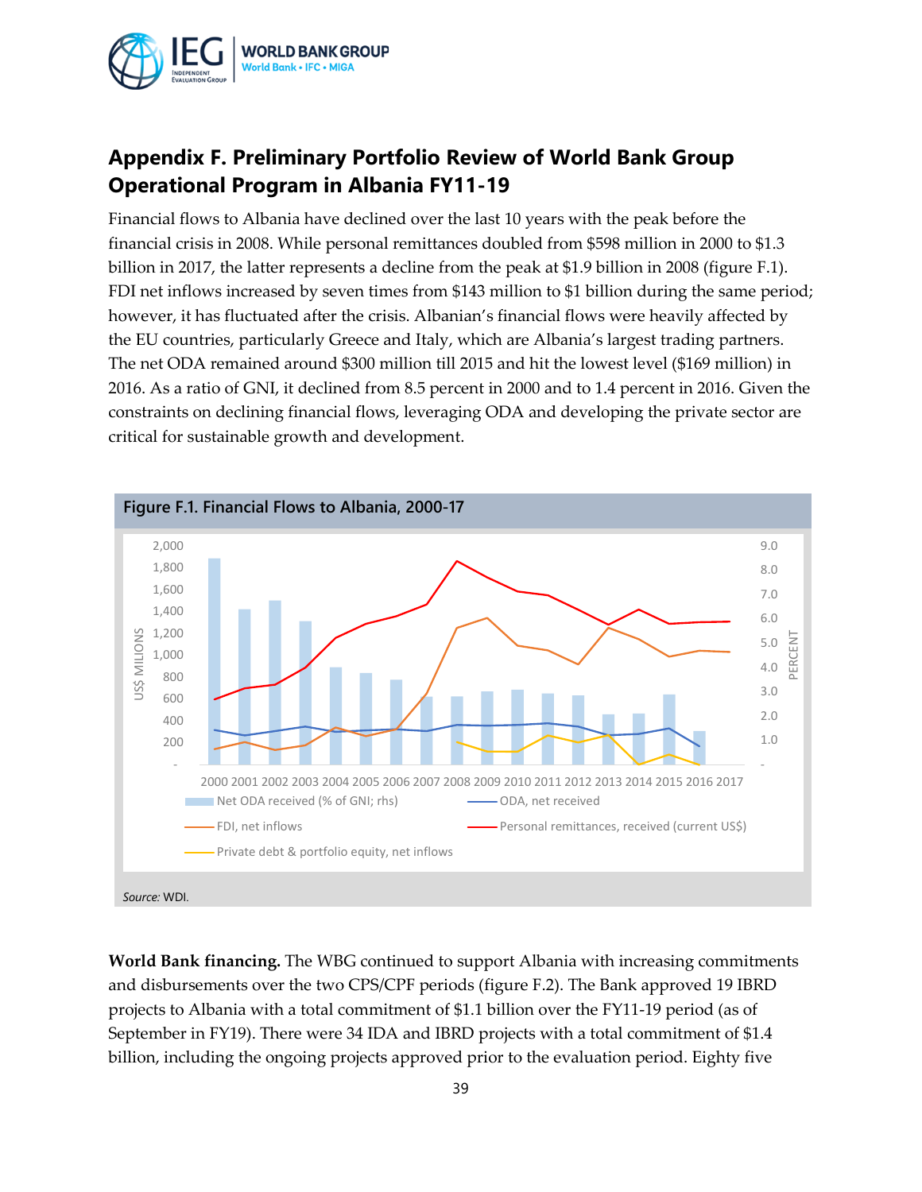## Appendix F. Preliminary Portfolio Review of World Bank Group Operational Program in Albania FY11-19

Financial flows to Albania have declined over the last 10 years with the peak before the financial crisis in 2008. While personal remittances doubled from $598 million in 2000 to $1.3 billion in 2017, the latter represents a decline from the peak at $1.9 billion in 2008 (figure F.1). FDI net inflows increased by seven times from $143 million to $1 billion during the same period; however, it has fluctuated after the crisis. Albanian's financial flows were heavily affected by the EU countries, particularly Greece and Italy, which are Albania's largest trading partners. The net ODA remained around $300 million till 2015 and hit the lowest level ($169 million) in 2016. As a ratio of GNI, it declined from 8.5 percent in 2000 and to 1.4 percent in 2016. Given the constraints on declining financial flows, leveraging ODA and developing the private sector are critical for sustainable growth and development.

**Figure F.1. Financial Flows to Albania, 2000-17**

*Source:* WDI.

**World Bank financing.** The WBG continued to support Albania with increasing commitments and disbursements over the two CPS/CPF periods (figure F.2). The Bank approved 19 IBRD projects to Albania with a total commitment of $1.1 billion over the FY11-19 period (as of September in FY19). There were 34 IDA and IBRD projects with a total commitment of $1.4 billion, including the ongoing projects approved prior to the evaluation period. Eighty five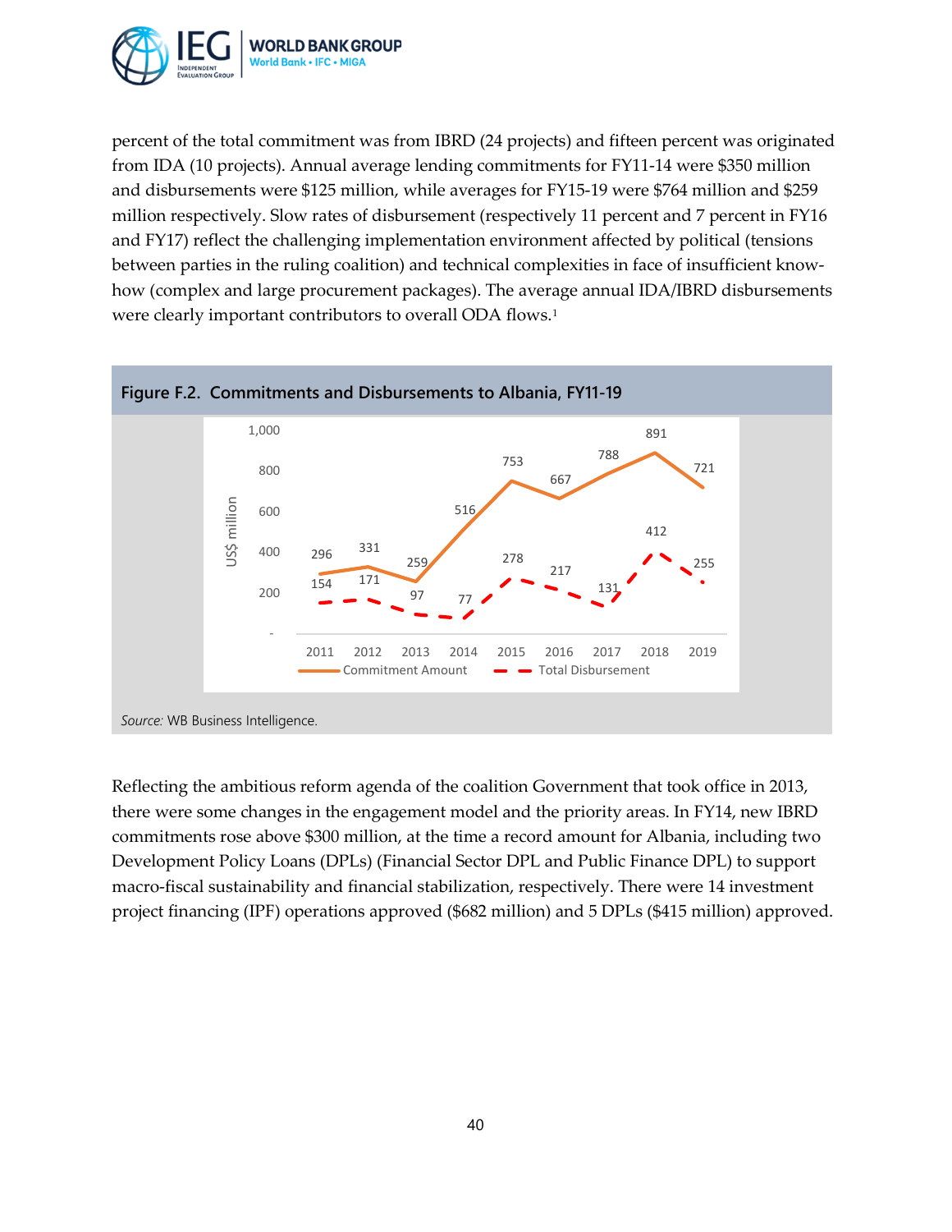percent of the total commitment was from IBRD (24 projects) and fifteen percent was originated from IDA (10 projects). Annual average lending commitments for FY11-14 were $350 million and disbursements were $125 million, while averages for FY15-19 were $764 million and $259 million respectively. Slow rates of disbursement (respectively 11 percent and 7 percent in FY16 and FY17) reflect the challenging implementation environment affected by political (tensions between parties in the ruling coalition) and technical complexities in face of insufficient know-how (complex and large procurement packages). The average annual IDA/IBRD disbursements were clearly important contributors to overall ODA flows.[1]

**Figure F.2. Commitments and Disbursements to Albania, FY11-19**

| US$ million | 2011 | 2012 | 2013 | 2014 | 2015 | 2016 | 2017 | 2018 | 2019 |
|---|---|---|---|---|---|---|---|---|---|
| Commitment Amount | 296 | 331 | 259 | 516 | 753 | 667 | 788 | 891 | 721 |
| Total Disbursement | 154 | 171 | 97 | 77 | 278 | 217 | 131 | 412 | 255 |

*Source:* WB Business Intelligence.

Reflecting the ambitious reform agenda of the coalition Government that took office in 2013, there were some changes in the engagement model and the priority areas. In FY14, new IBRD commitments rose above $300 million, at the time a record amount for Albania, including two Development Policy Loans (DPLs) (Financial Sector DPL and Public Finance DPL) to support macro-fiscal sustainability and financial stabilization, respectively. There were 14 investment project financing (IPF) operations approved ($682 million) and 5 DPLs ($415 million) approved.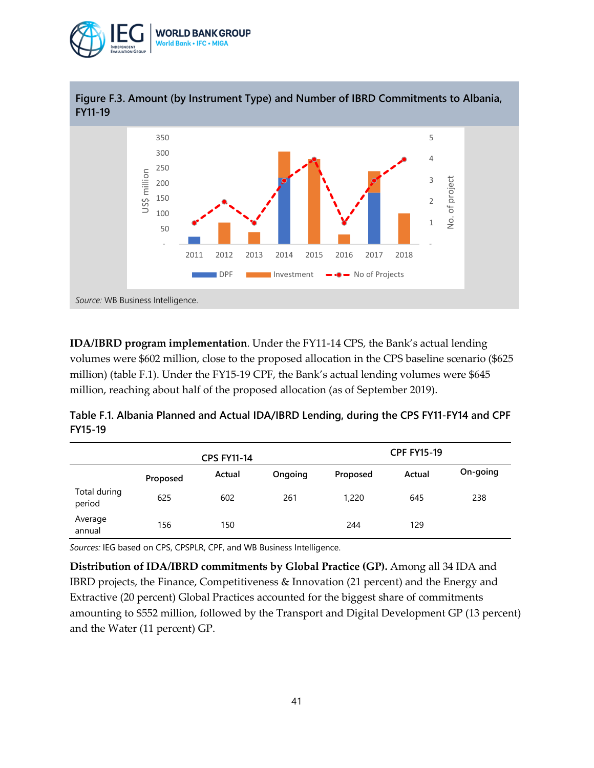**Figure F.3. Amount (by Instrument Type) and Number of IBRD Commitments to Albania, FY11-19**

*Source:* WB Business Intelligence.

**IDA/IBRD program implementation**. Under the FY11-14 CPS, the Bank's actual lending volumes were $602 million, close to the proposed allocation in the CPS baseline scenario ($625 million) (table F.1). Under the FY15-19 CPF, the Bank's actual lending volumes were $645 million, reaching about half of the proposed allocation (as of September 2019).

**Table F.1. Albania Planned and Actual IDA/IBRD Lending, during the CPS FY11-FY14 and CPF FY15-19**

| | CPS FY11-14 | | | CPF FY15-19 | | |
|---|---|---|---|---|---|---|
| | Proposed | Actual | Ongoing | Proposed | Actual | On-going |
| Total during period | 625 | 602 | 261 | 1,220 | 645 | 238 |
| Average annual | 156 | 150 | | 244 | 129 | |

*Sources:* IEG based on CPS, CPSPLR, CPF, and WB Business Intelligence.

**Distribution of IDA/IBRD commitments by Global Practice (GP).** Among all 34 IDA and IBRD projects, the Finance, Competitiveness & Innovation (21 percent) and the Energy and Extractive (20 percent) Global Practices accounted for the biggest share of commitments amounting to $552 million, followed by the Transport and Digital Development GP (13 percent) and the Water (11 percent) GP.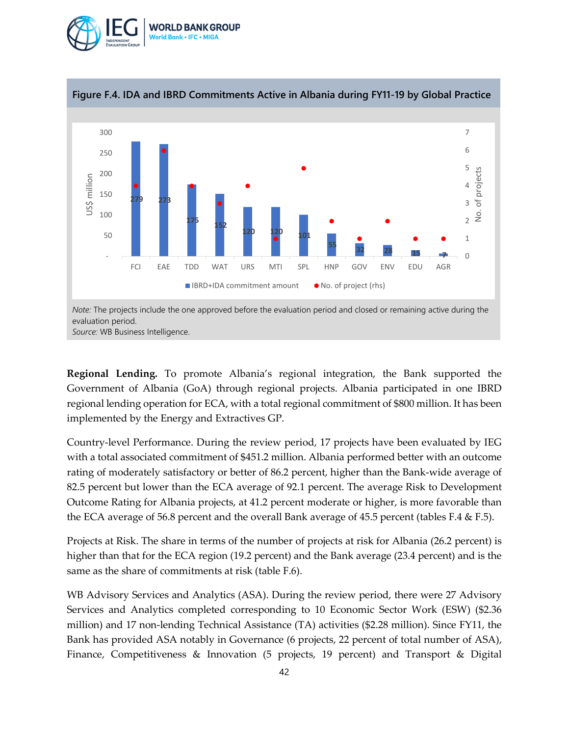### Figure F.4. IDA and IBRD Commitments Active in Albania during FY11-19 by Global Practice

| Global Practice | IBRD+IDA commitment amount (US$ million) | No. of project (rhs) |
|---|---|---|
| FCI | 279 | 4 |
| EAE | 273 | 6 |
| TDD | 175 | 4 |
| WAT | 152 | 3 |
| URS | 120 | 4 |
| MTI | 120 | 1 |
| SPL | 101 | 5 |
| HNP | 55 | 2 |
| GOV | 32 | 1 |
| ENV | 28 | 2 |
| EDU | 15 | 1 |
| AGR | 7 | 1 |

*Note:* The projects include the one approved before the evaluation period and closed or remaining active during the evaluation period.
*Source:* WB Business Intelligence.

**Regional Lending.** To promote Albania's regional integration, the Bank supported the Government of Albania (GoA) through regional projects. Albania participated in one IBRD regional lending operation for ECA, with a total regional commitment of $800 million. It has been implemented by the Energy and Extractives GP.

Country-level Performance. During the review period, 17 projects have been evaluated by IEG with a total associated commitment of $451.2 million. Albania performed better with an outcome rating of moderately satisfactory or better of 86.2 percent, higher than the Bank-wide average of 82.5 percent but lower than the ECA average of 92.1 percent. The average Risk to Development Outcome Rating for Albania projects, at 41.2 percent moderate or higher, is more favorable than the ECA average of 56.8 percent and the overall Bank average of 45.5 percent (tables F.4 & F.5).

Projects at Risk. The share in terms of the number of projects at risk for Albania (26.2 percent) is higher than that for the ECA region (19.2 percent) and the Bank average (23.4 percent) and is the same as the share of commitments at risk (table F.6).

WB Advisory Services and Analytics (ASA). During the review period, there were 27 Advisory Services and Analytics completed corresponding to 10 Economic Sector Work (ESW) ($2.36 million) and 17 non-lending Technical Assistance (TA) activities ($2.28 million). Since FY11, the Bank has provided ASA notably in Governance (6 projects, 22 percent of total number of ASA), Finance, Competitiveness & Innovation (5 projects, 19 percent) and Transport & Digital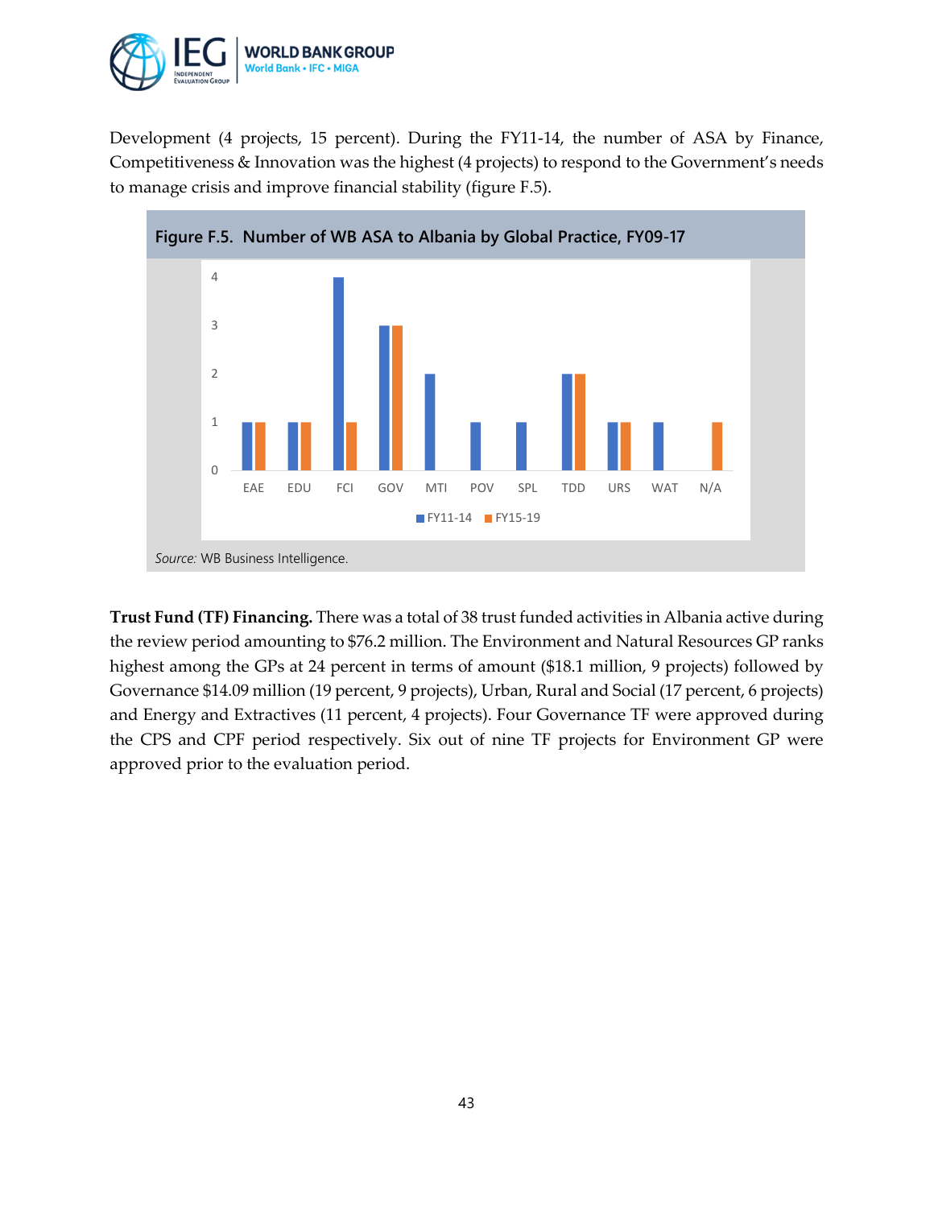Development (4 projects, 15 percent). During the FY11-14, the number of ASA by Finance, Competitiveness & Innovation was the highest (4 projects) to respond to the Government's needs to manage crisis and improve financial stability (figure F.5).

**Figure F.5. Number of WB ASA to Albania by Global Practice, FY09-17**

| Global Practice | FY11-14 | FY15-19 |
|---|---|---|
| EAE | 1 | 1 |
| EDU | 1 | 1 |
| FCI | 4 | 1 |
| GOV | 3 | 3 |
| MTI | 2 | |
| POV | 1 | |
| SPL | 1 | |
| TDD | 2 | 2 |
| URS | 1 | 1 |
| WAT | 1 | |
| N/A | | 1 |

*Source:* WB Business Intelligence.

**Trust Fund (TF) Financing.** There was a total of 38 trust funded activities in Albania active during the review period amounting to $76.2 million. The Environment and Natural Resources GP ranks highest among the GPs at 24 percent in terms of amount ($18.1 million, 9 projects) followed by Governance $14.09 million (19 percent, 9 projects), Urban, Rural and Social (17 percent, 6 projects) and Energy and Extractives (11 percent, 4 projects). Four Governance TF were approved during the CPS and CPF period respectively. Six out of nine TF projects for Environment GP were approved prior to the evaluation period.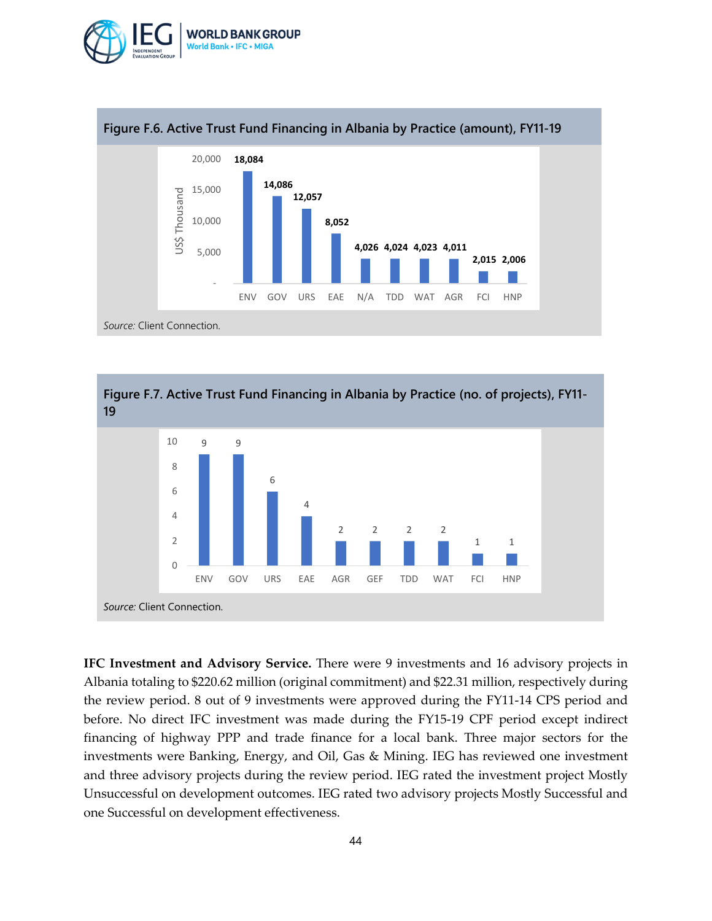**Figure F.6. Active Trust Fund Financing in Albania by Practice (amount), FY11-19**

| Practice | US$ Thousand |
|---|---|
| ENV | 18,084 |
| GOV | 14,086 |
| URS | 12,057 |
| EAE | 8,052 |
| N/A | 4,026 |
| TDD | 4,024 |
| WAT | 4,023 |
| AGR | 4,011 |
| FCI | 2,015 |
| HNP | 2,006 |

*Source:* Client Connection.

**Figure F.7. Active Trust Fund Financing in Albania by Practice (no. of projects), FY11-19**

| Practice | No. of projects |
|---|---|
| ENV | 9 |
| GOV | 9 |
| URS | 6 |
| EAE | 4 |
| AGR | 2 |
| GEF | 2 |
| TDD | 2 |
| WAT | 2 |
| FCI | 1 |
| HNP | 1 |

*Source:* Client Connection.

**IFC Investment and Advisory Service.** There were 9 investments and 16 advisory projects in Albania totaling to $220.62 million (original commitment) and $22.31 million, respectively during the review period. 8 out of 9 investments were approved during the FY11-14 CPS period and before. No direct IFC investment was made during the FY15-19 CPF period except indirect financing of highway PPP and trade finance for a local bank. Three major sectors for the investments were Banking, Energy, and Oil, Gas & Mining. IEG has reviewed one investment and three advisory projects during the review period. IEG rated the investment project Mostly Unsuccessful on development outcomes. IEG rated two advisory projects Mostly Successful and one Successful on development effectiveness.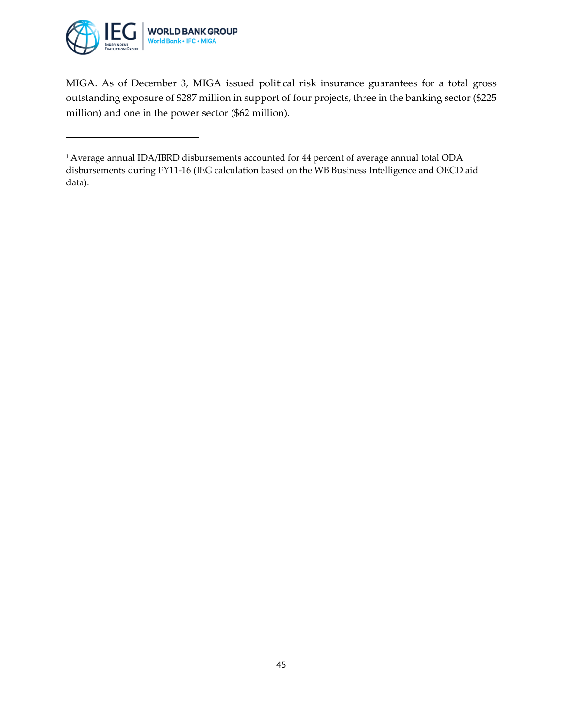MIGA. As of December 3, MIGA issued political risk insurance guarantees for a total gross outstanding exposure of $287 million in support of four projects, three in the banking sector ($225 million) and one in the power sector ($62 million).

---

[1] Average annual IDA/IBRD disbursements accounted for 44 percent of average annual total ODA disbursements during FY11-16 (IEG calculation based on the WB Business Intelligence and OECD aid data).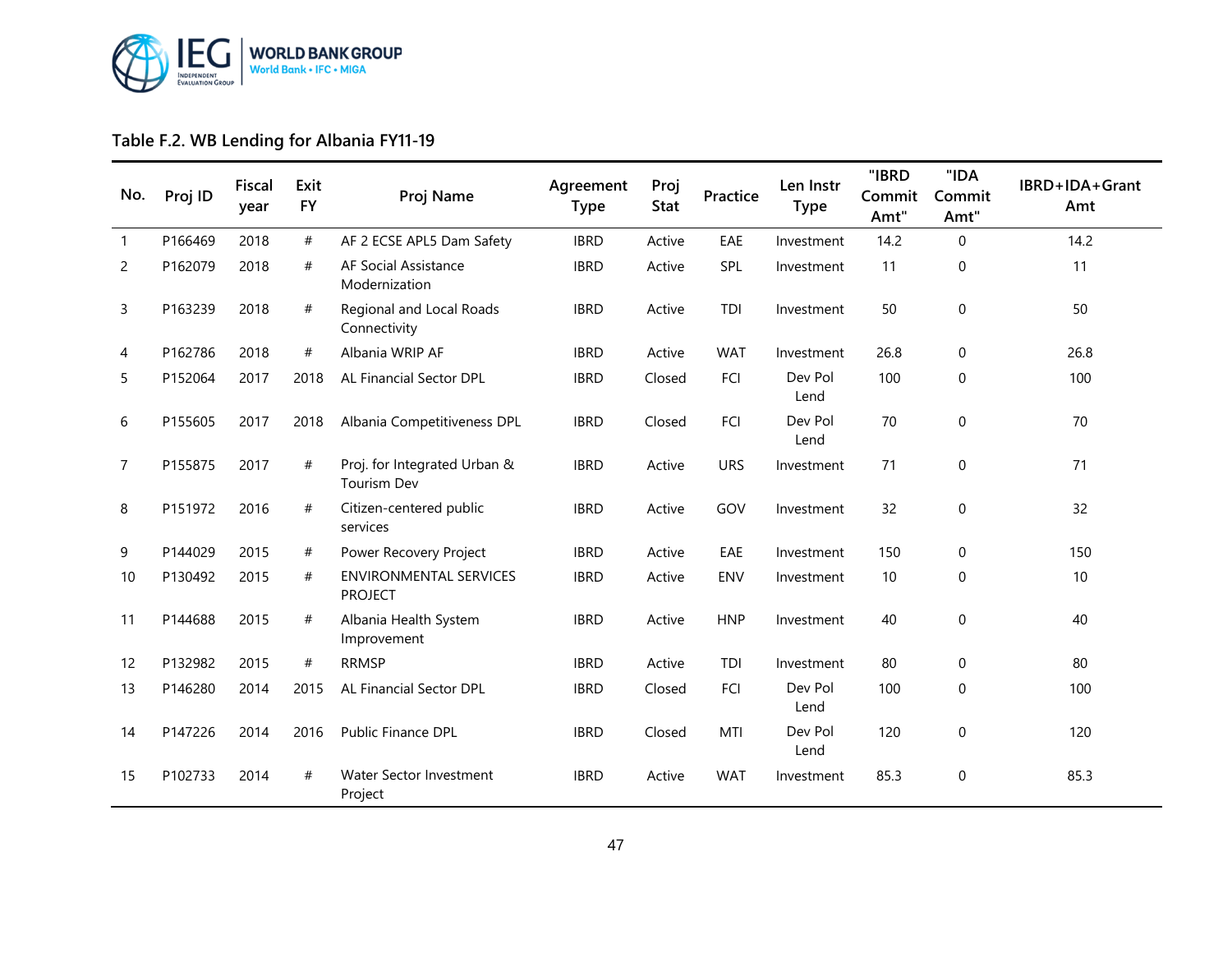**Table F.2. WB Lending for Albania FY11-19**

| No. | Proj ID | Fiscal year | Exit FY | Proj Name | Agreement Type | Proj Stat | Practice | Len Instr Type | "IBRD Commit Amt" | "IDA Commit Amt" | IBRD+IDA+Grant Amt |
|---|---|---|---|---|---|---|---|---|---|---|---|
| 1 | P166469 | 2018 | # | AF 2 ECSE APL5 Dam Safety | IBRD | Active | EAE | Investment | 14.2 | 0 | 14.2 |
| 2 | P162079 | 2018 | # | AF Social Assistance Modernization | IBRD | Active | SPL | Investment | 11 | 0 | 11 |
| 3 | P163239 | 2018 | # | Regional and Local Roads Connectivity | IBRD | Active | TDI | Investment | 50 | 0 | 50 |
| 4 | P162786 | 2018 | # | Albania WRIP AF | IBRD | Active | WAT | Investment | 26.8 | 0 | 26.8 |
| 5 | P152064 | 2017 | 2018 | AL Financial Sector DPL | IBRD | Closed | FCI | Dev Pol Lend | 100 | 0 | 100 |
| 6 | P155605 | 2017 | 2018 | Albania Competitiveness DPL | IBRD | Closed | FCI | Dev Pol Lend | 70 | 0 | 70 |
| 7 | P155875 | 2017 | # | Proj. for Integrated Urban & Tourism Dev | IBRD | Active | URS | Investment | 71 | 0 | 71 |
| 8 | P151972 | 2016 | # | Citizen-centered public services | IBRD | Active | GOV | Investment | 32 | 0 | 32 |
| 9 | P144029 | 2015 | # | Power Recovery Project | IBRD | Active | EAE | Investment | 150 | 0 | 150 |
| 10 | P130492 | 2015 | # | ENVIRONMENTAL SERVICES PROJECT | IBRD | Active | ENV | Investment | 10 | 0 | 10 |
| 11 | P144688 | 2015 | # | Albania Health System Improvement | IBRD | Active | HNP | Investment | 40 | 0 | 40 |
| 12 | P132982 | 2015 | # | RRMSP | IBRD | Active | TDI | Investment | 80 | 0 | 80 |
| 13 | P146280 | 2014 | 2015 | AL Financial Sector DPL | IBRD | Closed | FCI | Dev Pol Lend | 100 | 0 | 100 |
| 14 | P147226 | 2014 | 2016 | Public Finance DPL | IBRD | Closed | MTI | Dev Pol Lend | 120 | 0 | 120 |
| 15 | P102733 | 2014 | # | Water Sector Investment Project | IBRD | Active | WAT | Investment | 85.3 | 0 | 85.3 |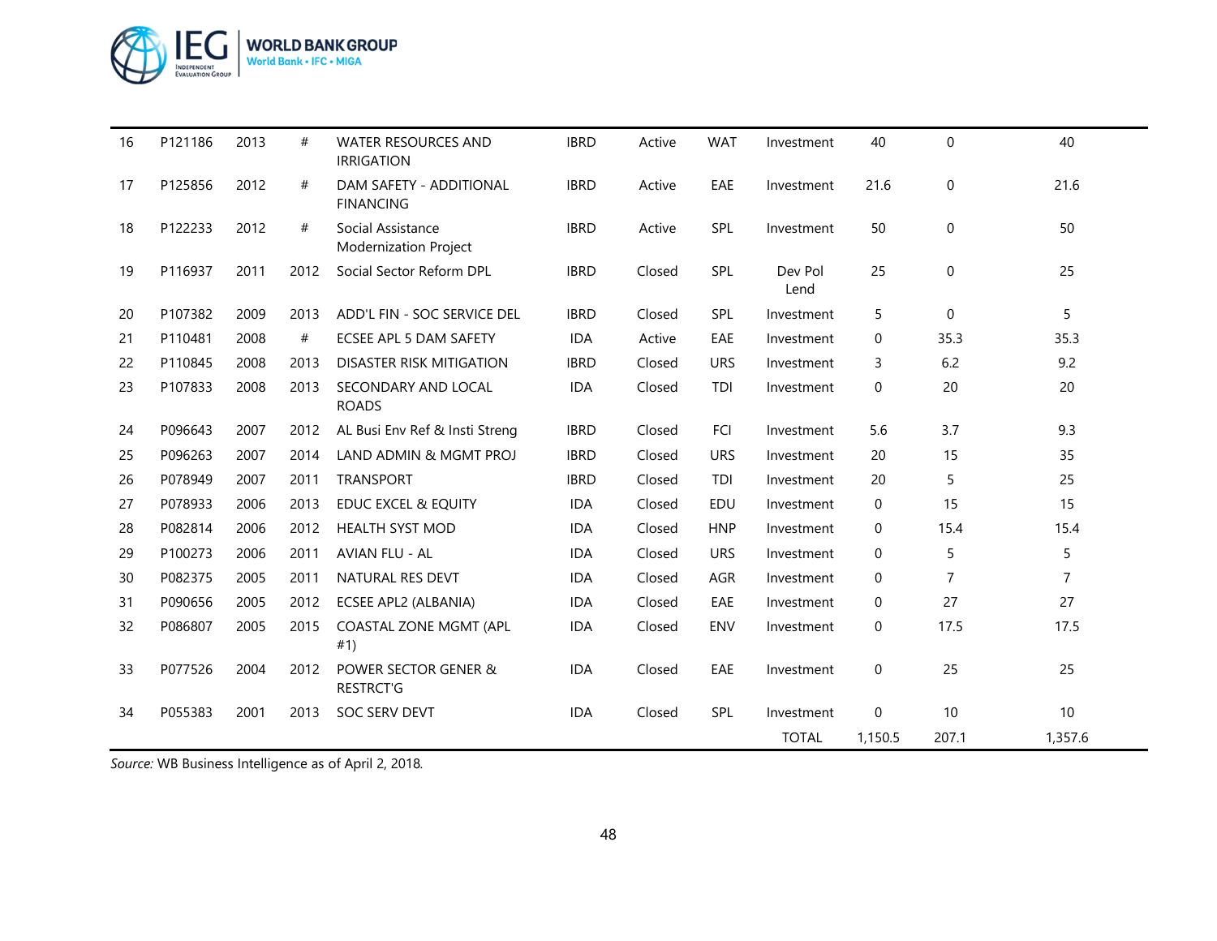| | | | | | | | | | | | |
|---|---|---|---|---|---|---|---|---|---|---|---|
| 16 | P121186 | 2013 | # | WATER RESOURCES AND IRRIGATION | IBRD | Active | WAT | Investment | 40 | 0 | 40 |
| 17 | P125856 | 2012 | # | DAM SAFETY - ADDITIONAL FINANCING | IBRD | Active | EAE | Investment | 21.6 | 0 | 21.6 |
| 18 | P122233 | 2012 | # | Social Assistance Modernization Project | IBRD | Active | SPL | Investment | 50 | 0 | 50 |
| 19 | P116937 | 2011 | 2012 | Social Sector Reform DPL | IBRD | Closed | SPL | Dev Pol Lend | 25 | 0 | 25 |
| 20 | P107382 | 2009 | 2013 | ADD'L FIN - SOC SERVICE DEL | IBRD | Closed | SPL | Investment | 5 | 0 | 5 |
| 21 | P110481 | 2008 | # | ECSEE APL 5 DAM SAFETY | IDA | Active | EAE | Investment | 0 | 35.3 | 35.3 |
| 22 | P110845 | 2008 | 2013 | DISASTER RISK MITIGATION | IBRD | Closed | URS | Investment | 3 | 6.2 | 9.2 |
| 23 | P107833 | 2008 | 2013 | SECONDARY AND LOCAL ROADS | IDA | Closed | TDI | Investment | 0 | 20 | 20 |
| 24 | P096643 | 2007 | 2012 | AL Busi Env Ref & Insti Streng | IBRD | Closed | FCI | Investment | 5.6 | 3.7 | 9.3 |
| 25 | P096263 | 2007 | 2014 | LAND ADMIN & MGMT PROJ | IBRD | Closed | URS | Investment | 20 | 15 | 35 |
| 26 | P078949 | 2007 | 2011 | TRANSPORT | IBRD | Closed | TDI | Investment | 20 | 5 | 25 |
| 27 | P078933 | 2006 | 2013 | EDUC EXCEL & EQUITY | IDA | Closed | EDU | Investment | 0 | 15 | 15 |
| 28 | P082814 | 2006 | 2012 | HEALTH SYST MOD | IDA | Closed | HNP | Investment | 0 | 15.4 | 15.4 |
| 29 | P100273 | 2006 | 2011 | AVIAN FLU - AL | IDA | Closed | URS | Investment | 0 | 5 | 5 |
| 30 | P082375 | 2005 | 2011 | NATURAL RES DEVT | IDA | Closed | AGR | Investment | 0 | 7 | 7 |
| 31 | P090656 | 2005 | 2012 | ECSEE APL2 (ALBANIA) | IDA | Closed | EAE | Investment | 0 | 27 | 27 |
| 32 | P086807 | 2005 | 2015 | COASTAL ZONE MGMT (APL #1) | IDA | Closed | ENV | Investment | 0 | 17.5 | 17.5 |
| 33 | P077526 | 2004 | 2012 | POWER SECTOR GENER & RESTRCT'G | IDA | Closed | EAE | Investment | 0 | 25 | 25 |
| 34 | P055383 | 2001 | 2013 | SOC SERV DEVT | IDA | Closed | SPL | Investment | 0 | 10 | 10 |
| | | | | | | | | TOTAL | 1,150.5 | 207.1 | 1,357.6 |

*Source:* WB Business Intelligence as of April 2, 2018.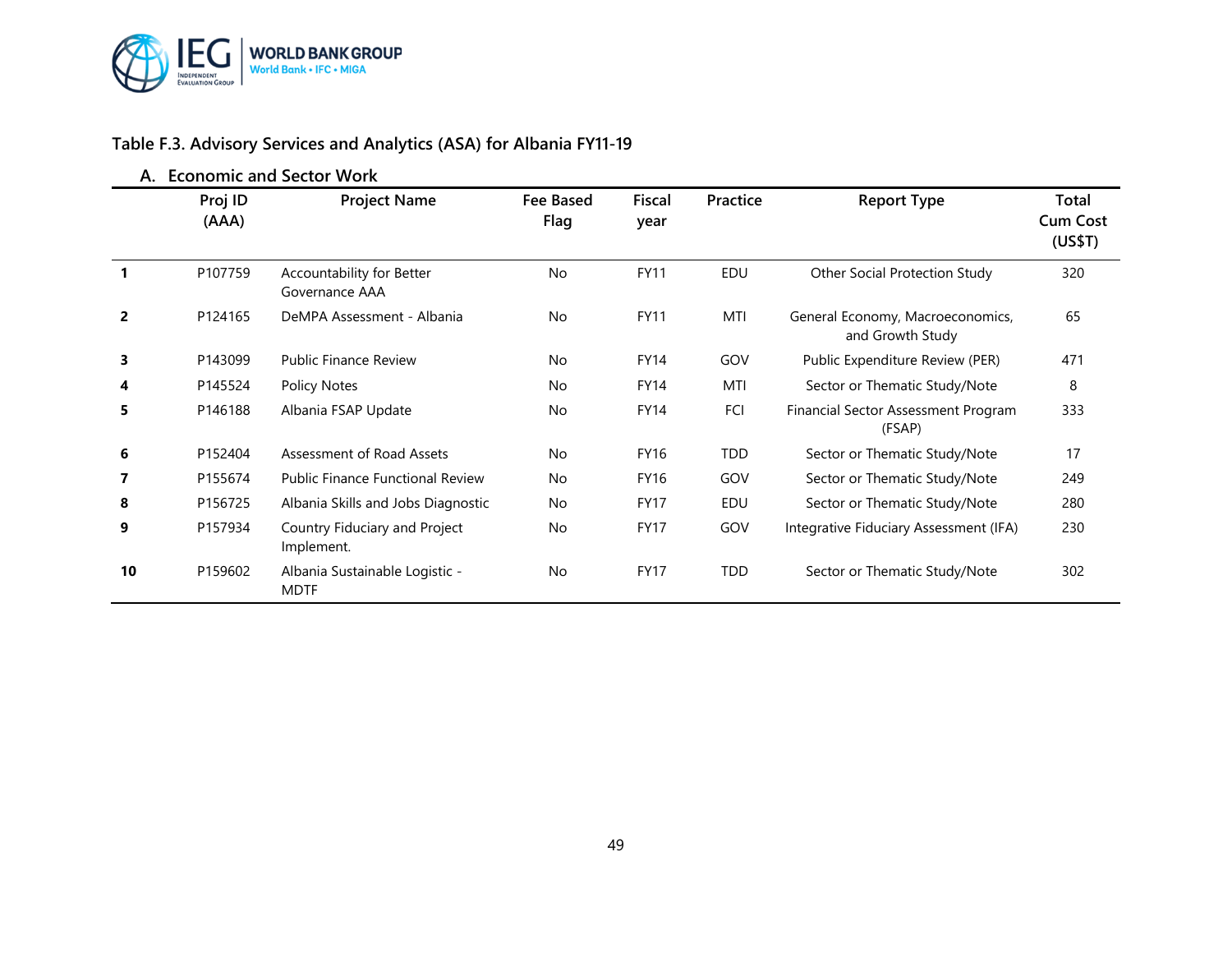## Table F.3. Advisory Services and Analytics (ASA) for Albania FY11-19

### A. Economic and Sector Work

| | Proj ID (AAA) | Project Name | Fee Based Flag | Fiscal year | Practice | Report Type | Total Cum Cost (US$T) |
|---|---|---|---|---|---|---|---|
| **1** | P107759 | Accountability for Better Governance AAA | No | FY11 | EDU | Other Social Protection Study | 320 |
| **2** | P124165 | DeMPA Assessment - Albania | No | FY11 | MTI | General Economy, Macroeconomics, and Growth Study | 65 |
| **3** | P143099 | Public Finance Review | No | FY14 | GOV | Public Expenditure Review (PER) | 471 |
| **4** | P145524 | Policy Notes | No | FY14 | MTI | Sector or Thematic Study/Note | 8 |
| **5** | P146188 | Albania FSAP Update | No | FY14 | FCI | Financial Sector Assessment Program (FSAP) | 333 |
| **6** | P152404 | Assessment of Road Assets | No | FY16 | TDD | Sector or Thematic Study/Note | 17 |
| **7** | P155674 | Public Finance Functional Review | No | FY16 | GOV | Sector or Thematic Study/Note | 249 |
| **8** | P156725 | Albania Skills and Jobs Diagnostic | No | FY17 | EDU | Sector or Thematic Study/Note | 280 |
| **9** | P157934 | Country Fiduciary and Project Implement. | No | FY17 | GOV | Integrative Fiduciary Assessment (IFA) | 230 |
| **10** | P159602 | Albania Sustainable Logistic - MDTF | No | FY17 | TDD | Sector or Thematic Study/Note | 302 |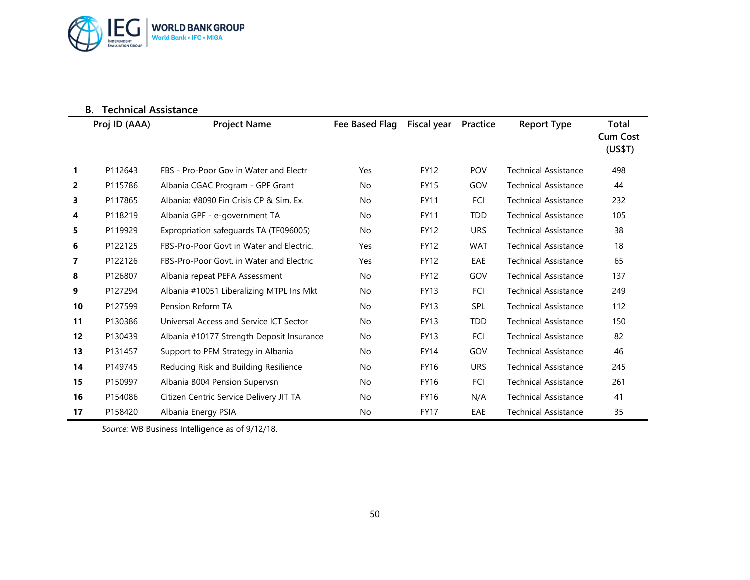## B. Technical Assistance

| | Proj ID (AAA) | Project Name | Fee Based Flag | Fiscal year | Practice | Report Type | Total Cum Cost (US$T) |
|---|---|---|---|---|---|---|---|
| **1** | P112643 | FBS - Pro-Poor Gov in Water and Electr | Yes | FY12 | POV | Technical Assistance | 498 |
| **2** | P115786 | Albania CGAC Program - GPF Grant | No | FY15 | GOV | Technical Assistance | 44 |
| **3** | P117865 | Albania: #8090 Fin Crisis CP & Sim. Ex. | No | FY11 | FCI | Technical Assistance | 232 |
| **4** | P118219 | Albania GPF - e-government TA | No | FY11 | TDD | Technical Assistance | 105 |
| **5** | P119929 | Expropriation safeguards TA (TF096005) | No | FY12 | URS | Technical Assistance | 38 |
| **6** | P122125 | FBS-Pro-Poor Govt in Water and Electric. | Yes | FY12 | WAT | Technical Assistance | 18 |
| **7** | P122126 | FBS-Pro-Poor Govt. in Water and Electric | Yes | FY12 | EAE | Technical Assistance | 65 |
| **8** | P126807 | Albania repeat PEFA Assessment | No | FY12 | GOV | Technical Assistance | 137 |
| **9** | P127294 | Albania #10051 Liberalizing MTPL Ins Mkt | No | FY13 | FCI | Technical Assistance | 249 |
| **10** | P127599 | Pension Reform TA | No | FY13 | SPL | Technical Assistance | 112 |
| **11** | P130386 | Universal Access and Service ICT Sector | No | FY13 | TDD | Technical Assistance | 150 |
| **12** | P130439 | Albania #10177 Strength Deposit Insurance | No | FY13 | FCI | Technical Assistance | 82 |
| **13** | P131457 | Support to PFM Strategy in Albania | No | FY14 | GOV | Technical Assistance | 46 |
| **14** | P149745 | Reducing Risk and Building Resilience | No | FY16 | URS | Technical Assistance | 245 |
| **15** | P150997 | Albania B004 Pension Supervsn | No | FY16 | FCI | Technical Assistance | 261 |
| **16** | P154086 | Citizen Centric Service Delivery JIT TA | No | FY16 | N/A | Technical Assistance | 41 |
| **17** | P158420 | Albania Energy PSIA | No | FY17 | EAE | Technical Assistance | 35 |

*Source:* WB Business Intelligence as of 9/12/18.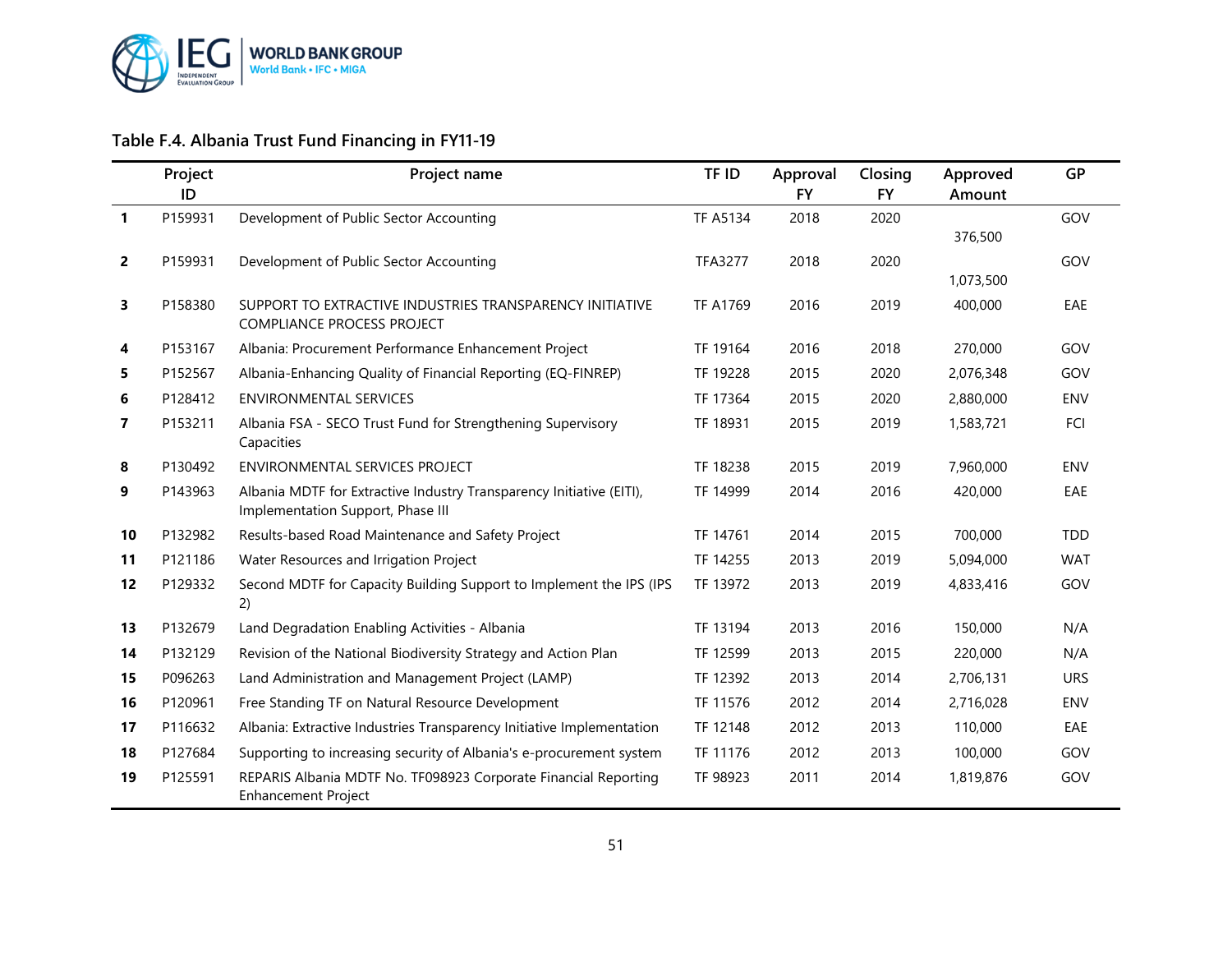### Table F.4. Albania Trust Fund Financing in FY11-19

| | Project ID | Project name | TF ID | Approval FY | Closing FY | Approved Amount | GP |
|---|---|---|---|---|---|---|---|
| **1** | P159931 | Development of Public Sector Accounting | TF A5134 | 2018 | 2020 | 376,500 | GOV |
| **2** | P159931 | Development of Public Sector Accounting | TFA3277 | 2018 | 2020 | 1,073,500 | GOV |
| **3** | P158380 | SUPPORT TO EXTRACTIVE INDUSTRIES TRANSPARENCY INITIATIVE COMPLIANCE PROCESS PROJECT | TF A1769 | 2016 | 2019 | 400,000 | EAE |
| **4** | P153167 | Albania: Procurement Performance Enhancement Project | TF 19164 | 2016 | 2018 | 270,000 | GOV |
| **5** | P152567 | Albania-Enhancing Quality of Financial Reporting (EQ-FINREP) | TF 19228 | 2015 | 2020 | 2,076,348 | GOV |
| **6** | P128412 | ENVIRONMENTAL SERVICES | TF 17364 | 2015 | 2020 | 2,880,000 | ENV |
| **7** | P153211 | Albania FSA - SECO Trust Fund for Strengthening Supervisory Capacities | TF 18931 | 2015 | 2019 | 1,583,721 | FCI |
| **8** | P130492 | ENVIRONMENTAL SERVICES PROJECT | TF 18238 | 2015 | 2019 | 7,960,000 | ENV |
| **9** | P143963 | Albania MDTF for Extractive Industry Transparency Initiative (EITI), Implementation Support, Phase III | TF 14999 | 2014 | 2016 | 420,000 | EAE |
| **10** | P132982 | Results-based Road Maintenance and Safety Project | TF 14761 | 2014 | 2015 | 700,000 | TDD |
| **11** | P121186 | Water Resources and Irrigation Project | TF 14255 | 2013 | 2019 | 5,094,000 | WAT |
| **12** | P129332 | Second MDTF for Capacity Building Support to Implement the IPS (IPS 2) | TF 13972 | 2013 | 2019 | 4,833,416 | GOV |
| **13** | P132679 | Land Degradation Enabling Activities - Albania | TF 13194 | 2013 | 2016 | 150,000 | N/A |
| **14** | P132129 | Revision of the National Biodiversity Strategy and Action Plan | TF 12599 | 2013 | 2015 | 220,000 | N/A |
| **15** | P096263 | Land Administration and Management Project (LAMP) | TF 12392 | 2013 | 2014 | 2,706,131 | URS |
| **16** | P120961 | Free Standing TF on Natural Resource Development | TF 11576 | 2012 | 2014 | 2,716,028 | ENV |
| **17** | P116632 | Albania: Extractive Industries Transparency Initiative Implementation | TF 12148 | 2012 | 2013 | 110,000 | EAE |
| **18** | P127684 | Supporting to increasing security of Albania's e-procurement system | TF 11176 | 2012 | 2013 | 100,000 | GOV |
| **19** | P125591 | REPARIS Albania MDTF No. TF098923 Corporate Financial Reporting Enhancement Project | TF 98923 | 2011 | 2014 | 1,819,876 | GOV |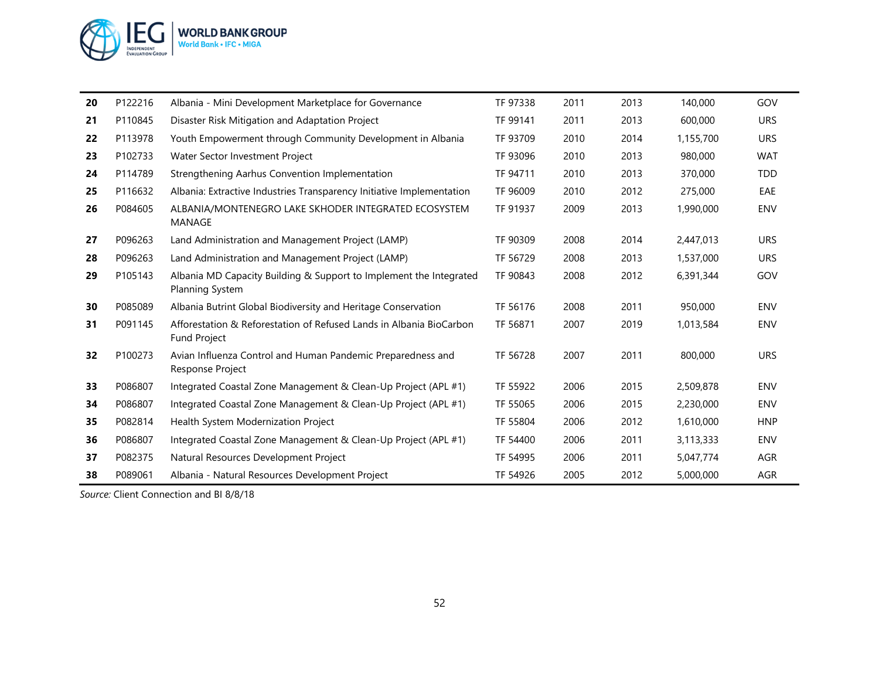| | | | | | | | |
|---|---|---|---|---|---|---|---|
| **20** | P122216 | Albania - Mini Development Marketplace for Governance | TF 97338 | 2011 | 2013 | 140,000 | GOV |
| **21** | P110845 | Disaster Risk Mitigation and Adaptation Project | TF 99141 | 2011 | 2013 | 600,000 | URS |
| **22** | P113978 | Youth Empowerment through Community Development in Albania | TF 93709 | 2010 | 2014 | 1,155,700 | URS |
| **23** | P102733 | Water Sector Investment Project | TF 93096 | 2010 | 2013 | 980,000 | WAT |
| **24** | P114789 | Strengthening Aarhus Convention Implementation | TF 94711 | 2010 | 2013 | 370,000 | TDD |
| **25** | P116632 | Albania: Extractive Industries Transparency Initiative Implementation | TF 96009 | 2010 | 2012 | 275,000 | EAE |
| **26** | P084605 | ALBANIA/MONTENEGRO LAKE SKHODER INTEGRATED ECOSYSTEM MANAGE | TF 91937 | 2009 | 2013 | 1,990,000 | ENV |
| **27** | P096263 | Land Administration and Management Project (LAMP) | TF 90309 | 2008 | 2014 | 2,447,013 | URS |
| **28** | P096263 | Land Administration and Management Project (LAMP) | TF 56729 | 2008 | 2013 | 1,537,000 | URS |
| **29** | P105143 | Albania MD Capacity Building & Support to Implement the Integrated Planning System | TF 90843 | 2008 | 2012 | 6,391,344 | GOV |
| **30** | P085089 | Albania Butrint Global Biodiversity and Heritage Conservation | TF 56176 | 2008 | 2011 | 950,000 | ENV |
| **31** | P091145 | Afforestation & Reforestation of Refused Lands in Albania BioCarbon Fund Project | TF 56871 | 2007 | 2019 | 1,013,584 | ENV |
| **32** | P100273 | Avian Influenza Control and Human Pandemic Preparedness and Response Project | TF 56728 | 2007 | 2011 | 800,000 | URS |
| **33** | P086807 | Integrated Coastal Zone Management & Clean-Up Project (APL #1) | TF 55922 | 2006 | 2015 | 2,509,878 | ENV |
| **34** | P086807 | Integrated Coastal Zone Management & Clean-Up Project (APL #1) | TF 55065 | 2006 | 2015 | 2,230,000 | ENV |
| **35** | P082814 | Health System Modernization Project | TF 55804 | 2006 | 2012 | 1,610,000 | HNP |
| **36** | P086807 | Integrated Coastal Zone Management & Clean-Up Project (APL #1) | TF 54400 | 2006 | 2011 | 3,113,333 | ENV |
| **37** | P082375 | Natural Resources Development Project | TF 54995 | 2006 | 2011 | 5,047,774 | AGR |
| **38** | P089061 | Albania - Natural Resources Development Project | TF 54926 | 2005 | 2012 | 5,000,000 | AGR |

*Source:* Client Connection and BI 8/8/18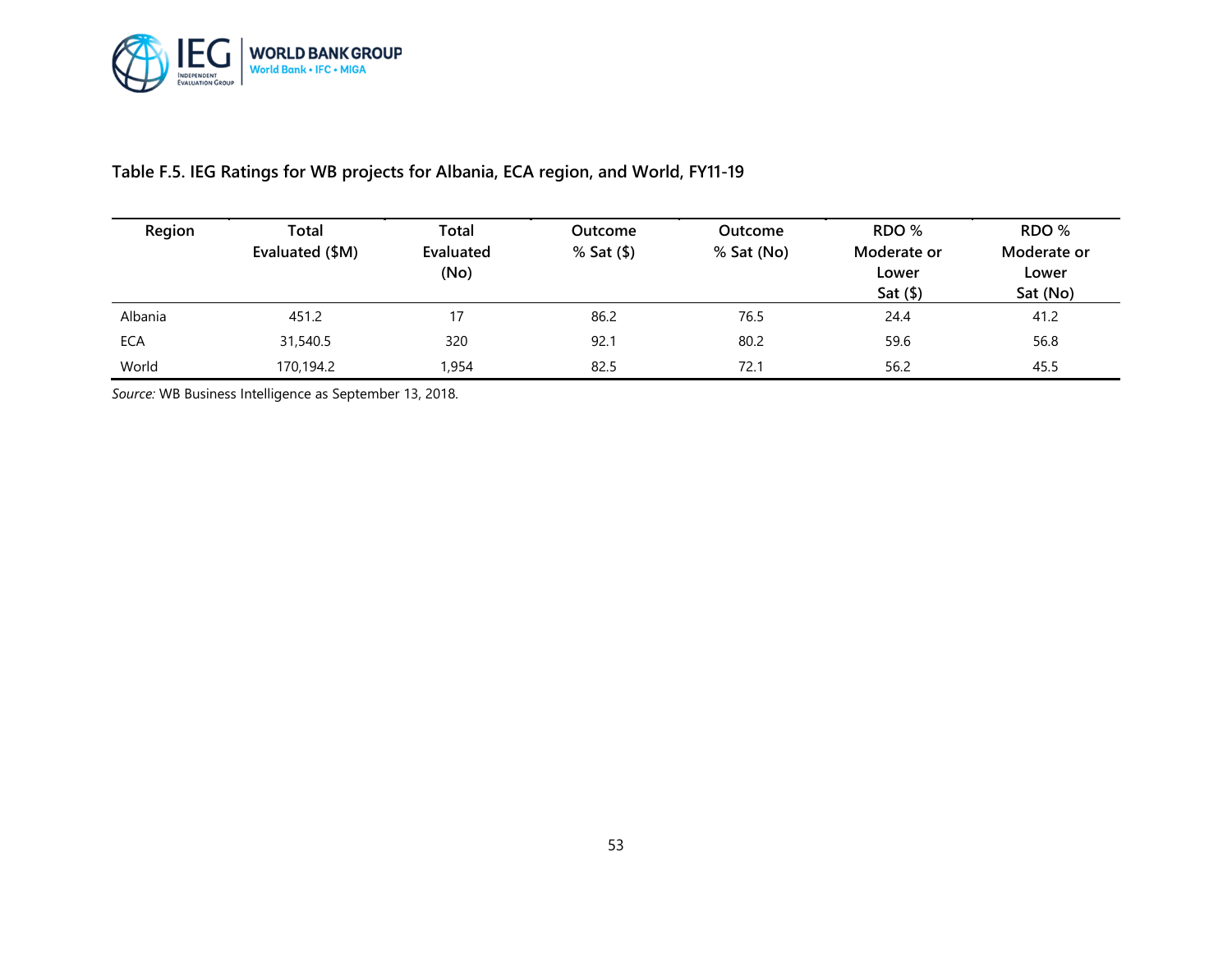**Table F.5. IEG Ratings for WB projects for Albania, ECA region, and World, FY11-19**

| Region | Total Evaluated ($M) | Total Evaluated (No) | Outcome % Sat ($) | Outcome % Sat (No) | RDO % Moderate or Lower Sat ($) | RDO % Moderate or Lower Sat (No) |
|---|---|---|---|---|---|---|
| Albania | 451.2 | 17 | 86.2 | 76.5 | 24.4 | 41.2 |
| ECA | 31,540.5 | 320 | 92.1 | 80.2 | 59.6 | 56.8 |
| World | 170,194.2 | 1,954 | 82.5 | 72.1 | 56.2 | 45.5 |

*Source:* WB Business Intelligence as September 13, 2018.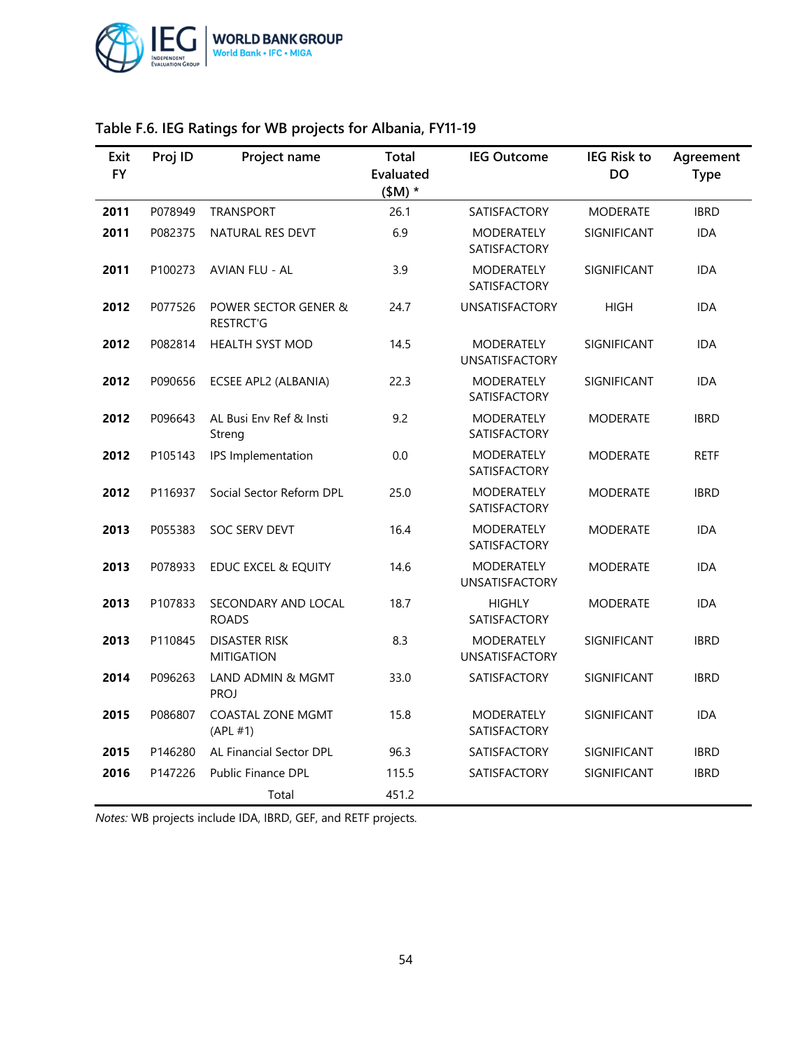### Table F.6. IEG Ratings for WB projects for Albania, FY11-19

| Exit FY | Proj ID | Project name | Total Evaluated ($M) * | IEG Outcome | IEG Risk to DO | Agreement Type |
|---|---|---|---|---|---|---|
| **2011** | P078949 | TRANSPORT | 26.1 | SATISFACTORY | MODERATE | IBRD |
| **2011** | P082375 | NATURAL RES DEVT | 6.9 | MODERATELY SATISFACTORY | SIGNIFICANT | IDA |
| **2011** | P100273 | AVIAN FLU - AL | 3.9 | MODERATELY SATISFACTORY | SIGNIFICANT | IDA |
| **2012** | P077526 | POWER SECTOR GENER & RESTRCT'G | 24.7 | UNSATISFACTORY | HIGH | IDA |
| **2012** | P082814 | HEALTH SYST MOD | 14.5 | MODERATELY UNSATISFACTORY | SIGNIFICANT | IDA |
| **2012** | P090656 | ECSEE APL2 (ALBANIA) | 22.3 | MODERATELY SATISFACTORY | SIGNIFICANT | IDA |
| **2012** | P096643 | AL Busi Env Ref & Insti Streng | 9.2 | MODERATELY SATISFACTORY | MODERATE | IBRD |
| **2012** | P105143 | IPS Implementation | 0.0 | MODERATELY SATISFACTORY | MODERATE | RETF |
| **2012** | P116937 | Social Sector Reform DPL | 25.0 | MODERATELY SATISFACTORY | MODERATE | IBRD |
| **2013** | P055383 | SOC SERV DEVT | 16.4 | MODERATELY SATISFACTORY | MODERATE | IDA |
| **2013** | P078933 | EDUC EXCEL & EQUITY | 14.6 | MODERATELY UNSATISFACTORY | MODERATE | IDA |
| **2013** | P107833 | SECONDARY AND LOCAL ROADS | 18.7 | HIGHLY SATISFACTORY | MODERATE | IDA |
| **2013** | P110845 | DISASTER RISK MITIGATION | 8.3 | MODERATELY UNSATISFACTORY | SIGNIFICANT | IBRD |
| **2014** | P096263 | LAND ADMIN & MGMT PROJ | 33.0 | SATISFACTORY | SIGNIFICANT | IBRD |
| **2015** | P086807 | COASTAL ZONE MGMT (APL #1) | 15.8 | MODERATELY SATISFACTORY | SIGNIFICANT | IDA |
| **2015** | P146280 | AL Financial Sector DPL | 96.3 | SATISFACTORY | SIGNIFICANT | IBRD |
| **2016** | P147226 | Public Finance DPL | 115.5 | SATISFACTORY | SIGNIFICANT | IBRD |
| | | Total | 451.2 | | | |

*Notes:* WB projects include IDA, IBRD, GEF, and RETF projects.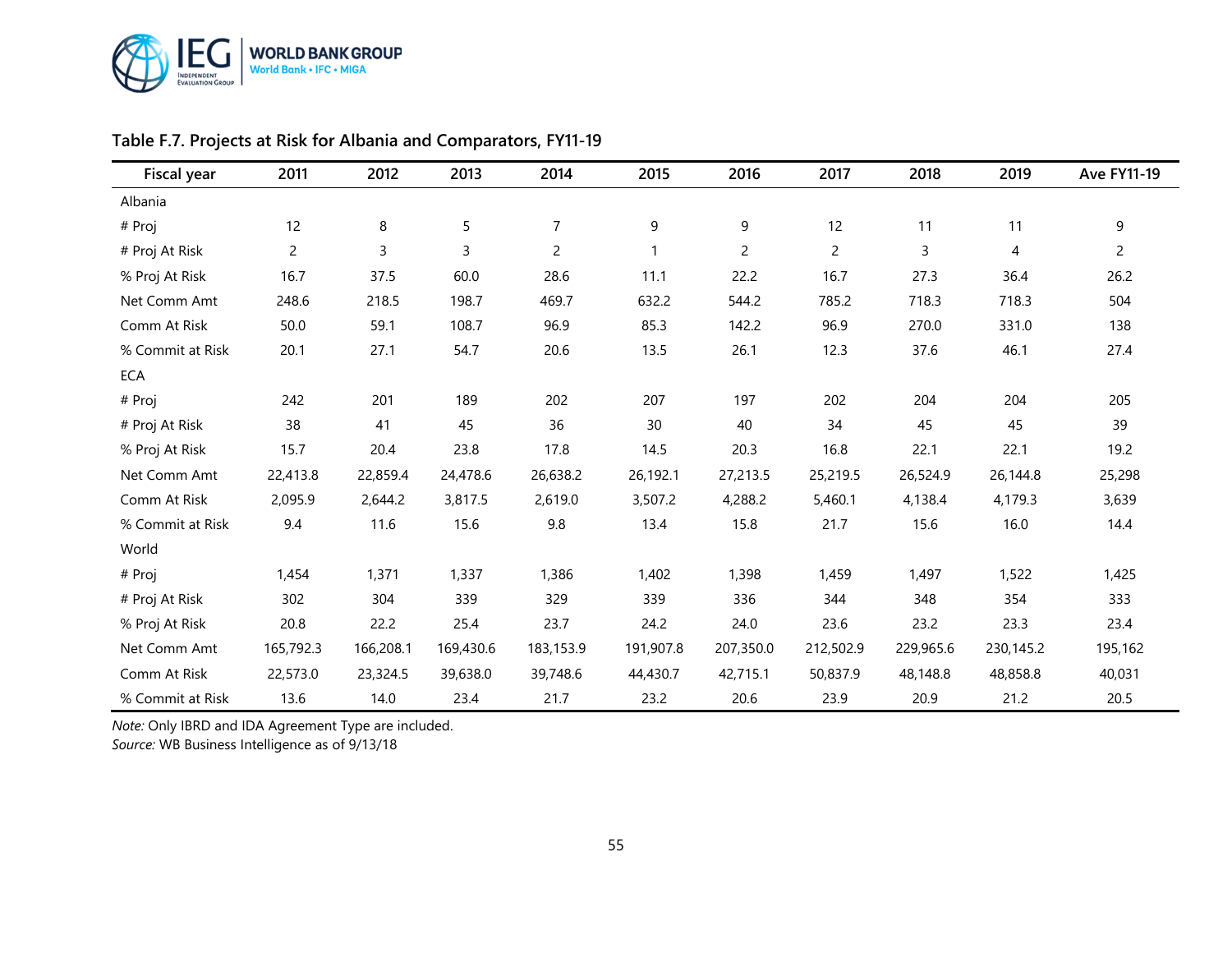**Table F.7. Projects at Risk for Albania and Comparators, FY11-19**

| Fiscal year | 2011 | 2012 | 2013 | 2014 | 2015 | 2016 | 2017 | 2018 | 2019 | Ave FY11-19 |
|---|---|---|---|---|---|---|---|---|---|---|
| Albania | | | | | | | | | | |
| # Proj | 12 | 8 | 5 | 7 | 9 | 9 | 12 | 11 | 11 | 9 |
| # Proj At Risk | 2 | 3 | 3 | 2 | 1 | 2 | 2 | 3 | 4 | 2 |
| % Proj At Risk | 16.7 | 37.5 | 60.0 | 28.6 | 11.1 | 22.2 | 16.7 | 27.3 | 36.4 | 26.2 |
| Net Comm Amt | 248.6 | 218.5 | 198.7 | 469.7 | 632.2 | 544.2 | 785.2 | 718.3 | 718.3 | 504 |
| Comm At Risk | 50.0 | 59.1 | 108.7 | 96.9 | 85.3 | 142.2 | 96.9 | 270.0 | 331.0 | 138 |
| % Commit at Risk | 20.1 | 27.1 | 54.7 | 20.6 | 13.5 | 26.1 | 12.3 | 37.6 | 46.1 | 27.4 |
| ECA | | | | | | | | | | |
| # Proj | 242 | 201 | 189 | 202 | 207 | 197 | 202 | 204 | 204 | 205 |
| # Proj At Risk | 38 | 41 | 45 | 36 | 30 | 40 | 34 | 45 | 45 | 39 |
| % Proj At Risk | 15.7 | 20.4 | 23.8 | 17.8 | 14.5 | 20.3 | 16.8 | 22.1 | 22.1 | 19.2 |
| Net Comm Amt | 22,413.8 | 22,859.4 | 24,478.6 | 26,638.2 | 26,192.1 | 27,213.5 | 25,219.5 | 26,524.9 | 26,144.8 | 25,298 |
| Comm At Risk | 2,095.9 | 2,644.2 | 3,817.5 | 2,619.0 | 3,507.2 | 4,288.2 | 5,460.1 | 4,138.4 | 4,179.3 | 3,639 |
| % Commit at Risk | 9.4 | 11.6 | 15.6 | 9.8 | 13.4 | 15.8 | 21.7 | 15.6 | 16.0 | 14.4 |
| World | | | | | | | | | | |
| # Proj | 1,454 | 1,371 | 1,337 | 1,386 | 1,402 | 1,398 | 1,459 | 1,497 | 1,522 | 1,425 |
| # Proj At Risk | 302 | 304 | 339 | 329 | 339 | 336 | 344 | 348 | 354 | 333 |
| % Proj At Risk | 20.8 | 22.2 | 25.4 | 23.7 | 24.2 | 24.0 | 23.6 | 23.2 | 23.3 | 23.4 |
| Net Comm Amt | 165,792.3 | 166,208.1 | 169,430.6 | 183,153.9 | 191,907.8 | 207,350.0 | 212,502.9 | 229,965.6 | 230,145.2 | 195,162 |
| Comm At Risk | 22,573.0 | 23,324.5 | 39,638.0 | 39,748.6 | 44,430.7 | 42,715.1 | 50,837.9 | 48,148.8 | 48,858.8 | 40,031 |
| % Commit at Risk | 13.6 | 14.0 | 23.4 | 21.7 | 23.2 | 20.6 | 23.9 | 20.9 | 21.2 | 20.5 |

*Note:* Only IBRD and IDA Agreement Type are included.
*Source:* WB Business Intelligence as of 9/13/18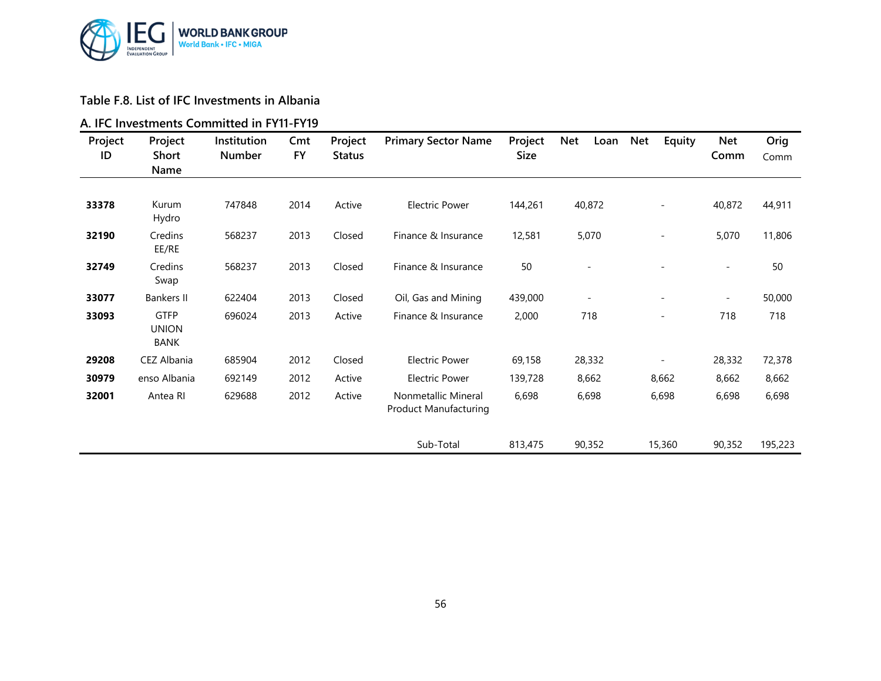### Table F.8. List of IFC Investments in Albania

#### A. IFC Investments Committed in FY11-FY19

| Project ID | Project Short Name | Institution Number | Cmt FY | Project Status | Primary Sector Name | Project Size | Net Loan | Net Equity | Net Comm | Orig Comm |
|---|---|---|---|---|---|---|---|---|---|---|
| **33378** | Kurum Hydro | 747848 | 2014 | Active | Electric Power | 144,261 | 40,872 | - | 40,872 | 44,911 |
| **32190** | Credins EE/RE | 568237 | 2013 | Closed | Finance & Insurance | 12,581 | 5,070 | - | 5,070 | 11,806 |
| **32749** | Credins Swap | 568237 | 2013 | Closed | Finance & Insurance | 50 | - | - | - | 50 |
| **33077** | Bankers II | 622404 | 2013 | Closed | Oil, Gas and Mining | 439,000 | - | - | - | 50,000 |
| **33093** | GTFP UNION BANK | 696024 | 2013 | Active | Finance & Insurance | 2,000 | 718 | - | 718 | 718 |
| **29208** | CEZ Albania | 685904 | 2012 | Closed | Electric Power | 69,158 | 28,332 | - | 28,332 | 72,378 |
| **30979** | enso Albania | 692149 | 2012 | Active | Electric Power | 139,728 | 8,662 | 8,662 | 8,662 | 8,662 |
| **32001** | Antea RI | 629688 | 2012 | Active | Nonmetallic Mineral Product Manufacturing | 6,698 | 6,698 | 6,698 | 6,698 | 6,698 |
| | | | | | Sub-Total | 813,475 | 90,352 | 15,360 | 90,352 | 195,223 |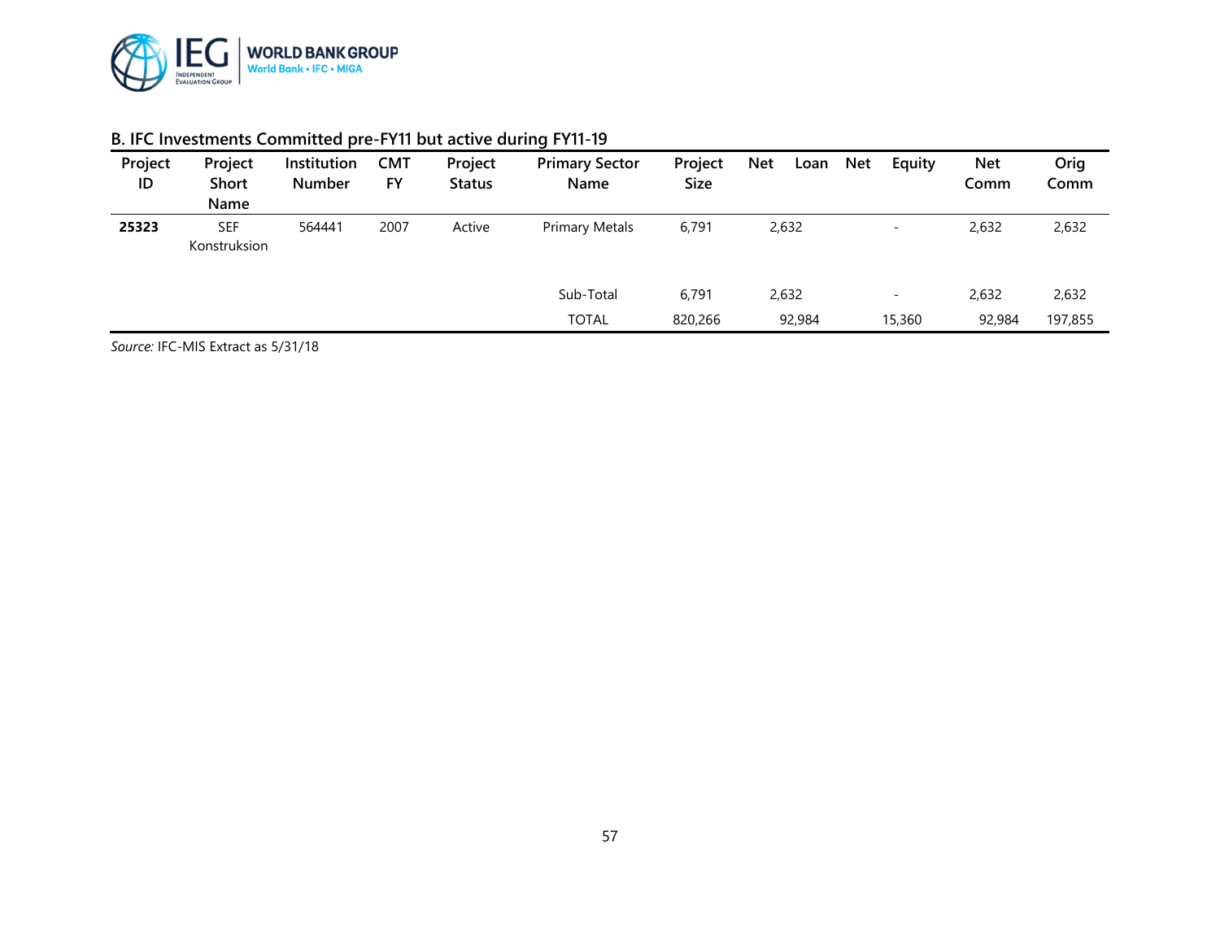## B. IFC Investments Committed pre-FY11 but active during FY11-19

| Project ID | Project Short Name | Institution Number | CMT FY | Project Status | Primary Sector Name | Project Size | Net Loan | Net Equity | Net Comm | Orig Comm |
|---|---|---|---|---|---|---|---|---|---|---|
| **25323** | SEF Konstruksion | 564441 | 2007 | Active | Primary Metals | 6,791 | 2,632 | - | 2,632 | 2,632 |
| | | | | | Sub-Total | 6,791 | 2,632 | - | 2,632 | 2,632 |
| | | | | | TOTAL | 820,266 | 92,984 | 15,360 | 92,984 | 197,855 |

*Source:* IFC-MIS Extract as 5/31/18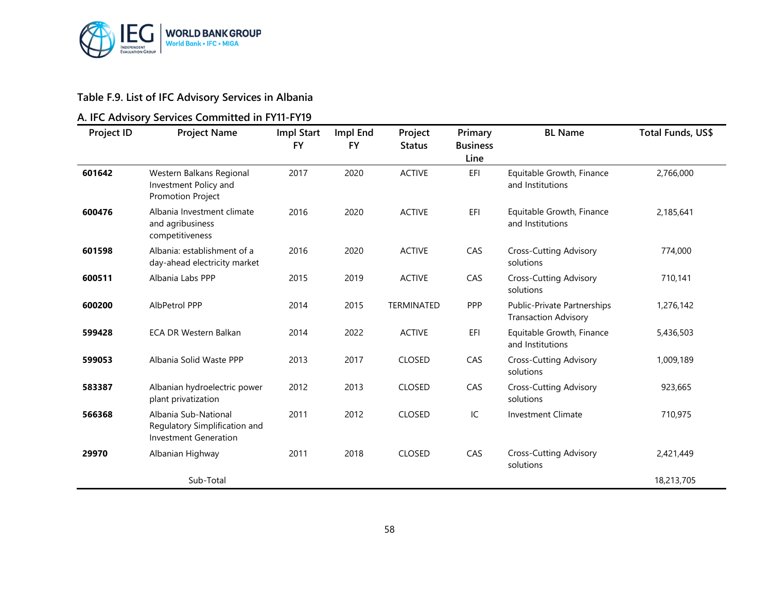### Table F.9. List of IFC Advisory Services in Albania

#### A. IFC Advisory Services Committed in FY11-FY19

| Project ID | Project Name | Impl Start FY | Impl End FY | Project Status | Primary Business Line | BL Name | Total Funds, US$ |
|---|---|---|---|---|---|---|---|
| **601642** | Western Balkans Regional Investment Policy and Promotion Project | 2017 | 2020 | ACTIVE | EFI | Equitable Growth, Finance and Institutions | 2,766,000 |
| **600476** | Albania Investment climate and agribusiness competitiveness | 2016 | 2020 | ACTIVE | EFI | Equitable Growth, Finance and Institutions | 2,185,641 |
| **601598** | Albania: establishment of a day-ahead electricity market | 2016 | 2020 | ACTIVE | CAS | Cross-Cutting Advisory solutions | 774,000 |
| **600511** | Albania Labs PPP | 2015 | 2019 | ACTIVE | CAS | Cross-Cutting Advisory solutions | 710,141 |
| **600200** | AlbPetrol PPP | 2014 | 2015 | TERMINATED | PPP | Public-Private Partnerships Transaction Advisory | 1,276,142 |
| **599428** | ECA DR Western Balkan | 2014 | 2022 | ACTIVE | EFI | Equitable Growth, Finance and Institutions | 5,436,503 |
| **599053** | Albania Solid Waste PPP | 2013 | 2017 | CLOSED | CAS | Cross-Cutting Advisory solutions | 1,009,189 |
| **583387** | Albanian hydroelectric power plant privatization | 2012 | 2013 | CLOSED | CAS | Cross-Cutting Advisory solutions | 923,665 |
| **566368** | Albania Sub-National Regulatory Simplification and Investment Generation | 2011 | 2012 | CLOSED | IC | Investment Climate | 710,975 |
| **29970** | Albanian Highway | 2011 | 2018 | CLOSED | CAS | Cross-Cutting Advisory solutions | 2,421,449 |
| | Sub-Total | | | | | | 18,213,705 |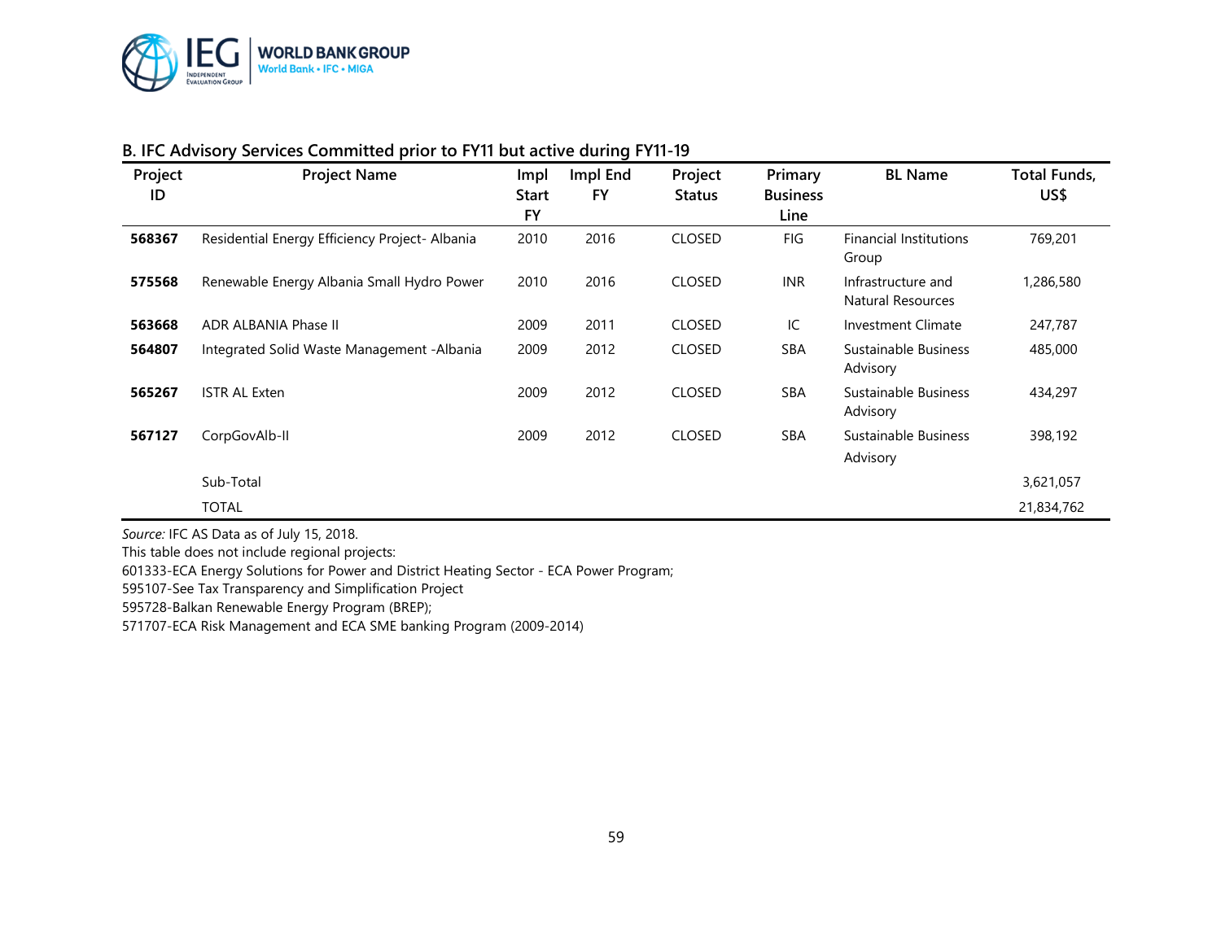### B. IFC Advisory Services Committed prior to FY11 but active during FY11-19

| Project ID | Project Name | Impl Start FY | Impl End FY | Project Status | Primary Business Line | BL Name | Total Funds, US$ |
|---|---|---|---|---|---|---|---|
| **568367** | Residential Energy Efficiency Project- Albania | 2010 | 2016 | CLOSED | FIG | Financial Institutions Group | 769,201 |
| **575568** | Renewable Energy Albania Small Hydro Power | 2010 | 2016 | CLOSED | INR | Infrastructure and Natural Resources | 1,286,580 |
| **563668** | ADR ALBANIA Phase II | 2009 | 2011 | CLOSED | IC | Investment Climate | 247,787 |
| **564807** | Integrated Solid Waste Management -Albania | 2009 | 2012 | CLOSED | SBA | Sustainable Business Advisory | 485,000 |
| **565267** | ISTR AL Exten | 2009 | 2012 | CLOSED | SBA | Sustainable Business Advisory | 434,297 |
| **567127** | CorpGovAlb-II | 2009 | 2012 | CLOSED | SBA | Sustainable Business Advisory | 398,192 |
| | Sub-Total | | | | | | 3,621,057 |
| | TOTAL | | | | | | 21,834,762 |

*Source:* IFC AS Data as of July 15, 2018.
This table does not include regional projects:
601333-ECA Energy Solutions for Power and District Heating Sector - ECA Power Program;
595107-See Tax Transparency and Simplification Project
595728-Balkan Renewable Energy Program (BREP);
571707-ECA Risk Management and ECA SME banking Program (2009-2014)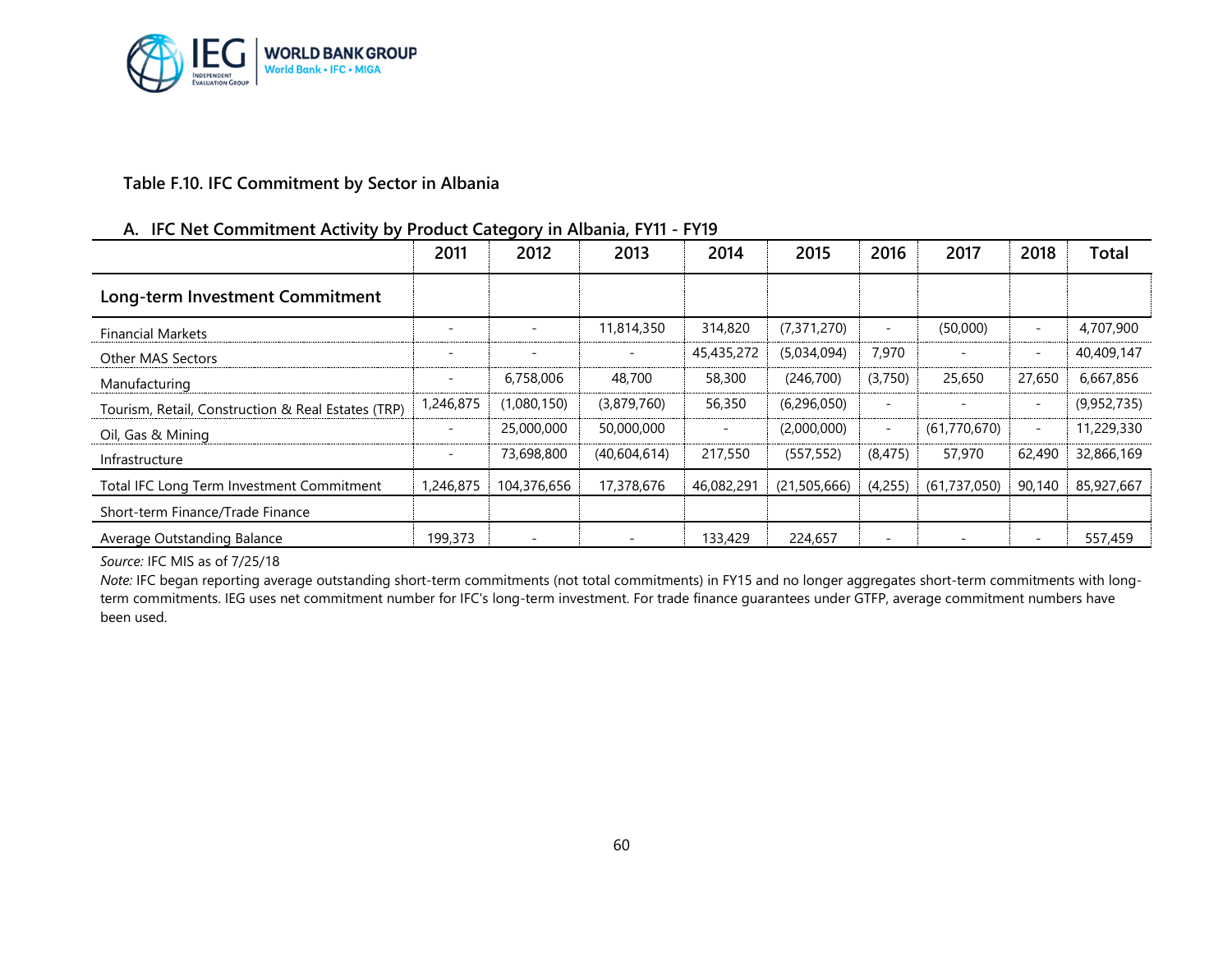### Table F.10. IFC Commitment by Sector in Albania

#### A. IFC Net Commitment Activity by Product Category in Albania, FY11 - FY19

| | 2011 | 2012 | 2013 | 2014 | 2015 | 2016 | 2017 | 2018 | Total |
|---|---|---|---|---|---|---|---|---|---|
| **Long-term Investment Commitment** | | | | | | | | | |
| Financial Markets | - | - | 11,814,350 | 314,820 | (7,371,270) | - | (50,000) | - | 4,707,900 |
| Other MAS Sectors | - | - | - | 45,435,272 | (5,034,094) | 7,970 | - | - | 40,409,147 |
| Manufacturing | - | 6,758,006 | 48,700 | 58,300 | (246,700) | (3,750) | 25,650 | 27,650 | 6,667,856 |
| Tourism, Retail, Construction & Real Estates (TRP) | 1,246,875 | (1,080,150) | (3,879,760) | 56,350 | (6,296,050) | - | - | - | (9,952,735) |
| Oil, Gas & Mining | - | 25,000,000 | 50,000,000 | - | (2,000,000) | - | (61,770,670) | - | 11,229,330 |
| Infrastructure | - | 73,698,800 | (40,604,614) | 217,550 | (557,552) | (8,475) | 57,970 | 62,490 | 32,866,169 |
| Total IFC Long Term Investment Commitment | 1,246,875 | 104,376,656 | 17,378,676 | 46,082,291 | (21,505,666) | (4,255) | (61,737,050) | 90,140 | 85,927,667 |
| Short-term Finance/Trade Finance | | | | | | | | | |
| Average Outstanding Balance | 199,373 | - | - | 133,429 | 224,657 | - | - | - | 557,459 |

*Source:* IFC MIS as of 7/25/18

*Note:* IFC began reporting average outstanding short-term commitments (not total commitments) in FY15 and no longer aggregates short-term commitments with long-term commitments. IEG uses net commitment number for IFC's long-term investment. For trade finance guarantees under GTFP, average commitment numbers have been used.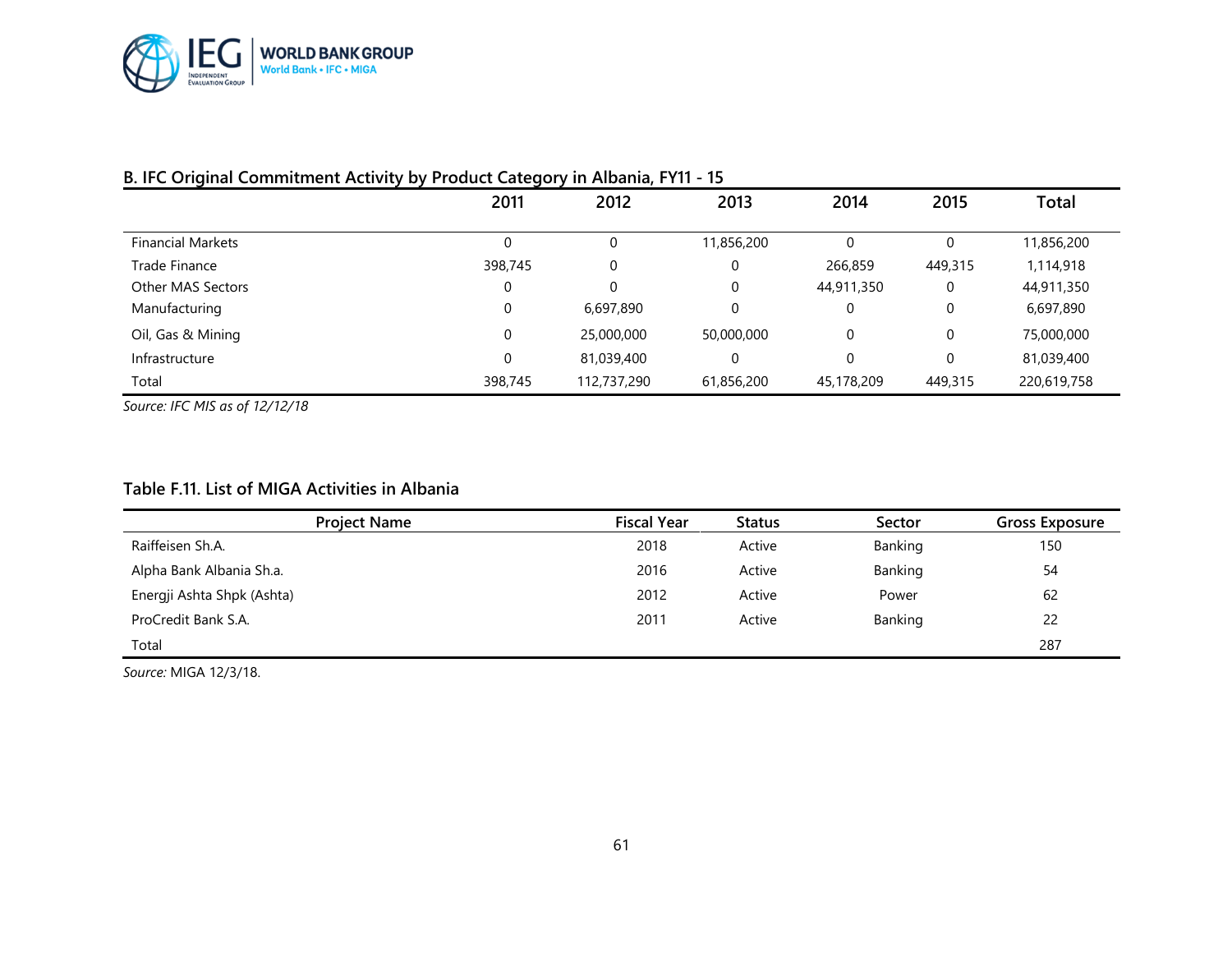**B. IFC Original Commitment Activity by Product Category in Albania, FY11 - 15**

| | 2011 | 2012 | 2013 | 2014 | 2015 | Total |
|---|---|---|---|---|---|---|
| Financial Markets | 0 | 0 | 11,856,200 | 0 | 0 | 11,856,200 |
| Trade Finance | 398,745 | 0 | 0 | 266,859 | 449,315 | 1,114,918 |
| Other MAS Sectors | 0 | 0 | 0 | 44,911,350 | 0 | 44,911,350 |
| Manufacturing | 0 | 6,697,890 | 0 | 0 | 0 | 6,697,890 |
| Oil, Gas & Mining | 0 | 25,000,000 | 50,000,000 | 0 | 0 | 75,000,000 |
| Infrastructure | 0 | 81,039,400 | 0 | 0 | 0 | 81,039,400 |
| Total | 398,745 | 112,737,290 | 61,856,200 | 45,178,209 | 449,315 | 220,619,758 |

*Source: IFC MIS as of 12/12/18*

**Table F.11. List of MIGA Activities in Albania**

| Project Name | Fiscal Year | Status | Sector | Gross Exposure |
|---|---|---|---|---|
| Raiffeisen Sh.A. | 2018 | Active | Banking | 150 |
| Alpha Bank Albania Sh.a. | 2016 | Active | Banking | 54 |
| Energji Ashta Shpk (Ashta) | 2012 | Active | Power | 62 |
| ProCredit Bank S.A. | 2011 | Active | Banking | 22 |
| Total | | | | 287 |

*Source:* MIGA 12/3/18.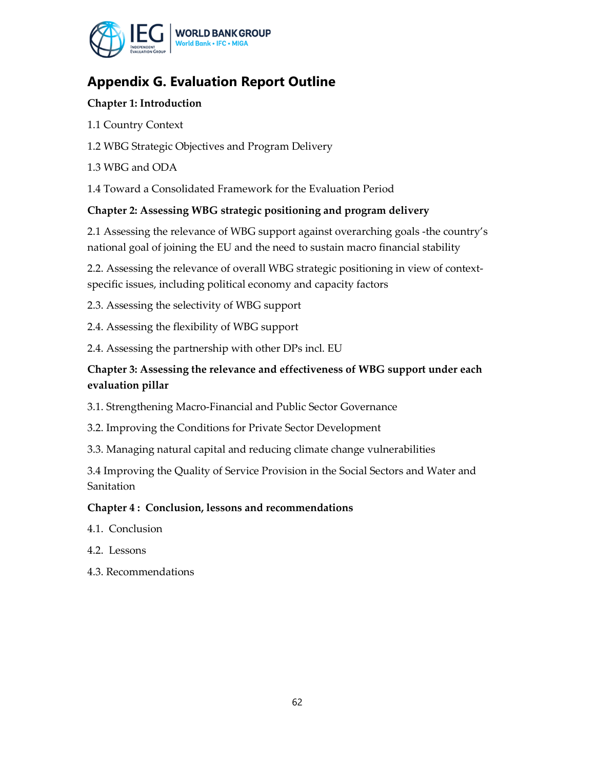# Appendix G. Evaluation Report Outline

**Chapter 1: Introduction**

1.1 Country Context

1.2 WBG Strategic Objectives and Program Delivery

1.3 WBG and ODA

1.4 Toward a Consolidated Framework for the Evaluation Period

**Chapter 2: Assessing WBG strategic positioning and program delivery**

2.1 Assessing the relevance of WBG support against overarching goals -the country's national goal of joining the EU and the need to sustain macro financial stability

2.2. Assessing the relevance of overall WBG strategic positioning in view of context-specific issues, including political economy and capacity factors

2.3. Assessing the selectivity of WBG support

2.4. Assessing the flexibility of WBG support

2.4. Assessing the partnership with other DPs incl. EU

**Chapter 3: Assessing the relevance and effectiveness of WBG support under each evaluation pillar**

3.1. Strengthening Macro-Financial and Public Sector Governance

3.2. Improving the Conditions for Private Sector Development

3.3. Managing natural capital and reducing climate change vulnerabilities

3.4 Improving the Quality of Service Provision in the Social Sectors and Water and Sanitation

**Chapter 4 : Conclusion, lessons and recommendations**

4.1. Conclusion

4.2. Lessons

4.3. Recommendations